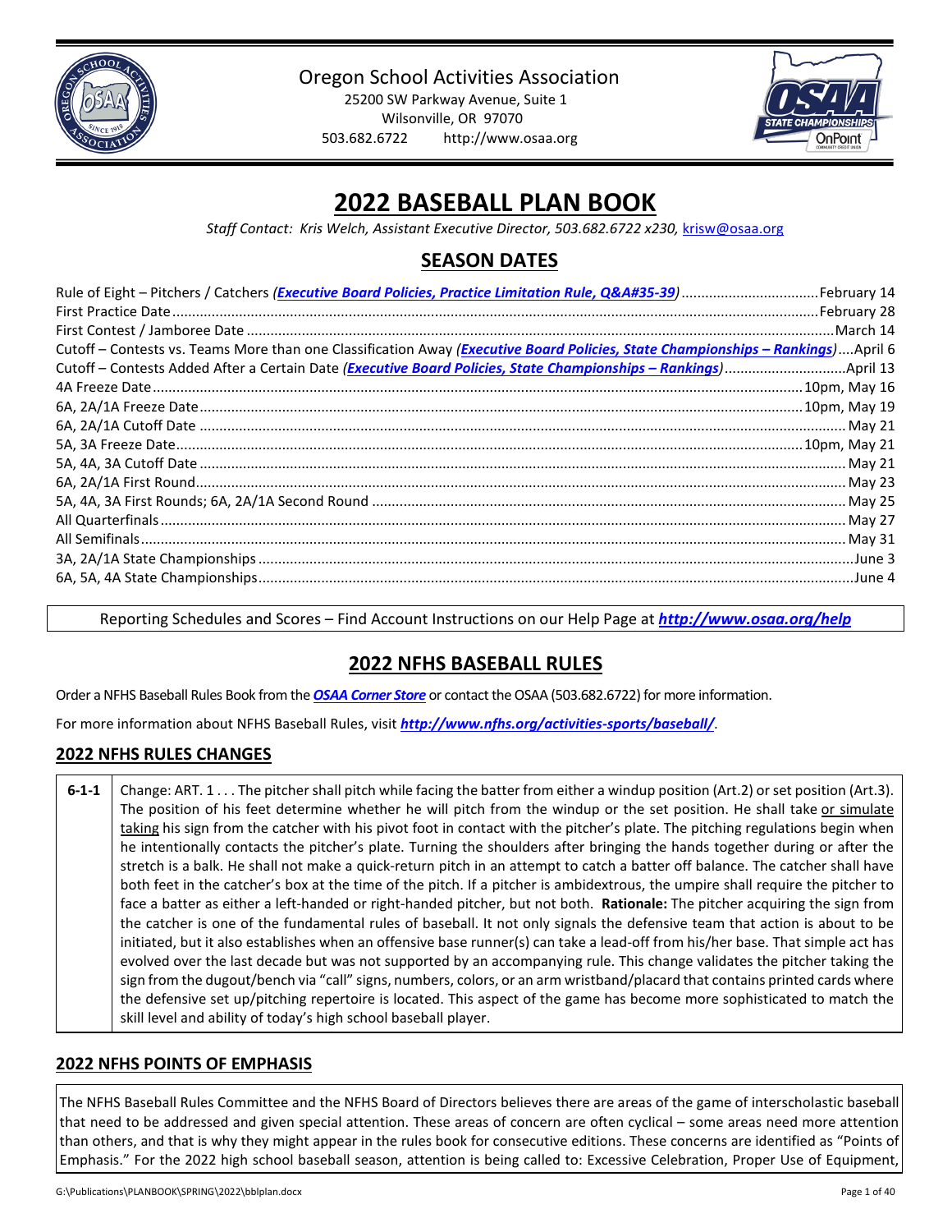Oregon School Activities Association
25200 SW Parkway Avenue, Suite 1
Wilsonville, OR 97070
503.682.6722 http://www.osaa.org

# 2022 BASEBALL PLAN BOOK

*Staff Contact: Kris Welch, Assistant Executive Director, 503.682.6722 x230, krisw@osaa.org*

## SEASON DATES

| Event | Date |
|---|---|
| Rule of Eight – Pitchers / Catchers *(**Executive Board Policies, Practice Limitation Rule, Q&A#35-39**)* | February 14 |
| First Practice Date | February 28 |
| First Contest / Jamboree Date | March 14 |
| Cutoff – Contests vs. Teams More than one Classification Away *(**Executive Board Policies, State Championships – Rankings**)* | April 6 |
| Cutoff – Contests Added After a Certain Date *(**Executive Board Policies, State Championships – Rankings**)* | April 13 |
| 4A Freeze Date | 10pm, May 16 |
| 6A, 2A/1A Freeze Date | 10pm, May 19 |
| 6A, 2A/1A Cutoff Date | May 21 |
| 5A, 3A Freeze Date | 10pm, May 21 |
| 5A, 4A, 3A Cutoff Date | May 21 |
| 6A, 2A/1A First Round | May 23 |
| 5A, 4A, 3A First Rounds; 6A, 2A/1A Second Round | May 25 |
| All Quarterfinals | May 27 |
| All Semifinals | May 31 |
| 3A, 2A/1A State Championships | June 3 |
| 6A, 5A, 4A State Championships | June 4 |

Reporting Schedules and Scores – Find Account Instructions on our Help Page at ***http://www.osaa.org/help***

## 2022 NFHS BASEBALL RULES

Order a NFHS Baseball Rules Book from the ***OSAA Corner Store*** or contact the OSAA (503.682.6722) for more information.

For more information about NFHS Baseball Rules, visit ***http://www.nfhs.org/activities-sports/baseball/***.

### 2022 NFHS RULES CHANGES

| | |
|---|---|
| **6-1-1** | Change: ART. 1 . . . The pitcher shall pitch while facing the batter from either a windup position (Art.2) or set position (Art.3). The position of his feet determine whether he will pitch from the windup or the set position. He shall take or simulate taking his sign from the catcher with his pivot foot in contact with the pitcher's plate. The pitching regulations begin when he intentionally contacts the pitcher's plate. Turning the shoulders after bringing the hands together during or after the stretch is a balk. He shall not make a quick-return pitch in an attempt to catch a batter off balance. The catcher shall have both feet in the catcher's box at the time of the pitch. If a pitcher is ambidextrous, the umpire shall require the pitcher to face a batter as either a left-handed or right-handed pitcher, but not both. **Rationale:** The pitcher acquiring the sign from the catcher is one of the fundamental rules of baseball. It not only signals the defensive team that action is about to be initiated, but it also establishes when an offensive base runner(s) can take a lead-off from his/her base. That simple act has evolved over the last decade but was not supported by an accompanying rule. This change validates the pitcher taking the sign from the dugout/bench via "call" signs, numbers, colors, or an arm wristband/placard that contains printed cards where the defensive set up/pitching repertoire is located. This aspect of the game has become more sophisticated to match the skill level and ability of today's high school baseball player. |

### 2022 NFHS POINTS OF EMPHASIS

The NFHS Baseball Rules Committee and the NFHS Board of Directors believes there are areas of the game of interscholastic baseball that need to be addressed and given special attention. These areas of concern are often cyclical – some areas need more attention than others, and that is why they might appear in the rules book for consecutive editions. These concerns are identified as "Points of Emphasis." For the 2022 high school baseball season, attention is being called to: Excessive Celebration, Proper Use of Equipment,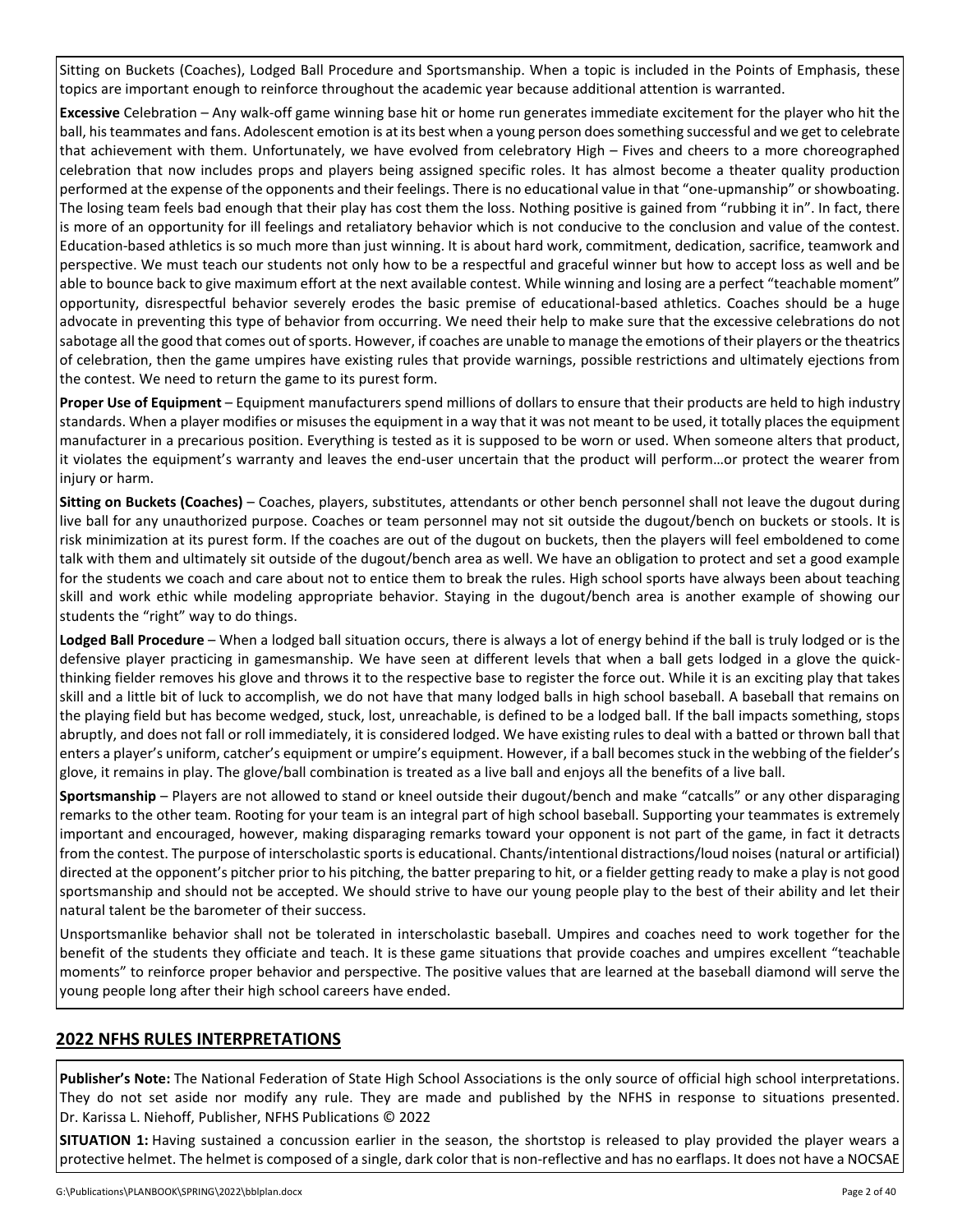Sitting on Buckets (Coaches), Lodged Ball Procedure and Sportsmanship. When a topic is included in the Points of Emphasis, these topics are important enough to reinforce throughout the academic year because additional attention is warranted.

**Excessive** Celebration – Any walk-off game winning base hit or home run generates immediate excitement for the player who hit the ball, his teammates and fans. Adolescent emotion is at its best when a young person does something successful and we get to celebrate that achievement with them. Unfortunately, we have evolved from celebratory High – Fives and cheers to a more choreographed celebration that now includes props and players being assigned specific roles. It has almost become a theater quality production performed at the expense of the opponents and their feelings. There is no educational value in that "one-upmanship" or showboating. The losing team feels bad enough that their play has cost them the loss. Nothing positive is gained from "rubbing it in". In fact, there is more of an opportunity for ill feelings and retaliatory behavior which is not conducive to the conclusion and value of the contest. Education-based athletics is so much more than just winning. It is about hard work, commitment, dedication, sacrifice, teamwork and perspective. We must teach our students not only how to be a respectful and graceful winner but how to accept loss as well and be able to bounce back to give maximum effort at the next available contest. While winning and losing are a perfect "teachable moment" opportunity, disrespectful behavior severely erodes the basic premise of educational-based athletics. Coaches should be a huge advocate in preventing this type of behavior from occurring. We need their help to make sure that the excessive celebrations do not sabotage all the good that comes out of sports. However, if coaches are unable to manage the emotions of their players or the theatrics of celebration, then the game umpires have existing rules that provide warnings, possible restrictions and ultimately ejections from the contest. We need to return the game to its purest form.

**Proper Use of Equipment** – Equipment manufacturers spend millions of dollars to ensure that their products are held to high industry standards. When a player modifies or misuses the equipment in a way that it was not meant to be used, it totally places the equipment manufacturer in a precarious position. Everything is tested as it is supposed to be worn or used. When someone alters that product, it violates the equipment's warranty and leaves the end-user uncertain that the product will perform…or protect the wearer from injury or harm.

**Sitting on Buckets (Coaches)** – Coaches, players, substitutes, attendants or other bench personnel shall not leave the dugout during live ball for any unauthorized purpose. Coaches or team personnel may not sit outside the dugout/bench on buckets or stools. It is risk minimization at its purest form. If the coaches are out of the dugout on buckets, then the players will feel emboldened to come talk with them and ultimately sit outside of the dugout/bench area as well. We have an obligation to protect and set a good example for the students we coach and care about not to entice them to break the rules. High school sports have always been about teaching skill and work ethic while modeling appropriate behavior. Staying in the dugout/bench area is another example of showing our students the "right" way to do things.

**Lodged Ball Procedure** – When a lodged ball situation occurs, there is always a lot of energy behind if the ball is truly lodged or is the defensive player practicing in gamesmanship. We have seen at different levels that when a ball gets lodged in a glove the quick-thinking fielder removes his glove and throws it to the respective base to register the force out. While it is an exciting play that takes skill and a little bit of luck to accomplish, we do not have that many lodged balls in high school baseball. A baseball that remains on the playing field but has become wedged, stuck, lost, unreachable, is defined to be a lodged ball. If the ball impacts something, stops abruptly, and does not fall or roll immediately, it is considered lodged. We have existing rules to deal with a batted or thrown ball that enters a player's uniform, catcher's equipment or umpire's equipment. However, if a ball becomes stuck in the webbing of the fielder's glove, it remains in play. The glove/ball combination is treated as a live ball and enjoys all the benefits of a live ball.

**Sportsmanship** – Players are not allowed to stand or kneel outside their dugout/bench and make "catcalls" or any other disparaging remarks to the other team. Rooting for your team is an integral part of high school baseball. Supporting your teammates is extremely important and encouraged, however, making disparaging remarks toward your opponent is not part of the game, in fact it detracts from the contest. The purpose of interscholastic sports is educational. Chants/intentional distractions/loud noises (natural or artificial) directed at the opponent's pitcher prior to his pitching, the batter preparing to hit, or a fielder getting ready to make a play is not good sportsmanship and should not be accepted. We should strive to have our young people play to the best of their ability and let their natural talent be the barometer of their success.

Unsportsmanlike behavior shall not be tolerated in interscholastic baseball. Umpires and coaches need to work together for the benefit of the students they officiate and teach. It is these game situations that provide coaches and umpires excellent "teachable moments" to reinforce proper behavior and perspective. The positive values that are learned at the baseball diamond will serve the young people long after their high school careers have ended.

## 2022 NFHS RULES INTERPRETATIONS

**Publisher's Note:** The National Federation of State High School Associations is the only source of official high school interpretations. They do not set aside nor modify any rule. They are made and published by the NFHS in response to situations presented. Dr. Karissa L. Niehoff, Publisher, NFHS Publications © 2022

**SITUATION 1:** Having sustained a concussion earlier in the season, the shortstop is released to play provided the player wears a protective helmet. The helmet is composed of a single, dark color that is non-reflective and has no earflaps. It does not have a NOCSAE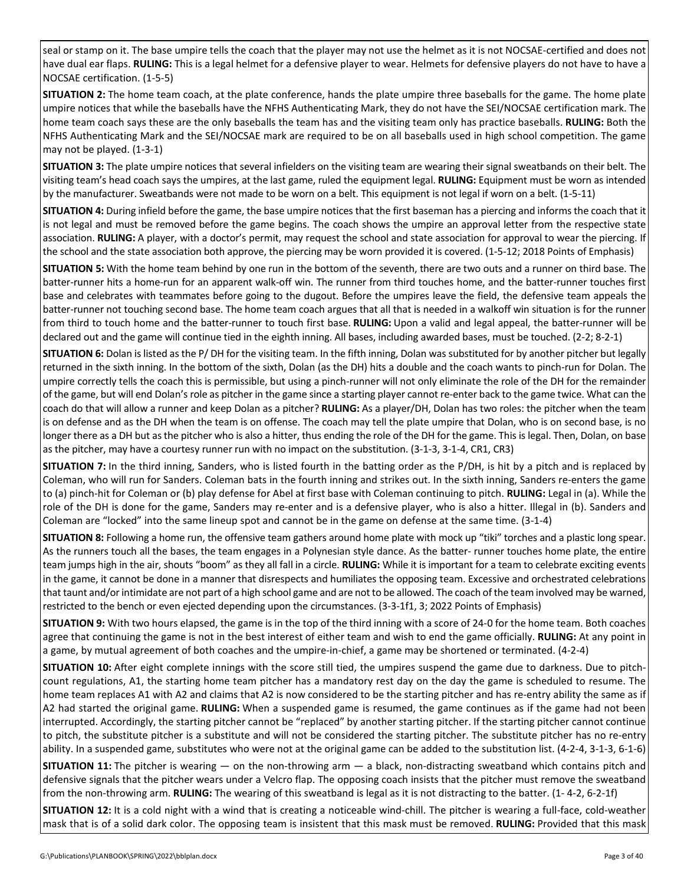seal or stamp on it. The base umpire tells the coach that the player may not use the helmet as it is not NOCSAE-certified and does not have dual ear flaps. **RULING:** This is a legal helmet for a defensive player to wear. Helmets for defensive players do not have to have a NOCSAE certification. (1-5-5)

**SITUATION 2:** The home team coach, at the plate conference, hands the plate umpire three baseballs for the game. The home plate umpire notices that while the baseballs have the NFHS Authenticating Mark, they do not have the SEI/NOCSAE certification mark. The home team coach says these are the only baseballs the team has and the visiting team only has practice baseballs. **RULING:** Both the NFHS Authenticating Mark and the SEI/NOCSAE mark are required to be on all baseballs used in high school competition. The game may not be played. (1-3-1)

**SITUATION 3:** The plate umpire notices that several infielders on the visiting team are wearing their signal sweatbands on their belt. The visiting team's head coach says the umpires, at the last game, ruled the equipment legal. **RULING:** Equipment must be worn as intended by the manufacturer. Sweatbands were not made to be worn on a belt. This equipment is not legal if worn on a belt. (1-5-11)

**SITUATION 4:** During infield before the game, the base umpire notices that the first baseman has a piercing and informs the coach that it is not legal and must be removed before the game begins. The coach shows the umpire an approval letter from the respective state association. **RULING:** A player, with a doctor's permit, may request the school and state association for approval to wear the piercing. If the school and the state association both approve, the piercing may be worn provided it is covered. (1-5-12; 2018 Points of Emphasis)

**SITUATION 5:** With the home team behind by one run in the bottom of the seventh, there are two outs and a runner on third base. The batter-runner hits a home-run for an apparent walk-off win. The runner from third touches home, and the batter-runner touches first base and celebrates with teammates before going to the dugout. Before the umpires leave the field, the defensive team appeals the batter-runner not touching second base. The home team coach argues that all that is needed in a walkoff win situation is for the runner from third to touch home and the batter-runner to touch first base. **RULING:** Upon a valid and legal appeal, the batter-runner will be declared out and the game will continue tied in the eighth inning. All bases, including awarded bases, must be touched. (2-2; 8-2-1)

**SITUATION 6:** Dolan is listed as the P/ DH for the visiting team. In the fifth inning, Dolan was substituted for by another pitcher but legally returned in the sixth inning. In the bottom of the sixth, Dolan (as the DH) hits a double and the coach wants to pinch-run for Dolan. The umpire correctly tells the coach this is permissible, but using a pinch-runner will not only eliminate the role of the DH for the remainder of the game, but will end Dolan's role as pitcher in the game since a starting player cannot re-enter back to the game twice. What can the coach do that will allow a runner and keep Dolan as a pitcher? **RULING:** As a player/DH, Dolan has two roles: the pitcher when the team is on defense and as the DH when the team is on offense. The coach may tell the plate umpire that Dolan, who is on second base, is no longer there as a DH but as the pitcher who is also a hitter, thus ending the role of the DH for the game. This is legal. Then, Dolan, on base as the pitcher, may have a courtesy runner run with no impact on the substitution. (3-1-3, 3-1-4, CR1, CR3)

**SITUATION 7:** In the third inning, Sanders, who is listed fourth in the batting order as the P/DH, is hit by a pitch and is replaced by Coleman, who will run for Sanders. Coleman bats in the fourth inning and strikes out. In the sixth inning, Sanders re-enters the game to (a) pinch-hit for Coleman or (b) play defense for Abel at first base with Coleman continuing to pitch. **RULING:** Legal in (a). While the role of the DH is done for the game, Sanders may re-enter and is a defensive player, who is also a hitter. Illegal in (b). Sanders and Coleman are "locked" into the same lineup spot and cannot be in the game on defense at the same time. (3-1-4)

**SITUATION 8:** Following a home run, the offensive team gathers around home plate with mock up "tiki" torches and a plastic long spear. As the runners touch all the bases, the team engages in a Polynesian style dance. As the batter- runner touches home plate, the entire team jumps high in the air, shouts "boom" as they all fall in a circle. **RULING:** While it is important for a team to celebrate exciting events in the game, it cannot be done in a manner that disrespects and humiliates the opposing team. Excessive and orchestrated celebrations that taunt and/or intimidate are not part of a high school game and are not to be allowed. The coach of the team involved may be warned, restricted to the bench or even ejected depending upon the circumstances. (3-3-1f1, 3; 2022 Points of Emphasis)

**SITUATION 9:** With two hours elapsed, the game is in the top of the third inning with a score of 24-0 for the home team. Both coaches agree that continuing the game is not in the best interest of either team and wish to end the game officially. **RULING:** At any point in a game, by mutual agreement of both coaches and the umpire-in-chief, a game may be shortened or terminated. (4-2-4)

**SITUATION 10:** After eight complete innings with the score still tied, the umpires suspend the game due to darkness. Due to pitch-count regulations, A1, the starting home team pitcher has a mandatory rest day on the day the game is scheduled to resume. The home team replaces A1 with A2 and claims that A2 is now considered to be the starting pitcher and has re-entry ability the same as if A2 had started the original game. **RULING:** When a suspended game is resumed, the game continues as if the game had not been interrupted. Accordingly, the starting pitcher cannot be "replaced" by another starting pitcher. If the starting pitcher cannot continue to pitch, the substitute pitcher is a substitute and will not be considered the starting pitcher. The substitute pitcher has no re-entry ability. In a suspended game, substitutes who were not at the original game can be added to the substitution list. (4-2-4, 3-1-3, 6-1-6)

**SITUATION 11:** The pitcher is wearing — on the non-throwing arm — a black, non-distracting sweatband which contains pitch and defensive signals that the pitcher wears under a Velcro flap. The opposing coach insists that the pitcher must remove the sweatband from the non-throwing arm. **RULING:** The wearing of this sweatband is legal as it is not distracting to the batter. (1- 4-2, 6-2-1f)

**SITUATION 12:** It is a cold night with a wind that is creating a noticeable wind-chill. The pitcher is wearing a full-face, cold-weather mask that is of a solid dark color. The opposing team is insistent that this mask must be removed. **RULING:** Provided that this mask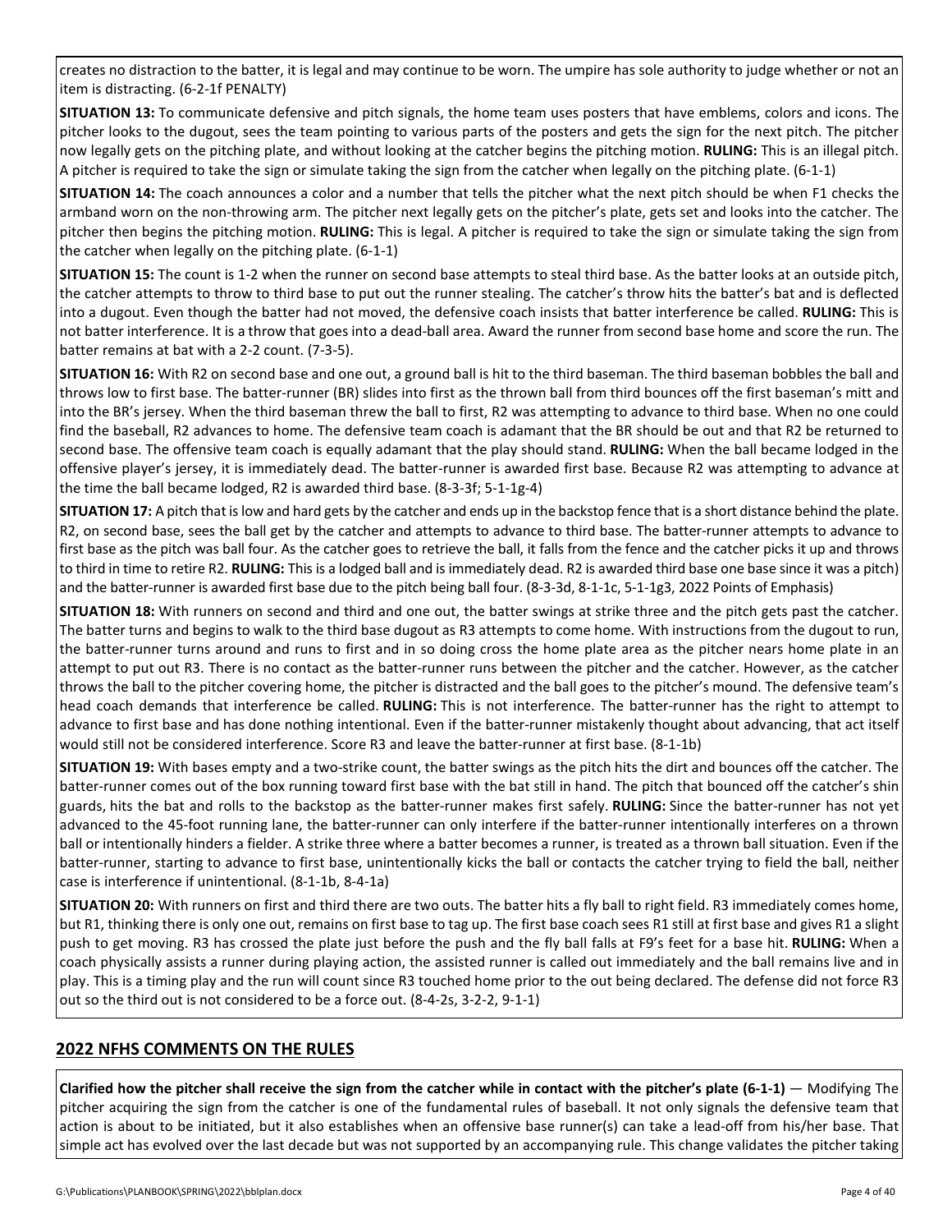creates no distraction to the batter, it is legal and may continue to be worn. The umpire has sole authority to judge whether or not an item is distracting. (6-2-1f PENALTY)

**SITUATION 13:** To communicate defensive and pitch signals, the home team uses posters that have emblems, colors and icons. The pitcher looks to the dugout, sees the team pointing to various parts of the posters and gets the sign for the next pitch. The pitcher now legally gets on the pitching plate, and without looking at the catcher begins the pitching motion. **RULING:** This is an illegal pitch. A pitcher is required to take the sign or simulate taking the sign from the catcher when legally on the pitching plate. (6-1-1)

**SITUATION 14:** The coach announces a color and a number that tells the pitcher what the next pitch should be when F1 checks the armband worn on the non-throwing arm. The pitcher next legally gets on the pitcher's plate, gets set and looks into the catcher. The pitcher then begins the pitching motion. **RULING:** This is legal. A pitcher is required to take the sign or simulate taking the sign from the catcher when legally on the pitching plate. (6-1-1)

**SITUATION 15:** The count is 1-2 when the runner on second base attempts to steal third base. As the batter looks at an outside pitch, the catcher attempts to throw to third base to put out the runner stealing. The catcher's throw hits the batter's bat and is deflected into a dugout. Even though the batter had not moved, the defensive coach insists that batter interference be called. **RULING:** This is not batter interference. It is a throw that goes into a dead-ball area. Award the runner from second base home and score the run. The batter remains at bat with a 2-2 count. (7-3-5).

**SITUATION 16:** With R2 on second base and one out, a ground ball is hit to the third baseman. The third baseman bobbles the ball and throws low to first base. The batter-runner (BR) slides into first as the thrown ball from third bounces off the first baseman's mitt and into the BR's jersey. When the third baseman threw the ball to first, R2 was attempting to advance to third base. When no one could find the baseball, R2 advances to home. The defensive team coach is adamant that the BR should be out and that R2 be returned to second base. The offensive team coach is equally adamant that the play should stand. **RULING:** When the ball became lodged in the offensive player's jersey, it is immediately dead. The batter-runner is awarded first base. Because R2 was attempting to advance at the time the ball became lodged, R2 is awarded third base. (8-3-3f; 5-1-1g-4)

**SITUATION 17:** A pitch that is low and hard gets by the catcher and ends up in the backstop fence that is a short distance behind the plate. R2, on second base, sees the ball get by the catcher and attempts to advance to third base. The batter-runner attempts to advance to first base as the pitch was ball four. As the catcher goes to retrieve the ball, it falls from the fence and the catcher picks it up and throws to third in time to retire R2. **RULING:** This is a lodged ball and is immediately dead. R2 is awarded third base one base since it was a pitch) and the batter-runner is awarded first base due to the pitch being ball four. (8-3-3d, 8-1-1c, 5-1-1g3, 2022 Points of Emphasis)

**SITUATION 18:** With runners on second and third and one out, the batter swings at strike three and the pitch gets past the catcher. The batter turns and begins to walk to the third base dugout as R3 attempts to come home. With instructions from the dugout to run, the batter-runner turns around and runs to first and in so doing cross the home plate area as the pitcher nears home plate in an attempt to put out R3. There is no contact as the batter-runner runs between the pitcher and the catcher. However, as the catcher throws the ball to the pitcher covering home, the pitcher is distracted and the ball goes to the pitcher's mound. The defensive team's head coach demands that interference be called. **RULING:** This is not interference. The batter-runner has the right to attempt to advance to first base and has done nothing intentional. Even if the batter-runner mistakenly thought about advancing, that act itself would still not be considered interference. Score R3 and leave the batter-runner at first base. (8-1-1b)

**SITUATION 19:** With bases empty and a two-strike count, the batter swings as the pitch hits the dirt and bounces off the catcher. The batter-runner comes out of the box running toward first base with the bat still in hand. The pitch that bounced off the catcher's shin guards, hits the bat and rolls to the backstop as the batter-runner makes first safely. **RULING:** Since the batter-runner has not yet advanced to the 45-foot running lane, the batter-runner can only interfere if the batter-runner intentionally interferes on a thrown ball or intentionally hinders a fielder. A strike three where a batter becomes a runner, is treated as a thrown ball situation. Even if the batter-runner, starting to advance to first base, unintentionally kicks the ball or contacts the catcher trying to field the ball, neither case is interference if unintentional. (8-1-1b, 8-4-1a)

**SITUATION 20:** With runners on first and third there are two outs. The batter hits a fly ball to right field. R3 immediately comes home, but R1, thinking there is only one out, remains on first base to tag up. The first base coach sees R1 still at first base and gives R1 a slight push to get moving. R3 has crossed the plate just before the push and the fly ball falls at F9's feet for a base hit. **RULING:** When a coach physically assists a runner during playing action, the assisted runner is called out immediately and the ball remains live and in play. This is a timing play and the run will count since R3 touched home prior to the out being declared. The defense did not force R3 out so the third out is not considered to be a force out. (8-4-2s, 3-2-2, 9-1-1)

## 2022 NFHS COMMENTS ON THE RULES

**Clarified how the pitcher shall receive the sign from the catcher while in contact with the pitcher's plate (6-1-1)** — Modifying The pitcher acquiring the sign from the catcher is one of the fundamental rules of baseball. It not only signals the defensive team that action is about to be initiated, but it also establishes when an offensive base runner(s) can take a lead-off from his/her base. That simple act has evolved over the last decade but was not supported by an accompanying rule. This change validates the pitcher taking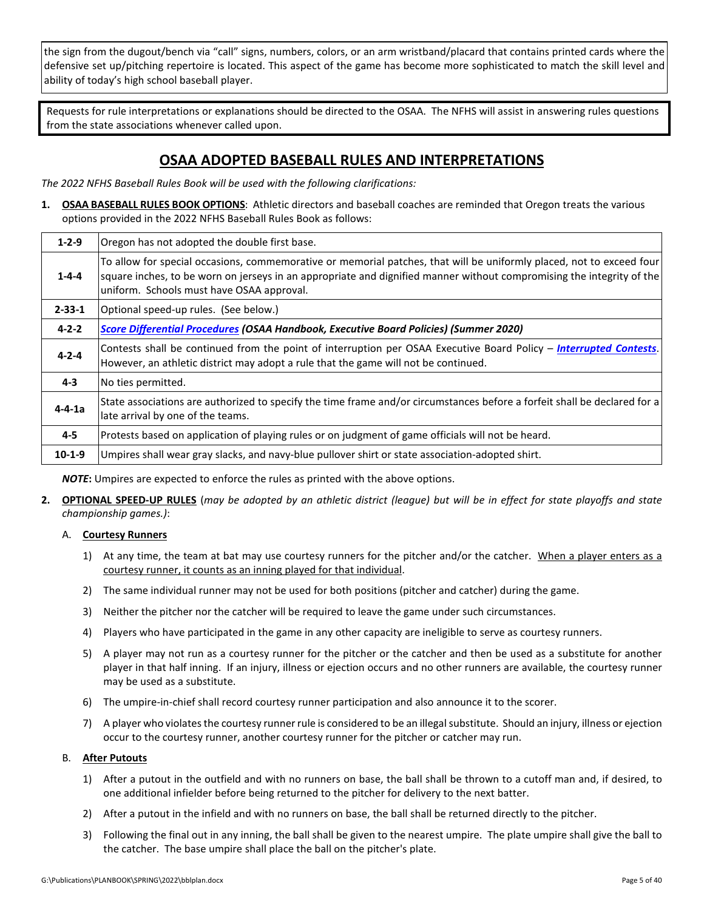the sign from the dugout/bench via "call" signs, numbers, colors, or an arm wristband/placard that contains printed cards where the defensive set up/pitching repertoire is located. This aspect of the game has become more sophisticated to match the skill level and ability of today's high school baseball player.

Requests for rule interpretations or explanations should be directed to the OSAA. The NFHS will assist in answering rules questions from the state associations whenever called upon.

## OSAA ADOPTED BASEBALL RULES AND INTERPRETATIONS

*The 2022 NFHS Baseball Rules Book will be used with the following clarifications:*

1. **OSAA BASEBALL RULES BOOK OPTIONS**: Athletic directors and baseball coaches are reminded that Oregon treats the various options provided in the 2022 NFHS Baseball Rules Book as follows:

| Rule | Option |
|---|---|
| **1-2-9** | Oregon has not adopted the double first base. |
| **1-4-4** | To allow for special occasions, commemorative or memorial patches, that will be uniformly placed, not to exceed four square inches, to be worn on jerseys in an appropriate and dignified manner without compromising the integrity of the uniform. Schools must have OSAA approval. |
| **2-33-1** | Optional speed-up rules. (See below.) |
| **4-2-2** | ***Score Differential Procedures* (OSAA Handbook, Executive Board Policies) (Summer 2020)** |
| **4-2-4** | Contests shall be continued from the point of interruption per OSAA Executive Board Policy – ***Interrupted Contests***. However, an athletic district may adopt a rule that the game will not be continued. |
| **4-3** | No ties permitted. |
| **4-4-1a** | State associations are authorized to specify the time frame and/or circumstances before a forfeit shall be declared for a late arrival by one of the teams. |
| **4-5** | Protests based on application of playing rules or on judgment of game officials will not be heard. |
| **10-1-9** | Umpires shall wear gray slacks, and navy-blue pullover shirt or state association-adopted shirt. |

***NOTE*:** Umpires are expected to enforce the rules as printed with the above options.

2. **OPTIONAL SPEED-UP RULES** (*may be adopted by an athletic district (league) but will be in effect for state playoffs and state championship games.)*:

   A. **Courtesy Runners**

   1) At any time, the team at bat may use courtesy runners for the pitcher and/or the catcher. When a player enters as a courtesy runner, it counts as an inning played for that individual.
   2) The same individual runner may not be used for both positions (pitcher and catcher) during the game.
   3) Neither the pitcher nor the catcher will be required to leave the game under such circumstances.
   4) Players who have participated in the game in any other capacity are ineligible to serve as courtesy runners.
   5) A player may not run as a courtesy runner for the pitcher or the catcher and then be used as a substitute for another player in that half inning. If an injury, illness or ejection occurs and no other runners are available, the courtesy runner may be used as a substitute.
   6) The umpire-in-chief shall record courtesy runner participation and also announce it to the scorer.
   7) A player who violates the courtesy runner rule is considered to be an illegal substitute. Should an injury, illness or ejection occur to the courtesy runner, another courtesy runner for the pitcher or catcher may run.

   B. **After Putouts**

   1) After a putout in the outfield and with no runners on base, the ball shall be thrown to a cutoff man and, if desired, to one additional infielder before being returned to the pitcher for delivery to the next batter.
   2) After a putout in the infield and with no runners on base, the ball shall be returned directly to the pitcher.
   3) Following the final out in any inning, the ball shall be given to the nearest umpire. The plate umpire shall give the ball to the catcher. The base umpire shall place the ball on the pitcher's plate.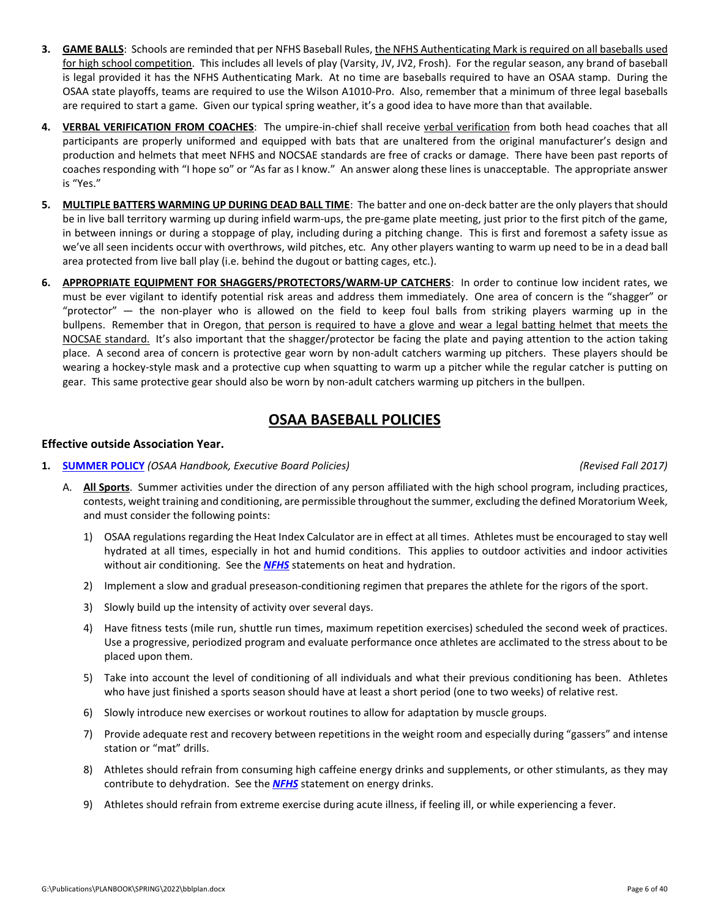3. **GAME BALLS**: Schools are reminded that per NFHS Baseball Rules, the NFHS Authenticating Mark is required on all baseballs used for high school competition. This includes all levels of play (Varsity, JV, JV2, Frosh). For the regular season, any brand of baseball is legal provided it has the NFHS Authenticating Mark. At no time are baseballs required to have an OSAA stamp. During the OSAA state playoffs, teams are required to use the Wilson A1010-Pro. Also, remember that a minimum of three legal baseballs are required to start a game. Given our typical spring weather, it's a good idea to have more than that available.

4. **VERBAL VERIFICATION FROM COACHES**: The umpire-in-chief shall receive verbal verification from both head coaches that all participants are properly uniformed and equipped with bats that are unaltered from the original manufacturer's design and production and helmets that meet NFHS and NOCSAE standards are free of cracks or damage. There have been past reports of coaches responding with "I hope so" or "As far as I know." An answer along these lines is unacceptable. The appropriate answer is "Yes."

5. **MULTIPLE BATTERS WARMING UP DURING DEAD BALL TIME**: The batter and one on-deck batter are the only players that should be in live ball territory warming up during infield warm-ups, the pre-game plate meeting, just prior to the first pitch of the game, in between innings or during a stoppage of play, including during a pitching change. This is first and foremost a safety issue as we've all seen incidents occur with overthrows, wild pitches, etc. Any other players wanting to warm up need to be in a dead ball area protected from live ball play (i.e. behind the dugout or batting cages, etc.).

6. **APPROPRIATE EQUIPMENT FOR SHAGGERS/PROTECTORS/WARM-UP CATCHERS**: In order to continue low incident rates, we must be ever vigilant to identify potential risk areas and address them immediately. One area of concern is the "shagger" or "protector" — the non-player who is allowed on the field to keep foul balls from striking players warming up in the bullpens. Remember that in Oregon, that person is required to have a glove and wear a legal batting helmet that meets the NOCSAE standard. It's also important that the shagger/protector be facing the plate and paying attention to the action taking place. A second area of concern is protective gear worn by non-adult catchers warming up pitchers. These players should be wearing a hockey-style mask and a protective cup when squatting to warm up a pitcher while the regular catcher is putting on gear. This same protective gear should also be worn by non-adult catchers warming up pitchers in the bullpen.

# OSAA BASEBALL POLICIES

### Effective outside Association Year.

1. **SUMMER POLICY** *(OSAA Handbook, Executive Board Policies)* *(Revised Fall 2017)*

   A. **All Sports**. Summer activities under the direction of any person affiliated with the high school program, including practices, contests, weight training and conditioning, are permissible throughout the summer, excluding the defined Moratorium Week, and must consider the following points:

      1) OSAA regulations regarding the Heat Index Calculator are in effect at all times. Athletes must be encouraged to stay well hydrated at all times, especially in hot and humid conditions. This applies to outdoor activities and indoor activities without air conditioning. See the ***NFHS*** statements on heat and hydration.

      2) Implement a slow and gradual preseason-conditioning regimen that prepares the athlete for the rigors of the sport.

      3) Slowly build up the intensity of activity over several days.

      4) Have fitness tests (mile run, shuttle run times, maximum repetition exercises) scheduled the second week of practices. Use a progressive, periodized program and evaluate performance once athletes are acclimated to the stress about to be placed upon them.

      5) Take into account the level of conditioning of all individuals and what their previous conditioning has been. Athletes who have just finished a sports season should have at least a short period (one to two weeks) of relative rest.

      6) Slowly introduce new exercises or workout routines to allow for adaptation by muscle groups.

      7) Provide adequate rest and recovery between repetitions in the weight room and especially during "gassers" and intense station or "mat" drills.

      8) Athletes should refrain from consuming high caffeine energy drinks and supplements, or other stimulants, as they may contribute to dehydration. See the ***NFHS*** statement on energy drinks.

      9) Athletes should refrain from extreme exercise during acute illness, if feeling ill, or while experiencing a fever.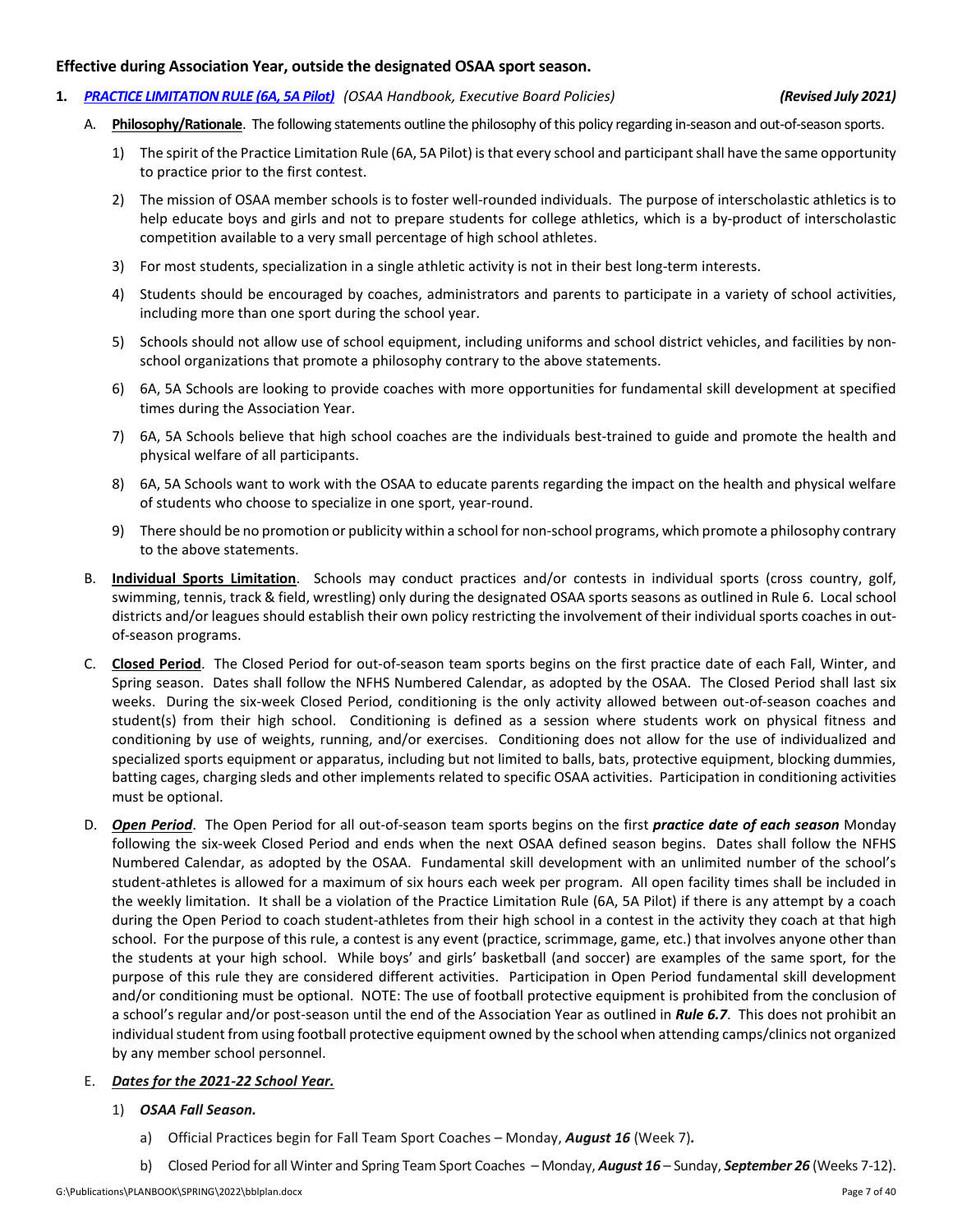**Effective during Association Year, outside the designated OSAA sport season.**

1. ***PRACTICE LIMITATION RULE (6A, 5A Pilot)*** *(OSAA Handbook, Executive Board Policies)* ***(Revised July 2021)***

   A. **Philosophy/Rationale**. The following statements outline the philosophy of this policy regarding in-season and out-of-season sports.

      1) The spirit of the Practice Limitation Rule (6A, 5A Pilot) is that every school and participant shall have the same opportunity to practice prior to the first contest.

      2) The mission of OSAA member schools is to foster well-rounded individuals. The purpose of interscholastic athletics is to help educate boys and girls and not to prepare students for college athletics, which is a by-product of interscholastic competition available to a very small percentage of high school athletes.

      3) For most students, specialization in a single athletic activity is not in their best long-term interests.

      4) Students should be encouraged by coaches, administrators and parents to participate in a variety of school activities, including more than one sport during the school year.

      5) Schools should not allow use of school equipment, including uniforms and school district vehicles, and facilities by non-school organizations that promote a philosophy contrary to the above statements.

      6) 6A, 5A Schools are looking to provide coaches with more opportunities for fundamental skill development at specified times during the Association Year.

      7) 6A, 5A Schools believe that high school coaches are the individuals best-trained to guide and promote the health and physical welfare of all participants.

      8) 6A, 5A Schools want to work with the OSAA to educate parents regarding the impact on the health and physical welfare of students who choose to specialize in one sport, year-round.

      9) There should be no promotion or publicity within a school for non-school programs, which promote a philosophy contrary to the above statements.

   B. **Individual Sports Limitation**. Schools may conduct practices and/or contests in individual sports (cross country, golf, swimming, tennis, track & field, wrestling) only during the designated OSAA sports seasons as outlined in Rule 6. Local school districts and/or leagues should establish their own policy restricting the involvement of their individual sports coaches in out-of-season programs.

   C. **Closed Period**. The Closed Period for out-of-season team sports begins on the first practice date of each Fall, Winter, and Spring season. Dates shall follow the NFHS Numbered Calendar, as adopted by the OSAA. The Closed Period shall last six weeks. During the six-week Closed Period, conditioning is the only activity allowed between out-of-season coaches and student(s) from their high school. Conditioning is defined as a session where students work on physical fitness and conditioning by use of weights, running, and/or exercises. Conditioning does not allow for the use of individualized and specialized sports equipment or apparatus, including but not limited to balls, bats, protective equipment, blocking dummies, batting cages, charging sleds and other implements related to specific OSAA activities. Participation in conditioning activities must be optional.

   D. ***Open Period***. The Open Period for all out-of-season team sports begins on the first ***practice date of each season*** Monday following the six-week Closed Period and ends when the next OSAA defined season begins. Dates shall follow the NFHS Numbered Calendar, as adopted by the OSAA. Fundamental skill development with an unlimited number of the school's student-athletes is allowed for a maximum of six hours each week per program. All open facility times shall be included in the weekly limitation. It shall be a violation of the Practice Limitation Rule (6A, 5A Pilot) if there is any attempt by a coach during the Open Period to coach student-athletes from their high school in a contest in the activity they coach at that high school. For the purpose of this rule, a contest is any event (practice, scrimmage, game, etc.) that involves anyone other than the students at your high school. While boys' and girls' basketball (and soccer) are examples of the same sport, for the purpose of this rule they are considered different activities. Participation in Open Period fundamental skill development and/or conditioning must be optional. NOTE: The use of football protective equipment is prohibited from the conclusion of a school's regular and/or post-season until the end of the Association Year as outlined in ***Rule 6.7***. This does not prohibit an individual student from using football protective equipment owned by the school when attending camps/clinics not organized by any member school personnel.

   E. ***Dates for the 2021-22 School Year.***

      1) ***OSAA Fall Season.***

         a) Official Practices begin for Fall Team Sport Coaches – Monday, ***August 16*** (Week 7)***.***

         b) Closed Period for all Winter and Spring Team Sport Coaches – Monday, ***August 16*** – Sunday, ***September 26*** (Weeks 7-12).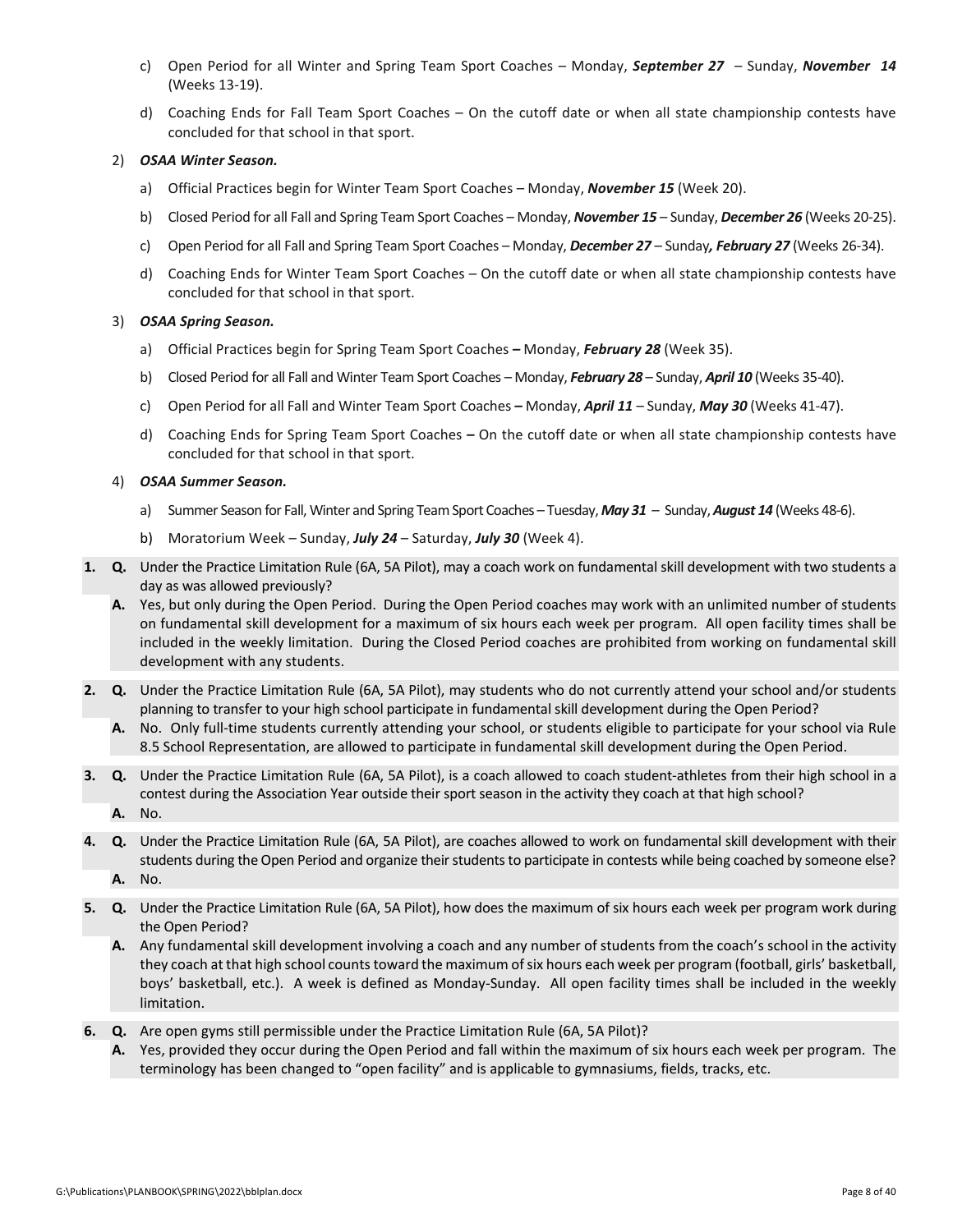c) Open Period for all Winter and Spring Team Sport Coaches – Monday, ***September 27*** – Sunday, ***November 14*** (Weeks 13-19).

d) Coaching Ends for Fall Team Sport Coaches – On the cutoff date or when all state championship contests have concluded for that school in that sport.

2) ***OSAA Winter Season.***

a) Official Practices begin for Winter Team Sport Coaches – Monday, ***November 15*** (Week 20).

b) Closed Period for all Fall and Spring Team Sport Coaches – Monday, ***November 15*** – Sunday, ***December 26*** (Weeks 20-25).

c) Open Period for all Fall and Spring Team Sport Coaches – Monday, ***December 27*** – Sunday***, February 27*** (Weeks 26-34).

d) Coaching Ends for Winter Team Sport Coaches – On the cutoff date or when all state championship contests have concluded for that school in that sport.

3) ***OSAA Spring Season.***

a) Official Practices begin for Spring Team Sport Coaches **–** Monday, ***February 28*** (Week 35).

b) Closed Period for all Fall and Winter Team Sport Coaches – Monday, ***February 28*** – Sunday, ***April 10*** (Weeks 35-40).

c) Open Period for all Fall and Winter Team Sport Coaches **–** Monday, ***April 11*** – Sunday, ***May 30*** (Weeks 41-47).

d) Coaching Ends for Spring Team Sport Coaches **–** On the cutoff date or when all state championship contests have concluded for that school in that sport.

4) ***OSAA Summer Season.***

a) Summer Season for Fall, Winter and Spring Team Sport Coaches – Tuesday, ***May 31*** – Sunday, ***August 14*** (Weeks 48-6).

b) Moratorium Week – Sunday, ***July 24*** – Saturday, ***July 30*** (Week 4).

**1. Q.** Under the Practice Limitation Rule (6A, 5A Pilot), may a coach work on fundamental skill development with two students a day as was allowed previously?

**A.** Yes, but only during the Open Period. During the Open Period coaches may work with an unlimited number of students on fundamental skill development for a maximum of six hours each week per program. All open facility times shall be included in the weekly limitation. During the Closed Period coaches are prohibited from working on fundamental skill development with any students.

**2. Q.** Under the Practice Limitation Rule (6A, 5A Pilot), may students who do not currently attend your school and/or students planning to transfer to your high school participate in fundamental skill development during the Open Period?

**A.** No. Only full-time students currently attending your school, or students eligible to participate for your school via Rule 8.5 School Representation, are allowed to participate in fundamental skill development during the Open Period.

**3. Q.** Under the Practice Limitation Rule (6A, 5A Pilot), is a coach allowed to coach student-athletes from their high school in a contest during the Association Year outside their sport season in the activity they coach at that high school?

**A.** No.

**4. Q.** Under the Practice Limitation Rule (6A, 5A Pilot), are coaches allowed to work on fundamental skill development with their students during the Open Period and organize their students to participate in contests while being coached by someone else?

**A.** No.

**5. Q.** Under the Practice Limitation Rule (6A, 5A Pilot), how does the maximum of six hours each week per program work during the Open Period?

**A.** Any fundamental skill development involving a coach and any number of students from the coach's school in the activity they coach at that high school counts toward the maximum of six hours each week per program (football, girls' basketball, boys' basketball, etc.). A week is defined as Monday-Sunday. All open facility times shall be included in the weekly limitation.

**6. Q.** Are open gyms still permissible under the Practice Limitation Rule (6A, 5A Pilot)?

**A.** Yes, provided they occur during the Open Period and fall within the maximum of six hours each week per program. The terminology has been changed to "open facility" and is applicable to gymnasiums, fields, tracks, etc.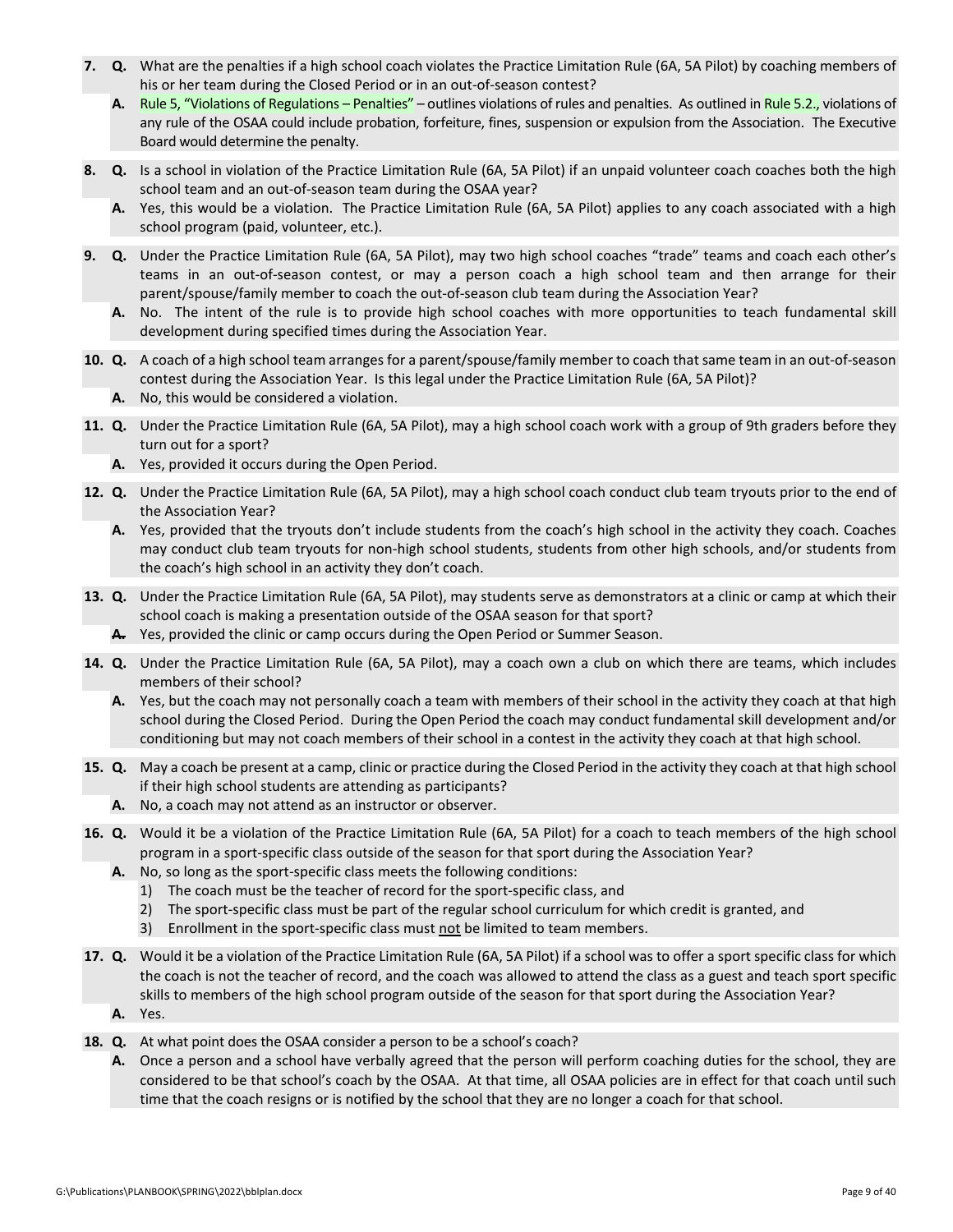7. **Q.** What are the penalties if a high school coach violates the Practice Limitation Rule (6A, 5A Pilot) by coaching members of his or her team during the Closed Period or in an out-of-season contest?
   **A.** Rule 5, "Violations of Regulations – Penalties" – outlines violations of rules and penalties. As outlined in Rule 5.2., violations of any rule of the OSAA could include probation, forfeiture, fines, suspension or expulsion from the Association. The Executive Board would determine the penalty.

8. **Q.** Is a school in violation of the Practice Limitation Rule (6A, 5A Pilot) if an unpaid volunteer coach coaches both the high school team and an out-of-season team during the OSAA year?
   **A.** Yes, this would be a violation. The Practice Limitation Rule (6A, 5A Pilot) applies to any coach associated with a high school program (paid, volunteer, etc.).

9. **Q.** Under the Practice Limitation Rule (6A, 5A Pilot), may two high school coaches "trade" teams and coach each other's teams in an out-of-season contest, or may a person coach a high school team and then arrange for their parent/spouse/family member to coach the out-of-season club team during the Association Year?
   **A.** No. The intent of the rule is to provide high school coaches with more opportunities to teach fundamental skill development during specified times during the Association Year.

10. **Q.** A coach of a high school team arranges for a parent/spouse/family member to coach that same team in an out-of-season contest during the Association Year. Is this legal under the Practice Limitation Rule (6A, 5A Pilot)?
    **A.** No, this would be considered a violation.

11. **Q.** Under the Practice Limitation Rule (6A, 5A Pilot), may a high school coach work with a group of 9th graders before they turn out for a sport?
    **A.** Yes, provided it occurs during the Open Period.

12. **Q.** Under the Practice Limitation Rule (6A, 5A Pilot), may a high school coach conduct club team tryouts prior to the end of the Association Year?
    **A.** Yes, provided that the tryouts don't include students from the coach's high school in the activity they coach. Coaches may conduct club team tryouts for non-high school students, students from other high schools, and/or students from the coach's high school in an activity they don't coach.

13. **Q.** Under the Practice Limitation Rule (6A, 5A Pilot), may students serve as demonstrators at a clinic or camp at which their school coach is making a presentation outside of the OSAA season for that sport?
    **A.** Yes, provided the clinic or camp occurs during the Open Period or Summer Season.

14. **Q.** Under the Practice Limitation Rule (6A, 5A Pilot), may a coach own a club on which there are teams, which includes members of their school?
    **A.** Yes, but the coach may not personally coach a team with members of their school in the activity they coach at that high school during the Closed Period. During the Open Period the coach may conduct fundamental skill development and/or conditioning but may not coach members of their school in a contest in the activity they coach at that high school.

15. **Q.** May a coach be present at a camp, clinic or practice during the Closed Period in the activity they coach at that high school if their high school students are attending as participants?
    **A.** No, a coach may not attend as an instructor or observer.

16. **Q.** Would it be a violation of the Practice Limitation Rule (6A, 5A Pilot) for a coach to teach members of the high school program in a sport-specific class outside of the season for that sport during the Association Year?
    **A.** No, so long as the sport-specific class meets the following conditions:
    1) The coach must be the teacher of record for the sport-specific class, and
    2) The sport-specific class must be part of the regular school curriculum for which credit is granted, and
    3) Enrollment in the sport-specific class must not be limited to team members.

17. **Q.** Would it be a violation of the Practice Limitation Rule (6A, 5A Pilot) if a school was to offer a sport specific class for which the coach is not the teacher of record, and the coach was allowed to attend the class as a guest and teach sport specific skills to members of the high school program outside of the season for that sport during the Association Year?
    **A.** Yes.

18. **Q.** At what point does the OSAA consider a person to be a school's coach?
    **A.** Once a person and a school have verbally agreed that the person will perform coaching duties for the school, they are considered to be that school's coach by the OSAA. At that time, all OSAA policies are in effect for that coach until such time that the coach resigns or is notified by the school that they are no longer a coach for that school.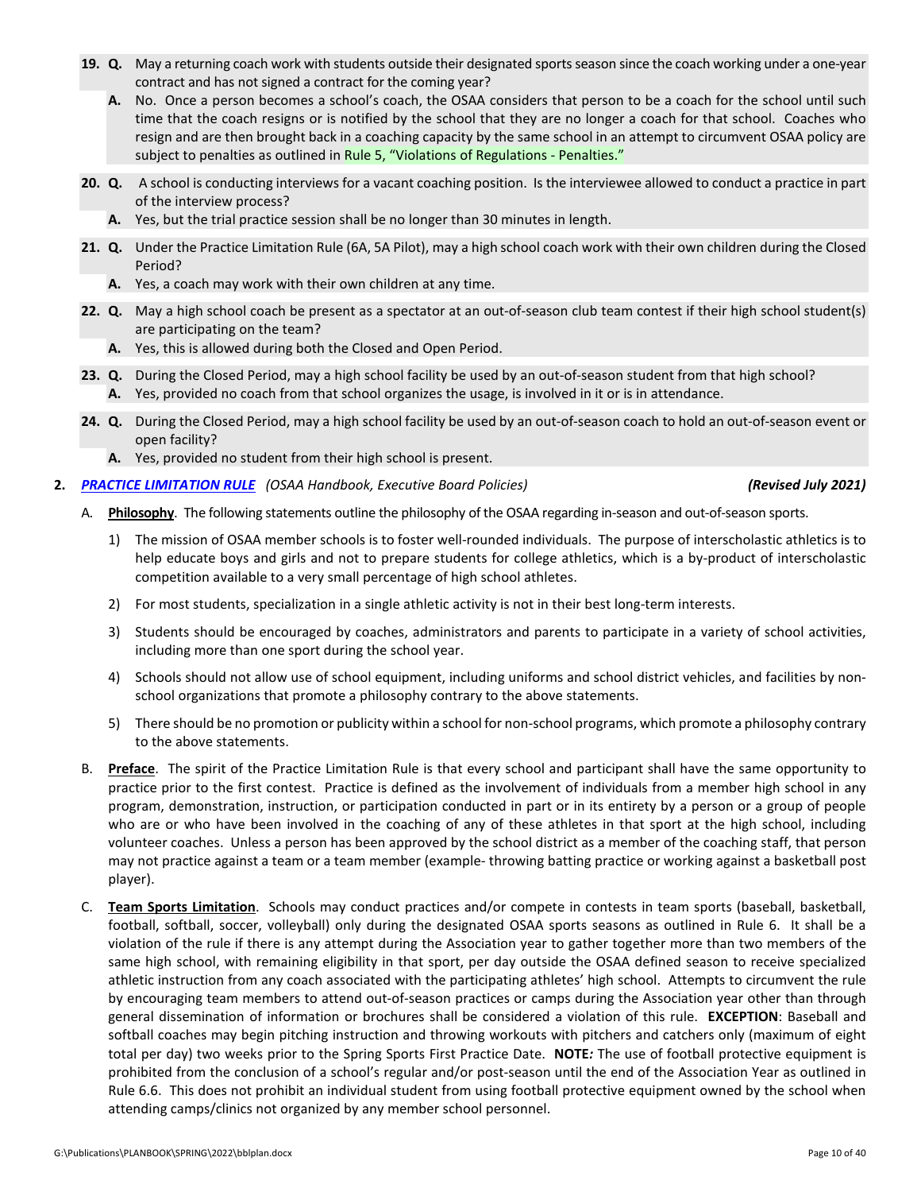**19. Q.** May a returning coach work with students outside their designated sports season since the coach working under a one-year contract and has not signed a contract for the coming year?

**A.** No. Once a person becomes a school's coach, the OSAA considers that person to be a coach for the school until such time that the coach resigns or is notified by the school that they are no longer a coach for that school. Coaches who resign and are then brought back in a coaching capacity by the same school in an attempt to circumvent OSAA policy are subject to penalties as outlined in Rule 5, "Violations of Regulations - Penalties."

**20. Q.** A school is conducting interviews for a vacant coaching position. Is the interviewee allowed to conduct a practice in part of the interview process?

**A.** Yes, but the trial practice session shall be no longer than 30 minutes in length.

**21. Q.** Under the Practice Limitation Rule (6A, 5A Pilot), may a high school coach work with their own children during the Closed Period?

**A.** Yes, a coach may work with their own children at any time.

**22. Q.** May a high school coach be present as a spectator at an out-of-season club team contest if their high school student(s) are participating on the team?

**A.** Yes, this is allowed during both the Closed and Open Period.

**23. Q.** During the Closed Period, may a high school facility be used by an out-of-season student from that high school?

**A.** Yes, provided no coach from that school organizes the usage, is involved in it or is in attendance.

**24. Q.** During the Closed Period, may a high school facility be used by an out-of-season coach to hold an out-of-season event or open facility?

**A.** Yes, provided no student from their high school is present.

**2.** ***PRACTICE LIMITATION RULE*** *(OSAA Handbook, Executive Board Policies)* ***(Revised July 2021)***

A. **Philosophy**. The following statements outline the philosophy of the OSAA regarding in-season and out-of-season sports.

1) The mission of OSAA member schools is to foster well-rounded individuals. The purpose of interscholastic athletics is to help educate boys and girls and not to prepare students for college athletics, which is a by-product of interscholastic competition available to a very small percentage of high school athletes.

2) For most students, specialization in a single athletic activity is not in their best long-term interests.

3) Students should be encouraged by coaches, administrators and parents to participate in a variety of school activities, including more than one sport during the school year.

4) Schools should not allow use of school equipment, including uniforms and school district vehicles, and facilities by non-school organizations that promote a philosophy contrary to the above statements.

5) There should be no promotion or publicity within a school for non-school programs, which promote a philosophy contrary to the above statements.

B. **Preface**. The spirit of the Practice Limitation Rule is that every school and participant shall have the same opportunity to practice prior to the first contest. Practice is defined as the involvement of individuals from a member high school in any program, demonstration, instruction, or participation conducted in part or in its entirety by a person or a group of people who are or who have been involved in the coaching of any of these athletes in that sport at the high school, including volunteer coaches. Unless a person has been approved by the school district as a member of the coaching staff, that person may not practice against a team or a team member (example- throwing batting practice or working against a basketball post player).

C. **Team Sports Limitation**. Schools may conduct practices and/or compete in contests in team sports (baseball, basketball, football, softball, soccer, volleyball) only during the designated OSAA sports seasons as outlined in Rule 6. It shall be a violation of the rule if there is any attempt during the Association year to gather together more than two members of the same high school, with remaining eligibility in that sport, per day outside the OSAA defined season to receive specialized athletic instruction from any coach associated with the participating athletes' high school. Attempts to circumvent the rule by encouraging team members to attend out-of-season practices or camps during the Association year other than through general dissemination of information or brochures shall be considered a violation of this rule. **EXCEPTION**: Baseball and softball coaches may begin pitching instruction and throwing workouts with pitchers and catchers only (maximum of eight total per day) two weeks prior to the Spring Sports First Practice Date. **NOTE***:* The use of football protective equipment is prohibited from the conclusion of a school's regular and/or post-season until the end of the Association Year as outlined in Rule 6.6. This does not prohibit an individual student from using football protective equipment owned by the school when attending camps/clinics not organized by any member school personnel.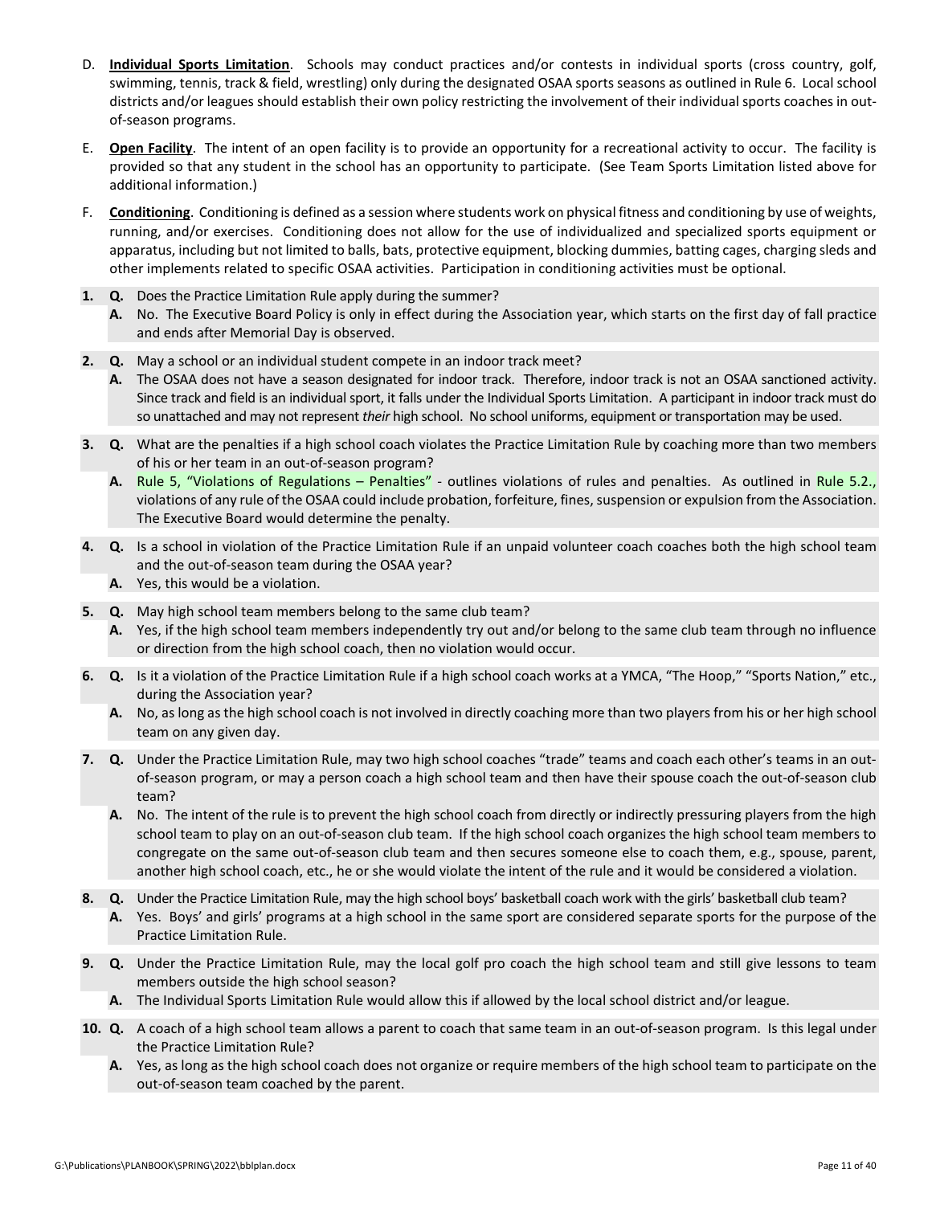D. **Individual Sports Limitation**. Schools may conduct practices and/or contests in individual sports (cross country, golf, swimming, tennis, track & field, wrestling) only during the designated OSAA sports seasons as outlined in Rule 6. Local school districts and/or leagues should establish their own policy restricting the involvement of their individual sports coaches in out-of-season programs.

E. **Open Facility**. The intent of an open facility is to provide an opportunity for a recreational activity to occur. The facility is provided so that any student in the school has an opportunity to participate. (See Team Sports Limitation listed above for additional information.)

F. **Conditioning**. Conditioning is defined as a session where students work on physical fitness and conditioning by use of weights, running, and/or exercises. Conditioning does not allow for the use of individualized and specialized sports equipment or apparatus, including but not limited to balls, bats, protective equipment, blocking dummies, batting cages, charging sleds and other implements related to specific OSAA activities. Participation in conditioning activities must be optional.

**1. Q.** Does the Practice Limitation Rule apply during the summer?
**A.** No. The Executive Board Policy is only in effect during the Association year, which starts on the first day of fall practice and ends after Memorial Day is observed.

**2. Q.** May a school or an individual student compete in an indoor track meet?
**A.** The OSAA does not have a season designated for indoor track. Therefore, indoor track is not an OSAA sanctioned activity. Since track and field is an individual sport, it falls under the Individual Sports Limitation. A participant in indoor track must do so unattached and may not represent *their* high school. No school uniforms, equipment or transportation may be used.

**3. Q.** What are the penalties if a high school coach violates the Practice Limitation Rule by coaching more than two members of his or her team in an out-of-season program?
**A.** Rule 5, "Violations of Regulations – Penalties" - outlines violations of rules and penalties. As outlined in Rule 5.2., violations of any rule of the OSAA could include probation, forfeiture, fines, suspension or expulsion from the Association. The Executive Board would determine the penalty.

**4. Q.** Is a school in violation of the Practice Limitation Rule if an unpaid volunteer coach coaches both the high school team and the out-of-season team during the OSAA year?
**A.** Yes, this would be a violation.

**5. Q.** May high school team members belong to the same club team?
**A.** Yes, if the high school team members independently try out and/or belong to the same club team through no influence or direction from the high school coach, then no violation would occur.

**6. Q.** Is it a violation of the Practice Limitation Rule if a high school coach works at a YMCA, "The Hoop," "Sports Nation," etc., during the Association year?
**A.** No, as long as the high school coach is not involved in directly coaching more than two players from his or her high school team on any given day.

**7. Q.** Under the Practice Limitation Rule, may two high school coaches "trade" teams and coach each other's teams in an out-of-season program, or may a person coach a high school team and then have their spouse coach the out-of-season club team?
**A.** No. The intent of the rule is to prevent the high school coach from directly or indirectly pressuring players from the high school team to play on an out-of-season club team. If the high school coach organizes the high school team members to congregate on the same out-of-season club team and then secures someone else to coach them, e.g., spouse, parent, another high school coach, etc., he or she would violate the intent of the rule and it would be considered a violation.

**8. Q.** Under the Practice Limitation Rule, may the high school boys' basketball coach work with the girls' basketball club team?
**A.** Yes. Boys' and girls' programs at a high school in the same sport are considered separate sports for the purpose of the Practice Limitation Rule.

**9. Q.** Under the Practice Limitation Rule, may the local golf pro coach the high school team and still give lessons to team members outside the high school season?
**A.** The Individual Sports Limitation Rule would allow this if allowed by the local school district and/or league.

**10. Q.** A coach of a high school team allows a parent to coach that same team in an out-of-season program. Is this legal under the Practice Limitation Rule?
**A.** Yes, as long as the high school coach does not organize or require members of the high school team to participate on the out-of-season team coached by the parent.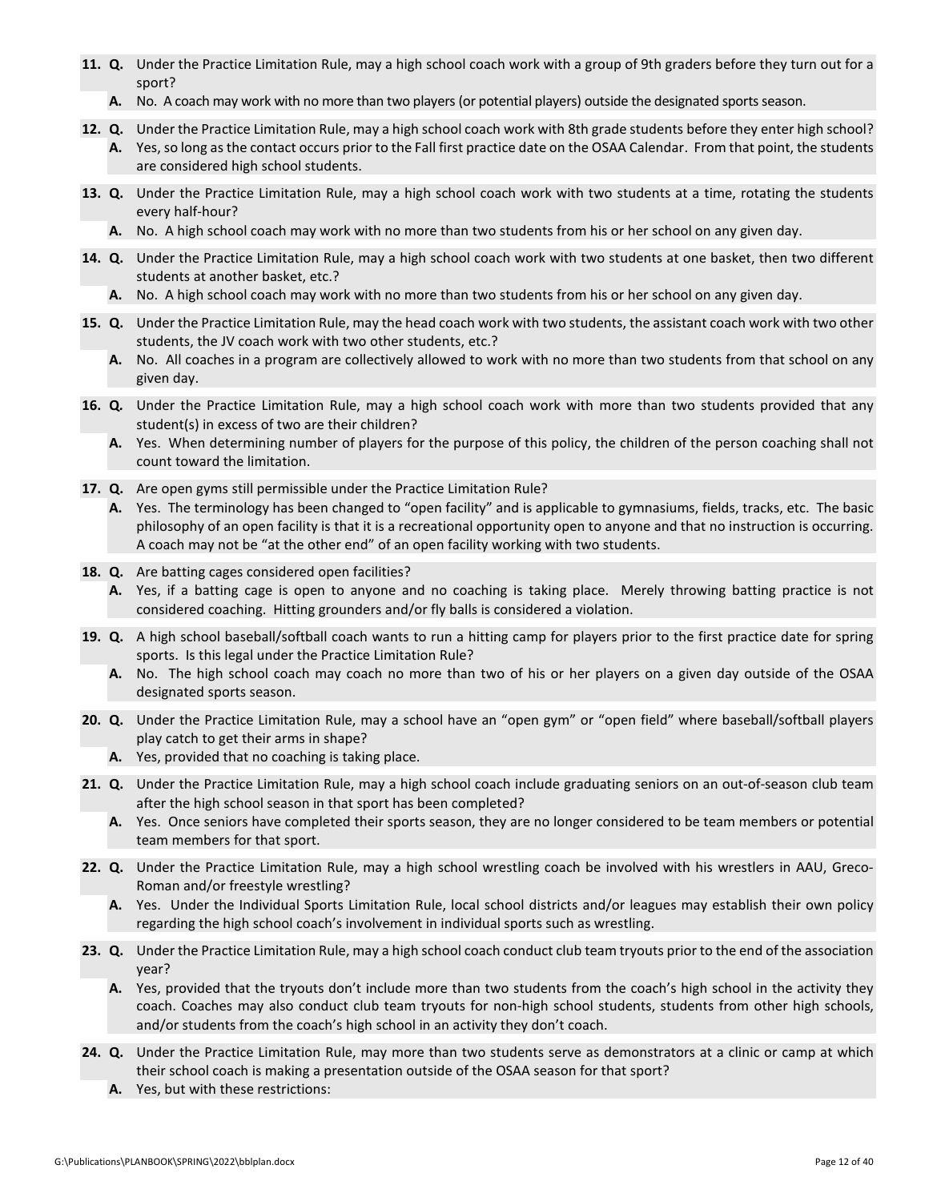**11. Q.** Under the Practice Limitation Rule, may a high school coach work with a group of 9th graders before they turn out for a sport?

**A.** No. A coach may work with no more than two players (or potential players) outside the designated sports season.

**12. Q.** Under the Practice Limitation Rule, may a high school coach work with 8th grade students before they enter high school?

**A.** Yes, so long as the contact occurs prior to the Fall first practice date on the OSAA Calendar. From that point, the students are considered high school students.

**13. Q.** Under the Practice Limitation Rule, may a high school coach work with two students at a time, rotating the students every half-hour?

**A.** No. A high school coach may work with no more than two students from his or her school on any given day.

**14. Q.** Under the Practice Limitation Rule, may a high school coach work with two students at one basket, then two different students at another basket, etc.?

**A.** No. A high school coach may work with no more than two students from his or her school on any given day.

**15. Q.** Under the Practice Limitation Rule, may the head coach work with two students, the assistant coach work with two other students, the JV coach work with two other students, etc.?

**A.** No. All coaches in a program are collectively allowed to work with no more than two students from that school on any given day.

**16. Q.** Under the Practice Limitation Rule, may a high school coach work with more than two students provided that any student(s) in excess of two are their children?

**A.** Yes. When determining number of players for the purpose of this policy, the children of the person coaching shall not count toward the limitation.

**17. Q.** Are open gyms still permissible under the Practice Limitation Rule?

**A.** Yes. The terminology has been changed to "open facility" and is applicable to gymnasiums, fields, tracks, etc. The basic philosophy of an open facility is that it is a recreational opportunity open to anyone and that no instruction is occurring. A coach may not be "at the other end" of an open facility working with two students.

**18. Q.** Are batting cages considered open facilities?

**A.** Yes, if a batting cage is open to anyone and no coaching is taking place. Merely throwing batting practice is not considered coaching. Hitting grounders and/or fly balls is considered a violation.

**19. Q.** A high school baseball/softball coach wants to run a hitting camp for players prior to the first practice date for spring sports. Is this legal under the Practice Limitation Rule?

**A.** No. The high school coach may coach no more than two of his or her players on a given day outside of the OSAA designated sports season.

**20. Q.** Under the Practice Limitation Rule, may a school have an "open gym" or "open field" where baseball/softball players play catch to get their arms in shape?

**A.** Yes, provided that no coaching is taking place.

**21. Q.** Under the Practice Limitation Rule, may a high school coach include graduating seniors on an out-of-season club team after the high school season in that sport has been completed?

**A.** Yes. Once seniors have completed their sports season, they are no longer considered to be team members or potential team members for that sport.

**22. Q.** Under the Practice Limitation Rule, may a high school wrestling coach be involved with his wrestlers in AAU, Greco-Roman and/or freestyle wrestling?

**A.** Yes. Under the Individual Sports Limitation Rule, local school districts and/or leagues may establish their own policy regarding the high school coach's involvement in individual sports such as wrestling.

**23. Q.** Under the Practice Limitation Rule, may a high school coach conduct club team tryouts prior to the end of the association year?

**A.** Yes, provided that the tryouts don't include more than two students from the coach's high school in the activity they coach. Coaches may also conduct club team tryouts for non-high school students, students from other high schools, and/or students from the coach's high school in an activity they don't coach.

**24. Q.** Under the Practice Limitation Rule, may more than two students serve as demonstrators at a clinic or camp at which their school coach is making a presentation outside of the OSAA season for that sport?

**A.** Yes, but with these restrictions: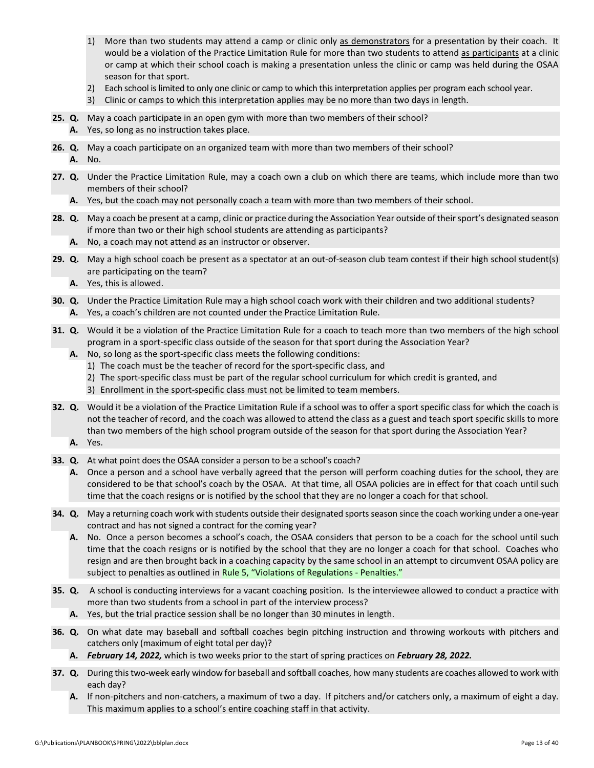1) More than two students may attend a camp or clinic only <u>as demonstrators</u> for a presentation by their coach. It would be a violation of the Practice Limitation Rule for more than two students to attend <u>as participants</u> at a clinic or camp at which their school coach is making a presentation unless the clinic or camp was held during the OSAA season for that sport.
2) Each school is limited to only one clinic or camp to which this interpretation applies per program each school year.
3) Clinic or camps to which this interpretation applies may be no more than two days in length.

**25. Q.** May a coach participate in an open gym with more than two members of their school?
**A.** Yes, so long as no instruction takes place.

**26. Q.** May a coach participate on an organized team with more than two members of their school?
**A.** No.

**27. Q.** Under the Practice Limitation Rule, may a coach own a club on which there are teams, which include more than two members of their school?
**A.** Yes, but the coach may not personally coach a team with more than two members of their school.

**28. Q.** May a coach be present at a camp, clinic or practice during the Association Year outside of their sport's designated season if more than two or their high school students are attending as participants?
**A.** No, a coach may not attend as an instructor or observer.

**29. Q.** May a high school coach be present as a spectator at an out-of-season club team contest if their high school student(s) are participating on the team?
**A.** Yes, this is allowed.

**30. Q.** Under the Practice Limitation Rule may a high school coach work with their children and two additional students?
**A.** Yes, a coach's children are not counted under the Practice Limitation Rule.

**31. Q.** Would it be a violation of the Practice Limitation Rule for a coach to teach more than two members of the high school program in a sport-specific class outside of the season for that sport during the Association Year?
**A.** No, so long as the sport-specific class meets the following conditions:
1) The coach must be the teacher of record for the sport-specific class, and
2) The sport-specific class must be part of the regular school curriculum for which credit is granted, and
3) Enrollment in the sport-specific class must <u>not</u> be limited to team members.

**32. Q.** Would it be a violation of the Practice Limitation Rule if a school was to offer a sport specific class for which the coach is not the teacher of record, and the coach was allowed to attend the class as a guest and teach sport specific skills to more than two members of the high school program outside of the season for that sport during the Association Year?
**A.** Yes.

**33. Q.** At what point does the OSAA consider a person to be a school's coach?
**A.** Once a person and a school have verbally agreed that the person will perform coaching duties for the school, they are considered to be that school's coach by the OSAA. At that time, all OSAA policies are in effect for that coach until such time that the coach resigns or is notified by the school that they are no longer a coach for that school.

**34. Q.** May a returning coach work with students outside their designated sports season since the coach working under a one-year contract and has not signed a contract for the coming year?
**A.** No. Once a person becomes a school's coach, the OSAA considers that person to be a coach for the school until such time that the coach resigns or is notified by the school that they are no longer a coach for that school. Coaches who resign and are then brought back in a coaching capacity by the same school in an attempt to circumvent OSAA policy are subject to penalties as outlined in Rule 5, "Violations of Regulations - Penalties."

**35. Q.** A school is conducting interviews for a vacant coaching position. Is the interviewee allowed to conduct a practice with more than two students from a school in part of the interview process?
**A.** Yes, but the trial practice session shall be no longer than 30 minutes in length.

**36. Q.** On what date may baseball and softball coaches begin pitching instruction and throwing workouts with pitchers and catchers only (maximum of eight total per day)?
**A.** ***February 14, 2022,*** which is two weeks prior to the start of spring practices on ***February 28, 2022.***

**37. Q.** During this two-week early window for baseball and softball coaches, how many students are coaches allowed to work with each day?
**A.** If non-pitchers and non-catchers, a maximum of two a day. If pitchers and/or catchers only, a maximum of eight a day. This maximum applies to a school's entire coaching staff in that activity.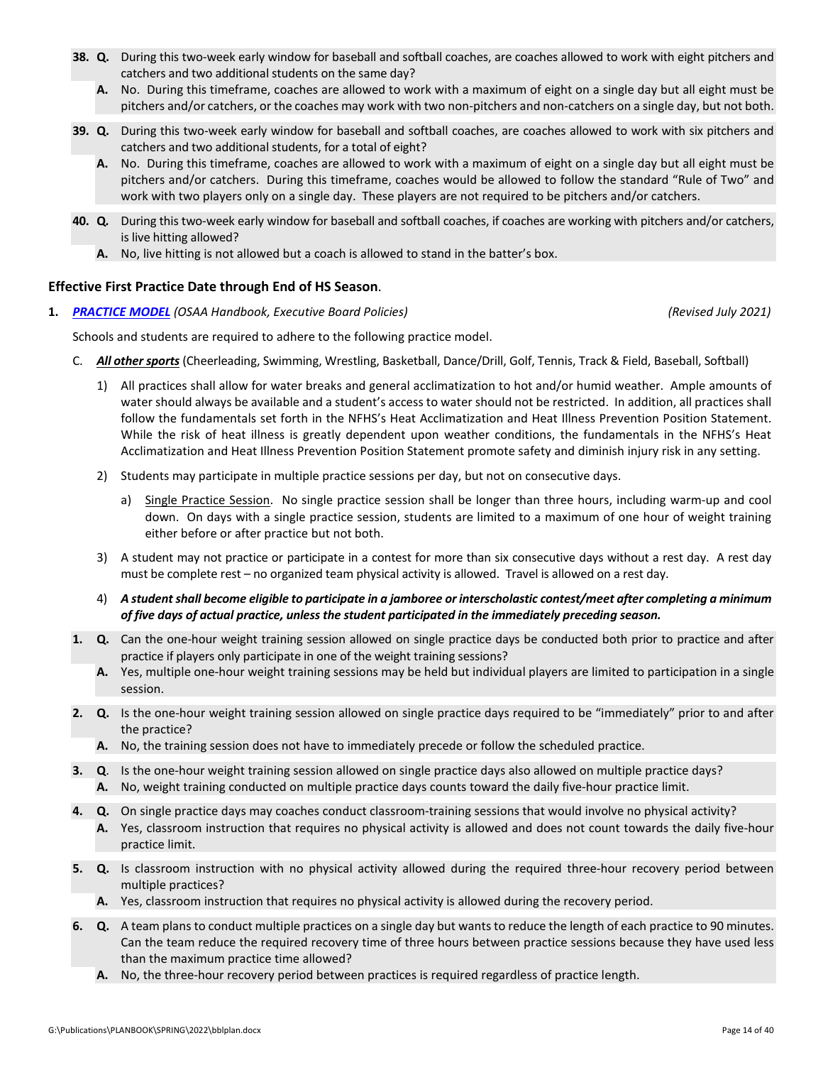38. **Q.** During this two-week early window for baseball and softball coaches, are coaches allowed to work with eight pitchers and catchers and two additional students on the same day?

    **A.** No. During this timeframe, coaches are allowed to work with a maximum of eight on a single day but all eight must be pitchers and/or catchers, or the coaches may work with two non-pitchers and non-catchers on a single day, but not both.

39. **Q.** During this two-week early window for baseball and softball coaches, are coaches allowed to work with six pitchers and catchers and two additional students, for a total of eight?

    **A.** No. During this timeframe, coaches are allowed to work with a maximum of eight on a single day but all eight must be pitchers and/or catchers. During this timeframe, coaches would be allowed to follow the standard "Rule of Two" and work with two players only on a single day. These players are not required to be pitchers and/or catchers.

40. **Q.** During this two-week early window for baseball and softball coaches, if coaches are working with pitchers and/or catchers, is live hitting allowed?

    **A.** No, live hitting is not allowed but a coach is allowed to stand in the batter's box.

### Effective First Practice Date through End of HS Season.

1. ***PRACTICE MODEL*** *(OSAA Handbook, Executive Board Policies)* *(Revised July 2021)*

   Schools and students are required to adhere to the following practice model.

   C. ***All other sports*** (Cheerleading, Swimming, Wrestling, Basketball, Dance/Drill, Golf, Tennis, Track & Field, Baseball, Softball)

   1) All practices shall allow for water breaks and general acclimatization to hot and/or humid weather. Ample amounts of water should always be available and a student's access to water should not be restricted. In addition, all practices shall follow the fundamentals set forth in the NFHS's Heat Acclimatization and Heat Illness Prevention Position Statement. While the risk of heat illness is greatly dependent upon weather conditions, the fundamentals in the NFHS's Heat Acclimatization and Heat Illness Prevention Position Statement promote safety and diminish injury risk in any setting.

   2) Students may participate in multiple practice sessions per day, but not on consecutive days.

      a) Single Practice Session. No single practice session shall be longer than three hours, including warm-up and cool down. On days with a single practice session, students are limited to a maximum of one hour of weight training either before or after practice but not both.

   3) A student may not practice or participate in a contest for more than six consecutive days without a rest day. A rest day must be complete rest – no organized team physical activity is allowed. Travel is allowed on a rest day.

   4) ***A student shall become eligible to participate in a jamboree or interscholastic contest/meet after completing a minimum of five days of actual practice, unless the student participated in the immediately preceding season.***

1. **Q.** Can the one-hour weight training session allowed on single practice days be conducted both prior to practice and after practice if players only participate in one of the weight training sessions?

   **A.** Yes, multiple one-hour weight training sessions may be held but individual players are limited to participation in a single session.

2. **Q.** Is the one-hour weight training session allowed on single practice days required to be "immediately" prior to and after the practice?

   **A.** No, the training session does not have to immediately precede or follow the scheduled practice.

3. **Q.** Is the one-hour weight training session allowed on single practice days also allowed on multiple practice days?

   **A.** No, weight training conducted on multiple practice days counts toward the daily five-hour practice limit.

4. **Q.** On single practice days may coaches conduct classroom-training sessions that would involve no physical activity?

   **A.** Yes, classroom instruction that requires no physical activity is allowed and does not count towards the daily five-hour practice limit.

5. **Q.** Is classroom instruction with no physical activity allowed during the required three-hour recovery period between multiple practices?

   **A.** Yes, classroom instruction that requires no physical activity is allowed during the recovery period.

6. **Q.** A team plans to conduct multiple practices on a single day but wants to reduce the length of each practice to 90 minutes. Can the team reduce the required recovery time of three hours between practice sessions because they have used less than the maximum practice time allowed?

   **A.** No, the three-hour recovery period between practices is required regardless of practice length.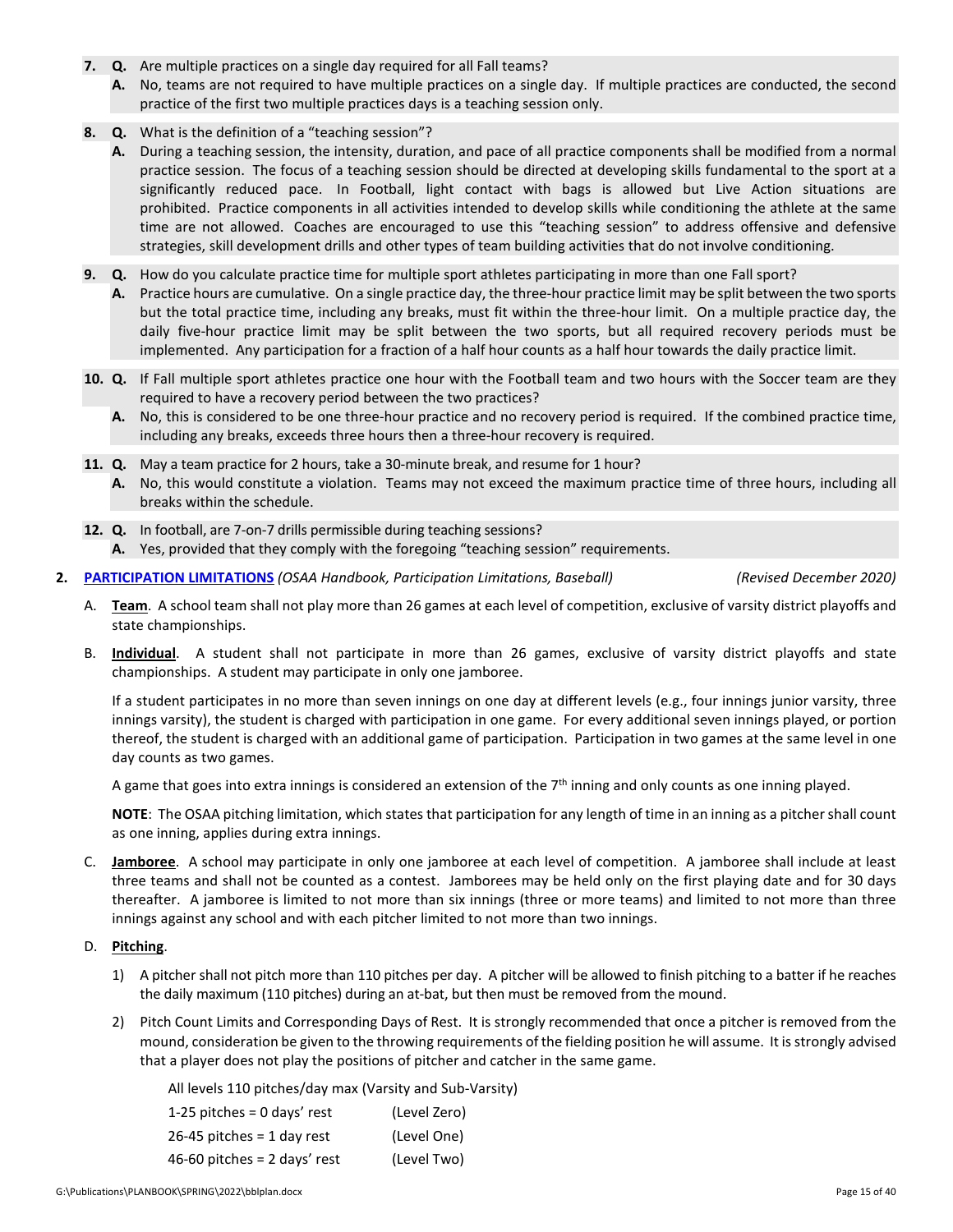7. **Q.** Are multiple practices on a single day required for all Fall teams?
   **A.** No, teams are not required to have multiple practices on a single day. If multiple practices are conducted, the second practice of the first two multiple practices days is a teaching session only.

8. **Q.** What is the definition of a "teaching session"?
   **A.** During a teaching session, the intensity, duration, and pace of all practice components shall be modified from a normal practice session. The focus of a teaching session should be directed at developing skills fundamental to the sport at a significantly reduced pace. In Football, light contact with bags is allowed but Live Action situations are prohibited. Practice components in all activities intended to develop skills while conditioning the athlete at the same time are not allowed. Coaches are encouraged to use this "teaching session" to address offensive and defensive strategies, skill development drills and other types of team building activities that do not involve conditioning.

9. **Q.** How do you calculate practice time for multiple sport athletes participating in more than one Fall sport?
   **A.** Practice hours are cumulative. On a single practice day, the three-hour practice limit may be split between the two sports but the total practice time, including any breaks, must fit within the three-hour limit. On a multiple practice day, the daily five-hour practice limit may be split between the two sports, but all required recovery periods must be implemented. Any participation for a fraction of a half hour counts as a half hour towards the daily practice limit.

10. **Q.** If Fall multiple sport athletes practice one hour with the Football team and two hours with the Soccer team are they required to have a recovery period between the two practices?
    **A.** No, this is considered to be one three-hour practice and no recovery period is required. If the combined practice time, including any breaks, exceeds three hours then a three-hour recovery is required.

11. **Q.** May a team practice for 2 hours, take a 30-minute break, and resume for 1 hour?
    **A.** No, this would constitute a violation. Teams may not exceed the maximum practice time of three hours, including all breaks within the schedule.

12. **Q.** In football, are 7-on-7 drills permissible during teaching sessions?
    **A.** Yes, provided that they comply with the foregoing "teaching session" requirements.

2. **PARTICIPATION LIMITATIONS** *(OSAA Handbook, Participation Limitations, Baseball)* *(Revised December 2020)*

   A. **Team**. A school team shall not play more than 26 games at each level of competition, exclusive of varsity district playoffs and state championships.

   B. **Individual**. A student shall not participate in more than 26 games, exclusive of varsity district playoffs and state championships. A student may participate in only one jamboree.

   If a student participates in no more than seven innings on one day at different levels (e.g., four innings junior varsity, three innings varsity), the student is charged with participation in one game. For every additional seven innings played, or portion thereof, the student is charged with an additional game of participation. Participation in two games at the same level in one day counts as two games.

   A game that goes into extra innings is considered an extension of the 7th inning and only counts as one inning played.

   **NOTE**: The OSAA pitching limitation, which states that participation for any length of time in an inning as a pitcher shall count as one inning, applies during extra innings.

   C. **Jamboree**. A school may participate in only one jamboree at each level of competition. A jamboree shall include at least three teams and shall not be counted as a contest. Jamborees may be held only on the first playing date and for 30 days thereafter. A jamboree is limited to not more than six innings (three or more teams) and limited to not more than three innings against any school and with each pitcher limited to not more than two innings.

   D. **Pitching**.

   1) A pitcher shall not pitch more than 110 pitches per day. A pitcher will be allowed to finish pitching to a batter if he reaches the daily maximum (110 pitches) during an at-bat, but then must be removed from the mound.

   2) Pitch Count Limits and Corresponding Days of Rest. It is strongly recommended that once a pitcher is removed from the mound, consideration be given to the throwing requirements of the fielding position he will assume. It is strongly advised that a player does not play the positions of pitcher and catcher in the same game.

   All levels 110 pitches/day max (Varsity and Sub-Varsity)

   1-25 pitches = 0 days' rest (Level Zero)
   26-45 pitches = 1 day rest (Level One)
   46-60 pitches = 2 days' rest (Level Two)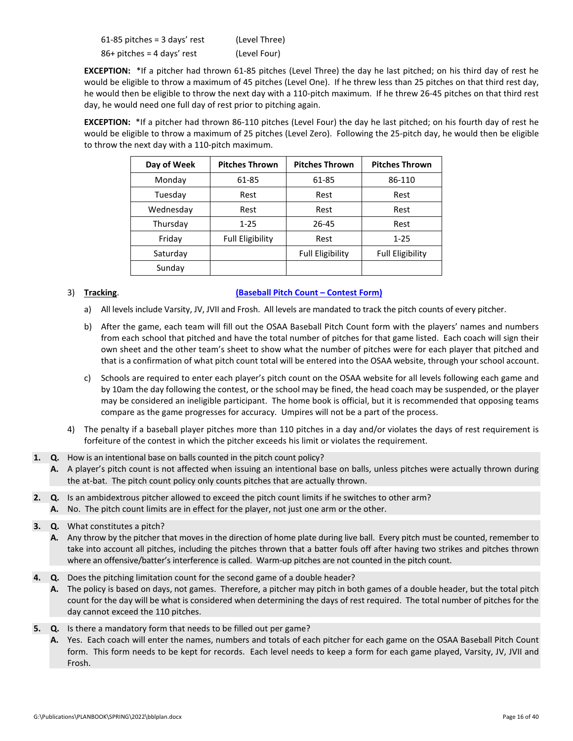61-85 pitches = 3 days' rest (Level Three)

86+ pitches = 4 days' rest (Level Four)

**EXCEPTION:** *If a pitcher had thrown 61-85 pitches (Level Three) the day he last pitched; on his third day of rest he would be eligible to throw a maximum of 45 pitches (Level One). If he threw less than 25 pitches on that third rest day, he would then be eligible to throw the next day with a 110-pitch maximum. If he threw 26-45 pitches on that third rest day, he would need one full day of rest prior to pitching again.

**EXCEPTION:** *If a pitcher had thrown 86-110 pitches (Level Four) the day he last pitched; on his fourth day of rest he would be eligible to throw a maximum of 25 pitches (Level Zero). Following the 25-pitch day, he would then be eligible to throw the next day with a 110-pitch maximum.

| Day of Week | Pitches Thrown | Pitches Thrown | Pitches Thrown |
|---|---|---|---|
| Monday | 61-85 | 61-85 | 86-110 |
| Tuesday | Rest | Rest | Rest |
| Wednesday | Rest | Rest | Rest |
| Thursday | 1-25 | 26-45 | Rest |
| Friday | Full Eligibility | Rest | 1-25 |
| Saturday | | Full Eligibility | Full Eligibility |
| Sunday | | | |

3) **Tracking**. **(Baseball Pitch Count – Contest Form)**

   a) All levels include Varsity, JV, JVII and Frosh. All levels are mandated to track the pitch counts of every pitcher.

   b) After the game, each team will fill out the OSAA Baseball Pitch Count form with the players' names and numbers from each school that pitched and have the total number of pitches for that game listed. Each coach will sign their own sheet and the other team's sheet to show what the number of pitches were for each player that pitched and that is a confirmation of what pitch count total will be entered into the OSAA website, through your school account.

   c) Schools are required to enter each player's pitch count on the OSAA website for all levels following each game and by 10am the day following the contest, or the school may be fined, the head coach may be suspended, or the player may be considered an ineligible participant. The home book is official, but it is recommended that opposing teams compare as the game progresses for accuracy. Umpires will not be a part of the process.

4) The penalty if a baseball player pitches more than 110 pitches in a day and/or violates the days of rest requirement is forfeiture of the contest in which the pitcher exceeds his limit or violates the requirement.

1. **Q.** How is an intentional base on balls counted in the pitch count policy?
   **A.** A player's pitch count is not affected when issuing an intentional base on balls, unless pitches were actually thrown during the at-bat. The pitch count policy only counts pitches that are actually thrown.

2. **Q.** Is an ambidextrous pitcher allowed to exceed the pitch count limits if he switches to other arm?
   **A.** No. The pitch count limits are in effect for the player, not just one arm or the other.

3. **Q.** What constitutes a pitch?
   **A.** Any throw by the pitcher that moves in the direction of home plate during live ball. Every pitch must be counted, remember to take into account all pitches, including the pitches thrown that a batter fouls off after having two strikes and pitches thrown where an offensive/batter's interference is called. Warm-up pitches are not counted in the pitch count.

4. **Q.** Does the pitching limitation count for the second game of a double header?
   **A.** The policy is based on days, not games. Therefore, a pitcher may pitch in both games of a double header, but the total pitch count for the day will be what is considered when determining the days of rest required. The total number of pitches for the day cannot exceed the 110 pitches.

5. **Q.** Is there a mandatory form that needs to be filled out per game?
   **A.** Yes. Each coach will enter the names, numbers and totals of each pitcher for each game on the OSAA Baseball Pitch Count form. This form needs to be kept for records. Each level needs to keep a form for each game played, Varsity, JV, JVII and Frosh.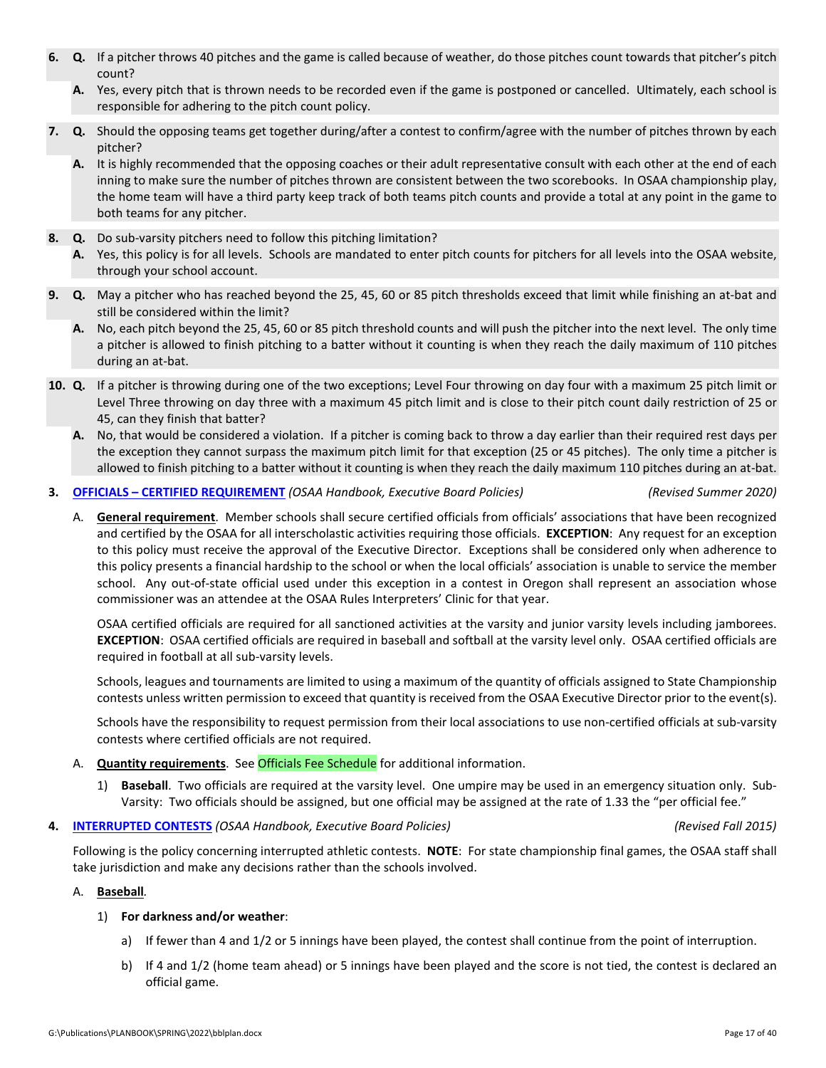6. **Q.** If a pitcher throws 40 pitches and the game is called because of weather, do those pitches count towards that pitcher's pitch count?

   **A.** Yes, every pitch that is thrown needs to be recorded even if the game is postponed or cancelled. Ultimately, each school is responsible for adhering to the pitch count policy.

7. **Q.** Should the opposing teams get together during/after a contest to confirm/agree with the number of pitches thrown by each pitcher?

   **A.** It is highly recommended that the opposing coaches or their adult representative consult with each other at the end of each inning to make sure the number of pitches thrown are consistent between the two scorebooks. In OSAA championship play, the home team will have a third party keep track of both teams pitch counts and provide a total at any point in the game to both teams for any pitcher.

8. **Q.** Do sub-varsity pitchers need to follow this pitching limitation?

   **A.** Yes, this policy is for all levels. Schools are mandated to enter pitch counts for pitchers for all levels into the OSAA website, through your school account.

9. **Q.** May a pitcher who has reached beyond the 25, 45, 60 or 85 pitch thresholds exceed that limit while finishing an at-bat and still be considered within the limit?

   **A.** No, each pitch beyond the 25, 45, 60 or 85 pitch threshold counts and will push the pitcher into the next level. The only time a pitcher is allowed to finish pitching to a batter without it counting is when they reach the daily maximum of 110 pitches during an at-bat.

10. **Q.** If a pitcher is throwing during one of the two exceptions; Level Four throwing on day four with a maximum 25 pitch limit or Level Three throwing on day three with a maximum 45 pitch limit and is close to their pitch count daily restriction of 25 or 45, can they finish that batter?

    **A.** No, that would be considered a violation. If a pitcher is coming back to throw a day earlier than their required rest days per the exception they cannot surpass the maximum pitch limit for that exception (25 or 45 pitches). The only time a pitcher is allowed to finish pitching to a batter without it counting is when they reach the daily maximum 110 pitches during an at-bat.

**3. OFFICIALS – CERTIFIED REQUIREMENT** *(OSAA Handbook, Executive Board Policies)* *(Revised Summer 2020)*

A. **General requirement**. Member schools shall secure certified officials from officials' associations that have been recognized and certified by the OSAA for all interscholastic activities requiring those officials. **EXCEPTION**: Any request for an exception to this policy must receive the approval of the Executive Director. Exceptions shall be considered only when adherence to this policy presents a financial hardship to the school or when the local officials' association is unable to service the member school. Any out-of-state official used under this exception in a contest in Oregon shall represent an association whose commissioner was an attendee at the OSAA Rules Interpreters' Clinic for that year.

OSAA certified officials are required for all sanctioned activities at the varsity and junior varsity levels including jamborees. **EXCEPTION**: OSAA certified officials are required in baseball and softball at the varsity level only. OSAA certified officials are required in football at all sub-varsity levels.

Schools, leagues and tournaments are limited to using a maximum of the quantity of officials assigned to State Championship contests unless written permission to exceed that quantity is received from the OSAA Executive Director prior to the event(s).

Schools have the responsibility to request permission from their local associations to use non-certified officials at sub-varsity contests where certified officials are not required.

A. **Quantity requirements**. See Officials Fee Schedule for additional information.

1) **Baseball**. Two officials are required at the varsity level. One umpire may be used in an emergency situation only. Sub-Varsity: Two officials should be assigned, but one official may be assigned at the rate of 1.33 the "per official fee."

**4. INTERRUPTED CONTESTS** *(OSAA Handbook, Executive Board Policies)* *(Revised Fall 2015)*

Following is the policy concerning interrupted athletic contests. **NOTE**: For state championship final games, the OSAA staff shall take jurisdiction and make any decisions rather than the schools involved.

A. ***Baseball***.

1) **For darkness and/or weather**:

a) If fewer than 4 and 1/2 or 5 innings have been played, the contest shall continue from the point of interruption.

b) If 4 and 1/2 (home team ahead) or 5 innings have been played and the score is not tied, the contest is declared an official game.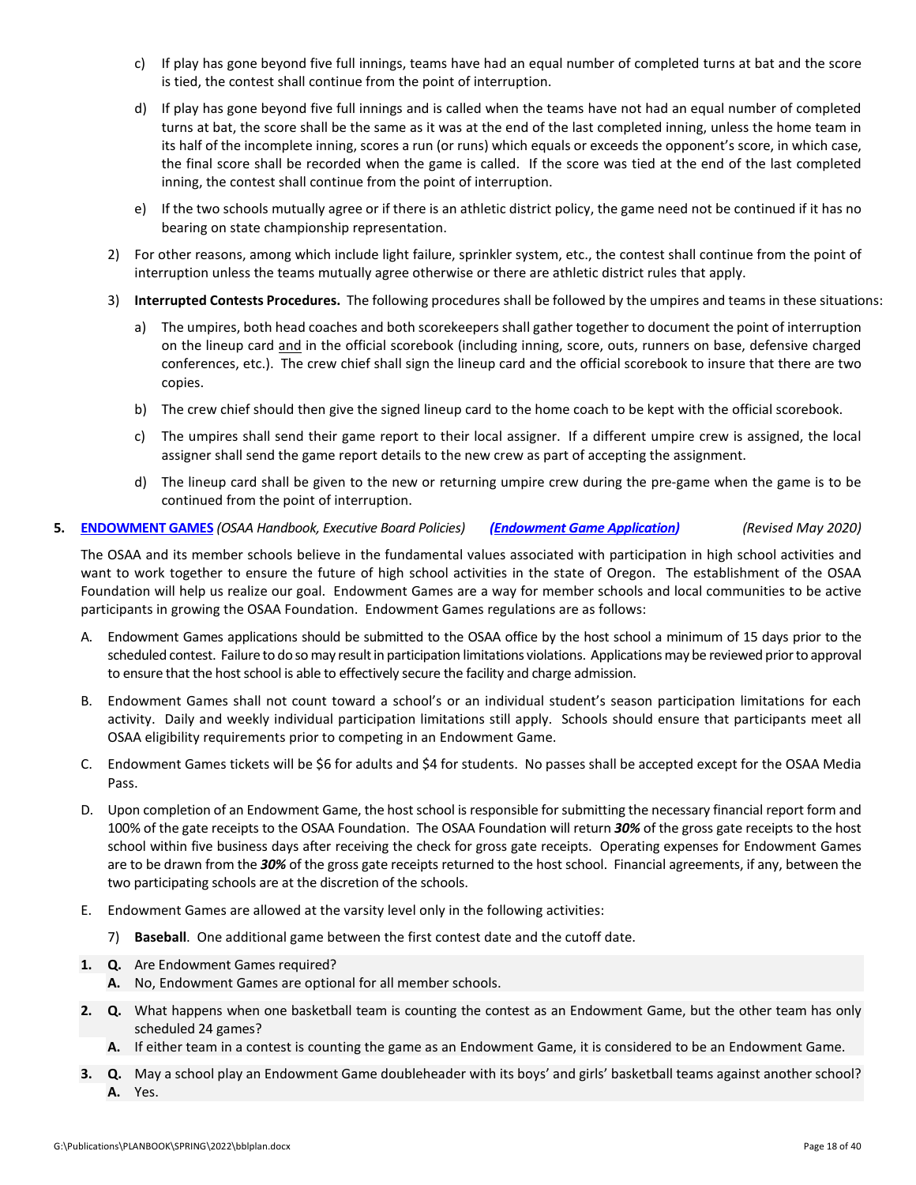c) If play has gone beyond five full innings, teams have had an equal number of completed turns at bat and the score is tied, the contest shall continue from the point of interruption.

d) If play has gone beyond five full innings and is called when the teams have not had an equal number of completed turns at bat, the score shall be the same as it was at the end of the last completed inning, unless the home team in its half of the incomplete inning, scores a run (or runs) which equals or exceeds the opponent's score, in which case, the final score shall be recorded when the game is called. If the score was tied at the end of the last completed inning, the contest shall continue from the point of interruption.

e) If the two schools mutually agree or if there is an athletic district policy, the game need not be continued if it has no bearing on state championship representation.

2) For other reasons, among which include light failure, sprinkler system, etc., the contest shall continue from the point of interruption unless the teams mutually agree otherwise or there are athletic district rules that apply.

3) **Interrupted Contests Procedures.** The following procedures shall be followed by the umpires and teams in these situations:

a) The umpires, both head coaches and both scorekeepers shall gather together to document the point of interruption on the lineup card and in the official scorebook (including inning, score, outs, runners on base, defensive charged conferences, etc.). The crew chief shall sign the lineup card and the official scorebook to insure that there are two copies.

b) The crew chief should then give the signed lineup card to the home coach to be kept with the official scorebook.

c) The umpires shall send their game report to their local assigner. If a different umpire crew is assigned, the local assigner shall send the game report details to the new crew as part of accepting the assignment.

d) The lineup card shall be given to the new or returning umpire crew during the pre-game when the game is to be continued from the point of interruption.

**5. ENDOWMENT GAMES** *(OSAA Handbook, Executive Board Policies)* ***(Endowment Game Application)*** *(Revised May 2020)*

The OSAA and its member schools believe in the fundamental values associated with participation in high school activities and want to work together to ensure the future of high school activities in the state of Oregon. The establishment of the OSAA Foundation will help us realize our goal. Endowment Games are a way for member schools and local communities to be active participants in growing the OSAA Foundation. Endowment Games regulations are as follows:

A. Endowment Games applications should be submitted to the OSAA office by the host school a minimum of 15 days prior to the scheduled contest. Failure to do so may result in participation limitations violations. Applications may be reviewed prior to approval to ensure that the host school is able to effectively secure the facility and charge admission.

B. Endowment Games shall not count toward a school's or an individual student's season participation limitations for each activity. Daily and weekly individual participation limitations still apply. Schools should ensure that participants meet all OSAA eligibility requirements prior to competing in an Endowment Game.

C. Endowment Games tickets will be $6 for adults and $4 for students. No passes shall be accepted except for the OSAA Media Pass.

D. Upon completion of an Endowment Game, the host school is responsible for submitting the necessary financial report form and 100% of the gate receipts to the OSAA Foundation. The OSAA Foundation will return ***30%*** of the gross gate receipts to the host school within five business days after receiving the check for gross gate receipts. Operating expenses for Endowment Games are to be drawn from the ***30%*** of the gross gate receipts returned to the host school. Financial agreements, if any, between the two participating schools are at the discretion of the schools.

E. Endowment Games are allowed at the varsity level only in the following activities:

7) **Baseball**. One additional game between the first contest date and the cutoff date.

**1. Q.** Are Endowment Games required?
**A.** No, Endowment Games are optional for all member schools.

**2. Q.** What happens when one basketball team is counting the contest as an Endowment Game, but the other team has only scheduled 24 games?
**A.** If either team in a contest is counting the game as an Endowment Game, it is considered to be an Endowment Game.

**3. Q.** May a school play an Endowment Game doubleheader with its boys' and girls' basketball teams against another school?
**A.** Yes.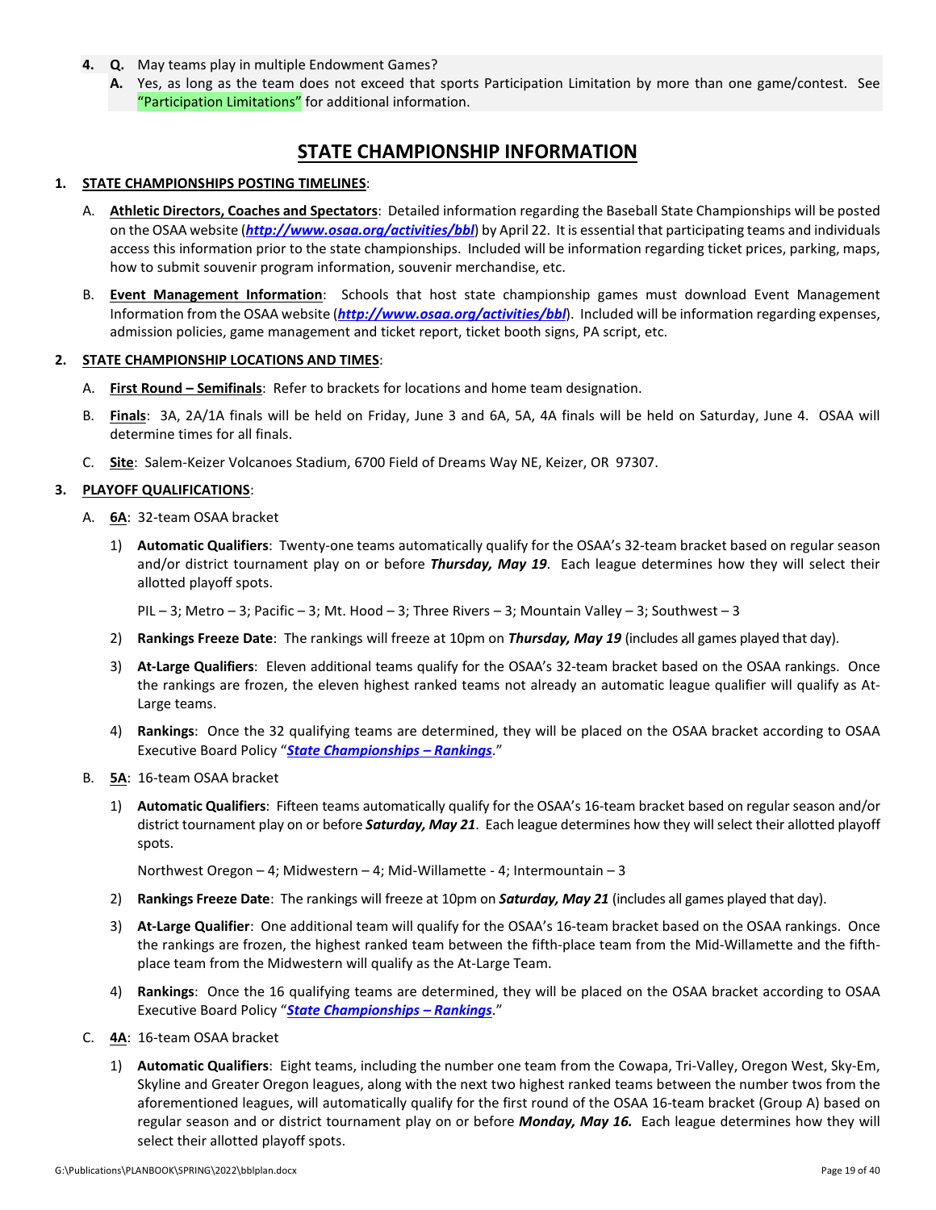4. **Q.** May teams play in multiple Endowment Games?

   **A.** Yes, as long as the team does not exceed that sports Participation Limitation by more than one game/contest. See "Participation Limitations" for additional information.

## STATE CHAMPIONSHIP INFORMATION

1. **STATE CHAMPIONSHIPS POSTING TIMELINES**:

   A. **Athletic Directors, Coaches and Spectators**: Detailed information regarding the Baseball State Championships will be posted on the OSAA website (***http://www.osaa.org/activities/bbl***) by April 22. It is essential that participating teams and individuals access this information prior to the state championships. Included will be information regarding ticket prices, parking, maps, how to submit souvenir program information, souvenir merchandise, etc.

   B. **Event Management Information**: Schools that host state championship games must download Event Management Information from the OSAA website (***http://www.osaa.org/activities/bbl***). Included will be information regarding expenses, admission policies, game management and ticket report, ticket booth signs, PA script, etc.

2. **STATE CHAMPIONSHIP LOCATIONS AND TIMES**:

   A. **First Round – Semifinals**: Refer to brackets for locations and home team designation.

   B. **Finals**: 3A, 2A/1A finals will be held on Friday, June 3 and 6A, 5A, 4A finals will be held on Saturday, June 4. OSAA will determine times for all finals.

   C. **Site**: Salem-Keizer Volcanoes Stadium, 6700 Field of Dreams Way NE, Keizer, OR 97307.

3. **PLAYOFF QUALIFICATIONS**:

   A. **6A**: 32-team OSAA bracket

      1) **Automatic Qualifiers**: Twenty-one teams automatically qualify for the OSAA's 32-team bracket based on regular season and/or district tournament play on or before ***Thursday, May 19***. Each league determines how they will select their allotted playoff spots.

         PIL – 3; Metro – 3; Pacific – 3; Mt. Hood – 3; Three Rivers – 3; Mountain Valley – 3; Southwest – 3

      2) **Rankings Freeze Date**: The rankings will freeze at 10pm on ***Thursday, May 19*** (includes all games played that day).

      3) **At-Large Qualifiers**: Eleven additional teams qualify for the OSAA's 32-team bracket based on the OSAA rankings. Once the rankings are frozen, the eleven highest ranked teams not already an automatic league qualifier will qualify as At-Large teams.

      4) **Rankings**: Once the 32 qualifying teams are determined, they will be placed on the OSAA bracket according to OSAA Executive Board Policy "***State Championships – Rankings***."

   B. **5A**: 16-team OSAA bracket

      1) **Automatic Qualifiers**: Fifteen teams automatically qualify for the OSAA's 16-team bracket based on regular season and/or district tournament play on or before ***Saturday, May 21***. Each league determines how they will select their allotted playoff spots.

         Northwest Oregon – 4; Midwestern – 4; Mid-Willamette - 4; Intermountain – 3

      2) **Rankings Freeze Date**: The rankings will freeze at 10pm on ***Saturday, May 21*** (includes all games played that day).

      3) **At-Large Qualifier**: One additional team will qualify for the OSAA's 16-team bracket based on the OSAA rankings. Once the rankings are frozen, the highest ranked team between the fifth-place team from the Mid-Willamette and the fifth-place team from the Midwestern will qualify as the At-Large Team.

      4) **Rankings**: Once the 16 qualifying teams are determined, they will be placed on the OSAA bracket according to OSAA Executive Board Policy "***State Championships – Rankings***."

   C. **4A**: 16-team OSAA bracket

      1) **Automatic Qualifiers**: Eight teams, including the number one team from the Cowapa, Tri-Valley, Oregon West, Sky-Em, Skyline and Greater Oregon leagues, along with the next two highest ranked teams between the number twos from the aforementioned leagues, will automatically qualify for the first round of the OSAA 16-team bracket (Group A) based on regular season and or district tournament play on or before ***Monday, May 16.*** Each league determines how they will select their allotted playoff spots.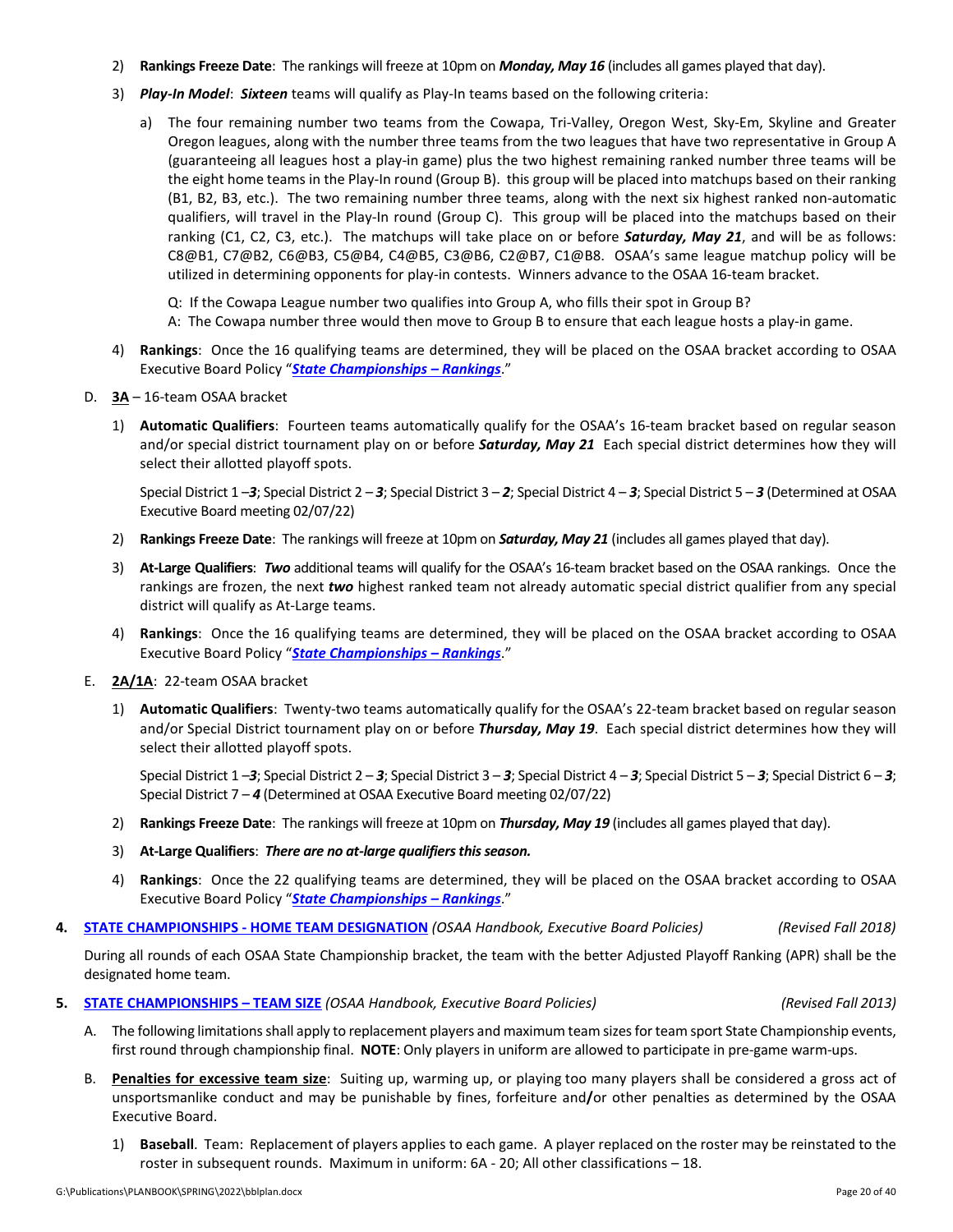2) **Rankings Freeze Date**: The rankings will freeze at 10pm on ***Monday, May 16*** (includes all games played that day).

3) ***Play-In Model***: ***Sixteen*** teams will qualify as Play-In teams based on the following criteria:

   a) The four remaining number two teams from the Cowapa, Tri-Valley, Oregon West, Sky-Em, Skyline and Greater Oregon leagues, along with the number three teams from the two leagues that have two representative in Group A (guaranteeing all leagues host a play-in game) plus the two highest remaining ranked number three teams will be the eight home teams in the Play-In round (Group B). this group will be placed into matchups based on their ranking (B1, B2, B3, etc.). The two remaining number three teams, along with the next six highest ranked non-automatic qualifiers, will travel in the Play-In round (Group C). This group will be placed into the matchups based on their ranking (C1, C2, C3, etc.). The matchups will take place on or before ***Saturday, May 21***, and will be as follows: C8@B1, C7@B2, C6@B3, C5@B4, C4@B5, C3@B6, C2@B7, C1@B8. OSAA's same league matchup policy will be utilized in determining opponents for play-in contests. Winners advance to the OSAA 16-team bracket.

   Q: If the Cowapa League number two qualifies into Group A, who fills their spot in Group B?
   A: The Cowapa number three would then move to Group B to ensure that each league hosts a play-in game.

4) **Rankings**: Once the 16 qualifying teams are determined, they will be placed on the OSAA bracket according to OSAA Executive Board Policy "***State Championships – Rankings***."

D. **3A** – 16-team OSAA bracket

1) **Automatic Qualifiers**: Fourteen teams automatically qualify for the OSAA's 16-team bracket based on regular season and/or special district tournament play on or before ***Saturday, May 21*** Each special district determines how they will select their allotted playoff spots.

   Special District 1 –***3***; Special District 2 – ***3***; Special District 3 – ***2***; Special District 4 – ***3***; Special District 5 – ***3*** (Determined at OSAA Executive Board meeting 02/07/22)

2) **Rankings Freeze Date**: The rankings will freeze at 10pm on ***Saturday, May 21*** (includes all games played that day).

3) **At-Large Qualifiers**: ***Two*** additional teams will qualify for the OSAA's 16-team bracket based on the OSAA rankings. Once the rankings are frozen, the next ***two*** highest ranked team not already automatic special district qualifier from any special district will qualify as At-Large teams.

4) **Rankings**: Once the 16 qualifying teams are determined, they will be placed on the OSAA bracket according to OSAA Executive Board Policy "***State Championships – Rankings***."

E. **2A/1A**: 22-team OSAA bracket

1) **Automatic Qualifiers**: Twenty-two teams automatically qualify for the OSAA's 22-team bracket based on regular season and/or Special District tournament play on or before ***Thursday, May 19***. Each special district determines how they will select their allotted playoff spots.

   Special District 1 –***3***; Special District 2 – ***3***; Special District 3 – ***3***; Special District 4 – ***3***; Special District 5 – ***3***; Special District 6 – ***3***; Special District 7 – ***4*** (Determined at OSAA Executive Board meeting 02/07/22)

2) **Rankings Freeze Date**: The rankings will freeze at 10pm on ***Thursday, May 19*** (includes all games played that day).

3) **At-Large Qualifiers**: ***There are no at-large qualifiers this season.***

4) **Rankings**: Once the 22 qualifying teams are determined, they will be placed on the OSAA bracket according to OSAA Executive Board Policy "***State Championships – Rankings***."

**4. STATE CHAMPIONSHIPS - HOME TEAM DESIGNATION** *(OSAA Handbook, Executive Board Policies)* *(Revised Fall 2018)*

During all rounds of each OSAA State Championship bracket, the team with the better Adjusted Playoff Ranking (APR) shall be the designated home team.

**5. STATE CHAMPIONSHIPS – TEAM SIZE** *(OSAA Handbook, Executive Board Policies)* *(Revised Fall 2013)*

A. The following limitations shall apply to replacement players and maximum team sizes for team sport State Championship events, first round through championship final. **NOTE**: Only players in uniform are allowed to participate in pre-game warm-ups.

B. **Penalties for excessive team size**: Suiting up, warming up, or playing too many players shall be considered a gross act of unsportsmanlike conduct and may be punishable by fines, forfeiture and**/**or other penalties as determined by the OSAA Executive Board.

1) **Baseball**. Team: Replacement of players applies to each game. A player replaced on the roster may be reinstated to the roster in subsequent rounds. Maximum in uniform: 6A - 20; All other classifications – 18.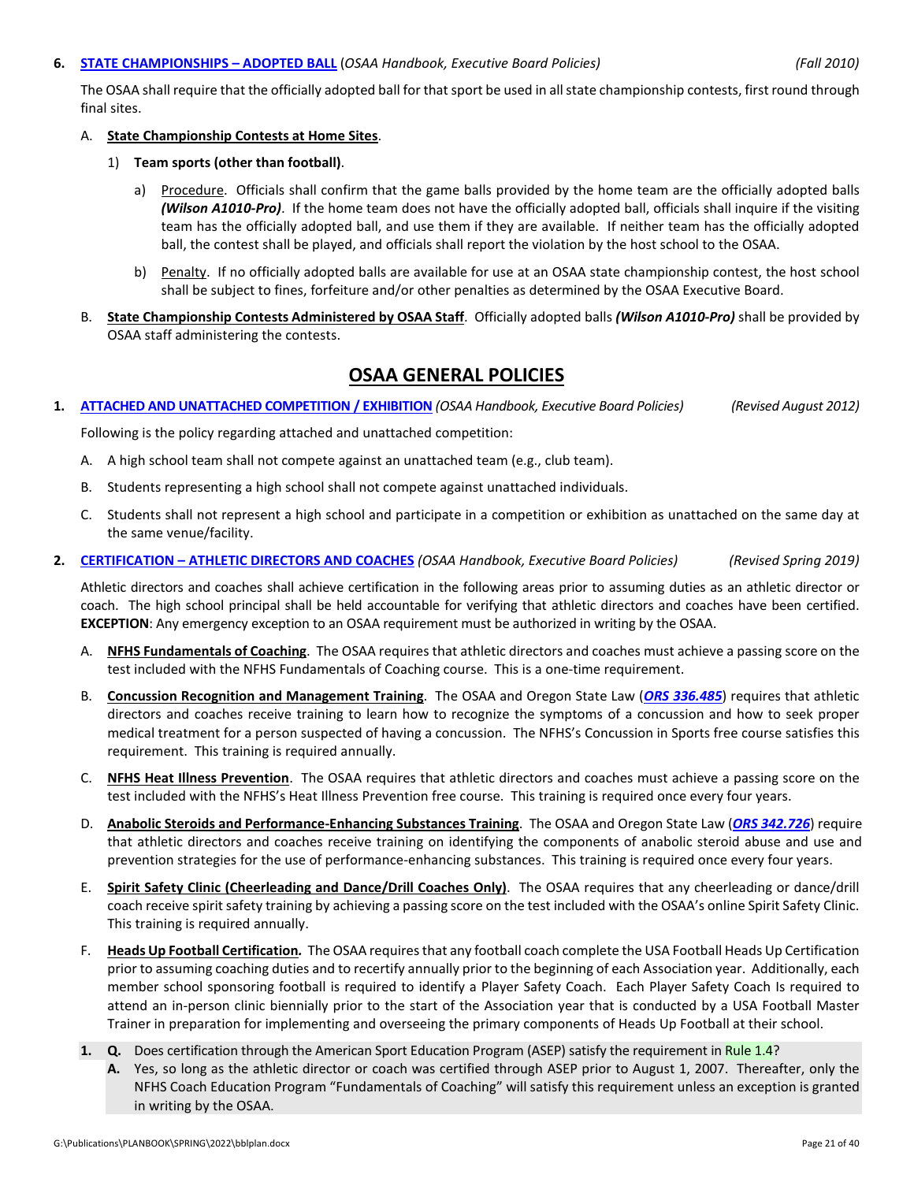**6. STATE CHAMPIONSHIPS – ADOPTED BALL** (*OSAA Handbook, Executive Board Policies*) *(Fall 2010)*

The OSAA shall require that the officially adopted ball for that sport be used in all state championship contests, first round through final sites.

A. **State Championship Contests at Home Sites**.

1) **Team sports (other than football)**.

a) Procedure. Officials shall confirm that the game balls provided by the home team are the officially adopted balls ***(Wilson A1010-Pro)***. If the home team does not have the officially adopted ball, officials shall inquire if the visiting team has the officially adopted ball, and use them if they are available. If neither team has the officially adopted ball, the contest shall be played, and officials shall report the violation by the host school to the OSAA.

b) Penalty. If no officially adopted balls are available for use at an OSAA state championship contest, the host school shall be subject to fines, forfeiture and/or other penalties as determined by the OSAA Executive Board.

B. **State Championship Contests Administered by OSAA Staff**. Officially adopted balls ***(Wilson A1010-Pro)*** shall be provided by OSAA staff administering the contests.

# OSAA GENERAL POLICIES

**1. ATTACHED AND UNATTACHED COMPETITION / EXHIBITION** *(OSAA Handbook, Executive Board Policies)* *(Revised August 2012)*

Following is the policy regarding attached and unattached competition:

A. A high school team shall not compete against an unattached team (e.g., club team).

B. Students representing a high school shall not compete against unattached individuals.

C. Students shall not represent a high school and participate in a competition or exhibition as unattached on the same day at the same venue/facility.

**2. CERTIFICATION – ATHLETIC DIRECTORS AND COACHES** *(OSAA Handbook, Executive Board Policies)* *(Revised Spring 2019)*

Athletic directors and coaches shall achieve certification in the following areas prior to assuming duties as an athletic director or coach. The high school principal shall be held accountable for verifying that athletic directors and coaches have been certified. **EXCEPTION**: Any emergency exception to an OSAA requirement must be authorized in writing by the OSAA.

A. **NFHS Fundamentals of Coaching**. The OSAA requires that athletic directors and coaches must achieve a passing score on the test included with the NFHS Fundamentals of Coaching course. This is a one-time requirement.

B. **Concussion Recognition and Management Training**. The OSAA and Oregon State Law (***ORS 336.485***) requires that athletic directors and coaches receive training to learn how to recognize the symptoms of a concussion and how to seek proper medical treatment for a person suspected of having a concussion. The NFHS's Concussion in Sports free course satisfies this requirement. This training is required annually.

C. **NFHS Heat Illness Prevention**. The OSAA requires that athletic directors and coaches must achieve a passing score on the test included with the NFHS's Heat Illness Prevention free course. This training is required once every four years.

D. **Anabolic Steroids and Performance-Enhancing Substances Training**. The OSAA and Oregon State Law (***ORS 342.726***) require that athletic directors and coaches receive training on identifying the components of anabolic steroid abuse and use and prevention strategies for the use of performance-enhancing substances. This training is required once every four years.

E. **Spirit Safety Clinic (Cheerleading and Dance/Drill Coaches Only)**. The OSAA requires that any cheerleading or dance/drill coach receive spirit safety training by achieving a passing score on the test included with the OSAA's online Spirit Safety Clinic. This training is required annually.

F. ***Heads Up Football Certification.*** The OSAA requires that any football coach complete the USA Football Heads Up Certification prior to assuming coaching duties and to recertify annually prior to the beginning of each Association year. Additionally, each member school sponsoring football is required to identify a Player Safety Coach. Each Player Safety Coach Is required to attend an in-person clinic biennially prior to the start of the Association year that is conducted by a USA Football Master Trainer in preparation for implementing and overseeing the primary components of Heads Up Football at their school.

**1. Q.** Does certification through the American Sport Education Program (ASEP) satisfy the requirement in Rule 1.4?
**A.** Yes, so long as the athletic director or coach was certified through ASEP prior to August 1, 2007. Thereafter, only the NFHS Coach Education Program "Fundamentals of Coaching" will satisfy this requirement unless an exception is granted in writing by the OSAA.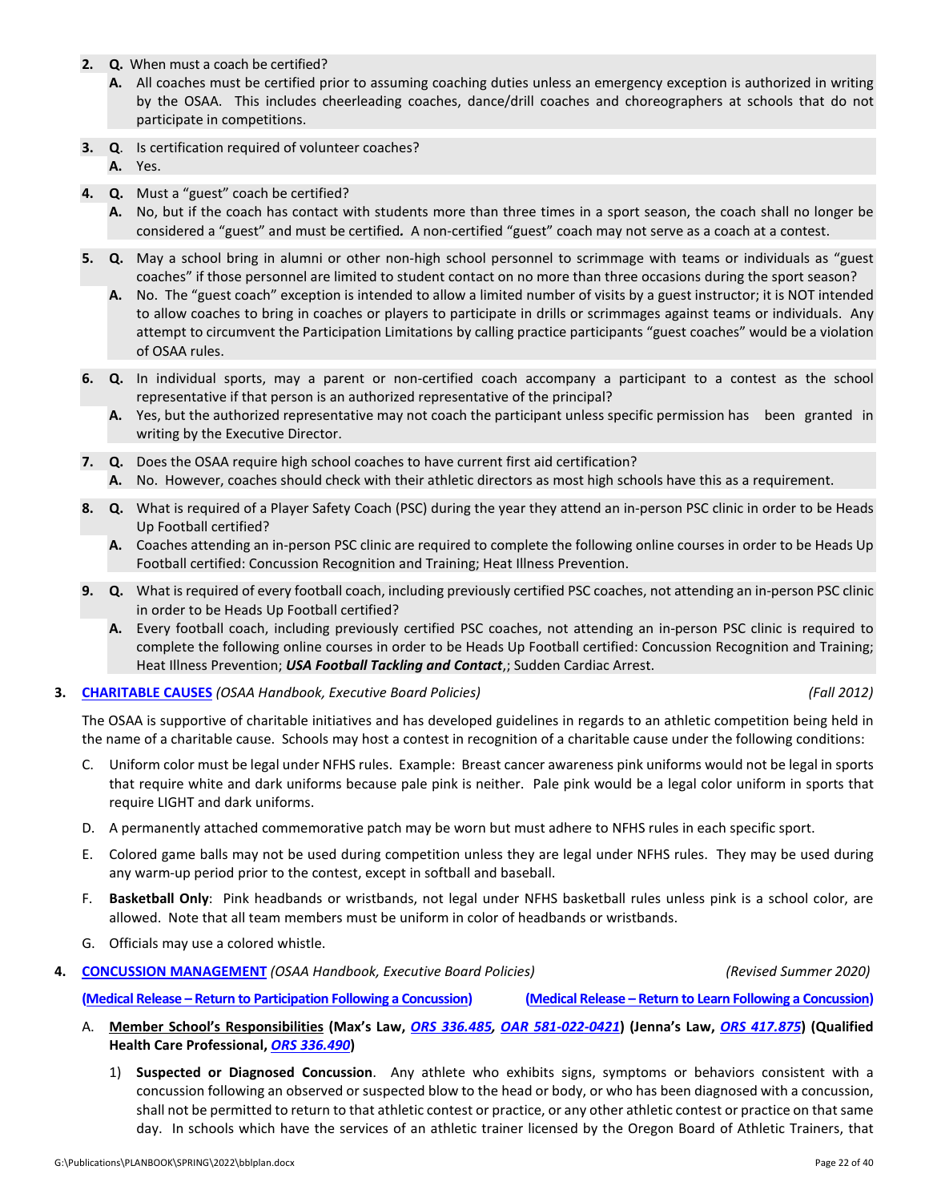2. **Q.** When must a coach be certified?
   **A.** All coaches must be certified prior to assuming coaching duties unless an emergency exception is authorized in writing by the OSAA. This includes cheerleading coaches, dance/drill coaches and choreographers at schools that do not participate in competitions.

3. **Q**. Is certification required of volunteer coaches?
   **A.** Yes.

4. **Q.** Must a "guest" coach be certified?
   **A.** No, but if the coach has contact with students more than three times in a sport season, the coach shall no longer be considered a "guest" and must be certified**.** A non-certified "guest" coach may not serve as a coach at a contest.

5. **Q.** May a school bring in alumni or other non-high school personnel to scrimmage with teams or individuals as "guest coaches" if those personnel are limited to student contact on no more than three occasions during the sport season?
   **A.** No. The "guest coach" exception is intended to allow a limited number of visits by a guest instructor; it is NOT intended to allow coaches to bring in coaches or players to participate in drills or scrimmages against teams or individuals. Any attempt to circumvent the Participation Limitations by calling practice participants "guest coaches" would be a violation of OSAA rules.

6. **Q.** In individual sports, may a parent or non-certified coach accompany a participant to a contest as the school representative if that person is an authorized representative of the principal?
   **A.** Yes, but the authorized representative may not coach the participant unless specific permission has been granted in writing by the Executive Director.

7. **Q.** Does the OSAA require high school coaches to have current first aid certification?
   **A.** No. However, coaches should check with their athletic directors as most high schools have this as a requirement.

8. **Q.** What is required of a Player Safety Coach (PSC) during the year they attend an in-person PSC clinic in order to be Heads Up Football certified?
   **A.** Coaches attending an in-person PSC clinic are required to complete the following online courses in order to be Heads Up Football certified: Concussion Recognition and Training; Heat Illness Prevention.

9. **Q.** What is required of every football coach, including previously certified PSC coaches, not attending an in-person PSC clinic in order to be Heads Up Football certified?
   **A.** Every football coach, including previously certified PSC coaches, not attending an in-person PSC clinic is required to complete the following online courses in order to be Heads Up Football certified: Concussion Recognition and Training; Heat Illness Prevention; ***USA Football Tackling and Contact***,; Sudden Cardiac Arrest.

**3. CHARITABLE CAUSES** *(OSAA Handbook, Executive Board Policies)* *(Fall 2012)*

The OSAA is supportive of charitable initiatives and has developed guidelines in regards to an athletic competition being held in the name of a charitable cause. Schools may host a contest in recognition of a charitable cause under the following conditions:

C. Uniform color must be legal under NFHS rules. Example: Breast cancer awareness pink uniforms would not be legal in sports that require white and dark uniforms because pale pink is neither. Pale pink would be a legal color uniform in sports that require LIGHT and dark uniforms.

D. A permanently attached commemorative patch may be worn but must adhere to NFHS rules in each specific sport.

E. Colored game balls may not be used during competition unless they are legal under NFHS rules. They may be used during any warm-up period prior to the contest, except in softball and baseball.

F. **Basketball Only**: Pink headbands or wristbands, not legal under NFHS basketball rules unless pink is a school color, are allowed. Note that all team members must be uniform in color of headbands or wristbands.

G. Officials may use a colored whistle.

**4. CONCUSSION MANAGEMENT** *(OSAA Handbook, Executive Board Policies)* *(Revised Summer 2020)*

**(Medical Release – Return to Participation Following a Concussion)** **(Medical Release – Return to Learn Following a Concussion)**

A. **Member School's Responsibilities (Max's Law, *ORS 336.485*, *OAR 581-022-0421*) (Jenna's Law, *ORS 417.875*) (Qualified Health Care Professional, *ORS 336.490*)**

1) **Suspected or Diagnosed Concussion**. Any athlete who exhibits signs, symptoms or behaviors consistent with a concussion following an observed or suspected blow to the head or body, or who has been diagnosed with a concussion, shall not be permitted to return to that athletic contest or practice, or any other athletic contest or practice on that same day. In schools which have the services of an athletic trainer licensed by the Oregon Board of Athletic Trainers, that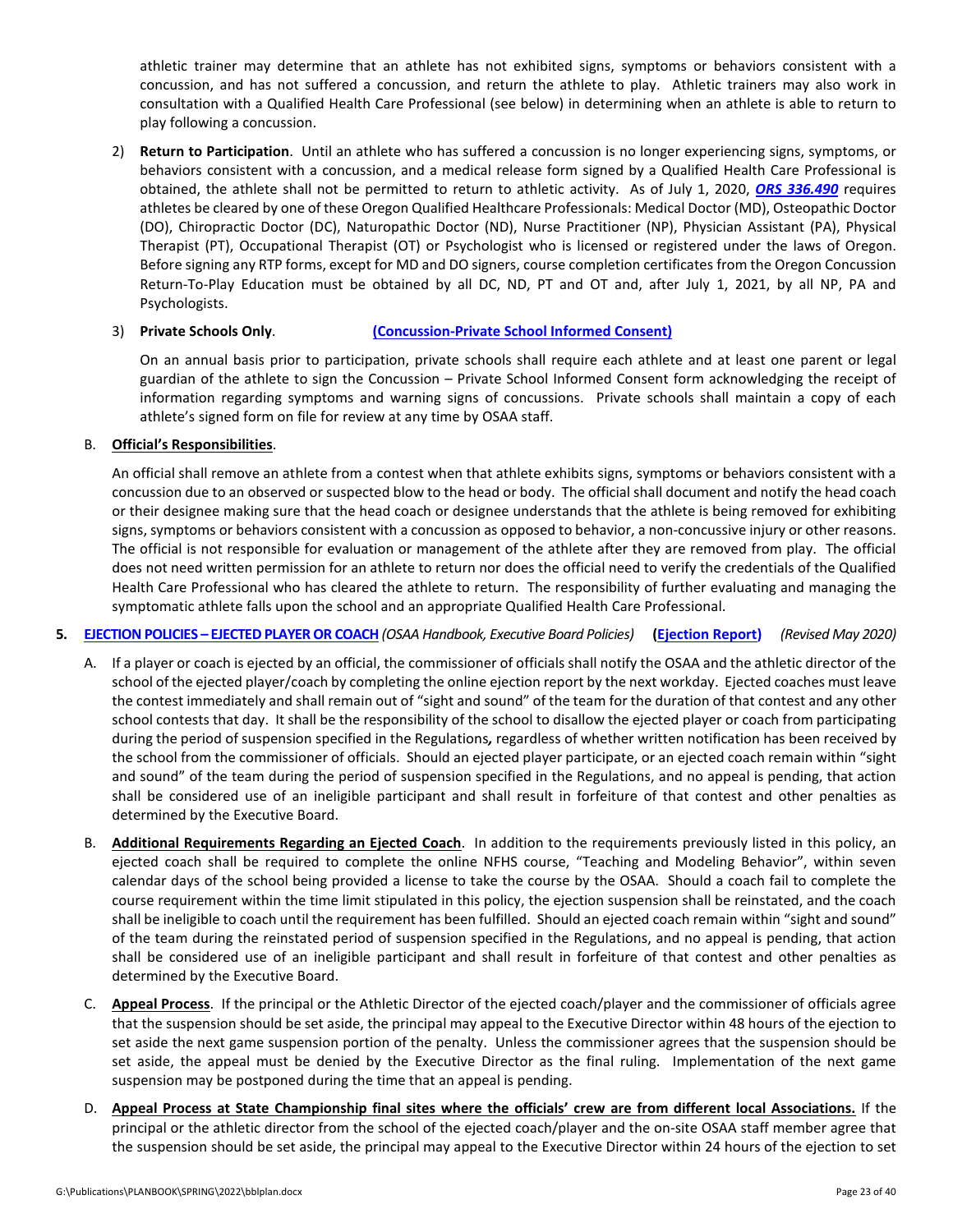athletic trainer may determine that an athlete has not exhibited signs, symptoms or behaviors consistent with a concussion, and has not suffered a concussion, and return the athlete to play. Athletic trainers may also work in consultation with a Qualified Health Care Professional (see below) in determining when an athlete is able to return to play following a concussion.

2) **Return to Participation**. Until an athlete who has suffered a concussion is no longer experiencing signs, symptoms, or behaviors consistent with a concussion, and a medical release form signed by a Qualified Health Care Professional is obtained, the athlete shall not be permitted to return to athletic activity. As of July 1, 2020, ***ORS 336.490*** requires athletes be cleared by one of these Oregon Qualified Healthcare Professionals: Medical Doctor (MD), Osteopathic Doctor (DO), Chiropractic Doctor (DC), Naturopathic Doctor (ND), Nurse Practitioner (NP), Physician Assistant (PA), Physical Therapist (PT), Occupational Therapist (OT) or Psychologist who is licensed or registered under the laws of Oregon. Before signing any RTP forms, except for MD and DO signers, course completion certificates from the Oregon Concussion Return-To-Play Education must be obtained by all DC, ND, PT and OT and, after July 1, 2021, by all NP, PA and Psychologists.

3) **Private Schools Only**. **(Concussion-Private School Informed Consent)**

On an annual basis prior to participation, private schools shall require each athlete and at least one parent or legal guardian of the athlete to sign the Concussion – Private School Informed Consent form acknowledging the receipt of information regarding symptoms and warning signs of concussions. Private schools shall maintain a copy of each athlete's signed form on file for review at any time by OSAA staff.

B. **Official's Responsibilities**.

An official shall remove an athlete from a contest when that athlete exhibits signs, symptoms or behaviors consistent with a concussion due to an observed or suspected blow to the head or body. The official shall document and notify the head coach or their designee making sure that the head coach or designee understands that the athlete is being removed for exhibiting signs, symptoms or behaviors consistent with a concussion as opposed to behavior, a non-concussive injury or other reasons. The official is not responsible for evaluation or management of the athlete after they are removed from play. The official does not need written permission for an athlete to return nor does the official need to verify the credentials of the Qualified Health Care Professional who has cleared the athlete to return. The responsibility of further evaluating and managing the symptomatic athlete falls upon the school and an appropriate Qualified Health Care Professional.

**5. EJECTION POLICIES – EJECTED PLAYER OR COACH** *(OSAA Handbook, Executive Board Policies)* **(Ejection Report)** *(Revised May 2020)*

A. If a player or coach is ejected by an official, the commissioner of officials shall notify the OSAA and the athletic director of the school of the ejected player/coach by completing the online ejection report by the next workday. Ejected coaches must leave the contest immediately and shall remain out of "sight and sound" of the team for the duration of that contest and any other school contests that day. It shall be the responsibility of the school to disallow the ejected player or coach from participating during the period of suspension specified in the Regulations*,* regardless of whether written notification has been received by the school from the commissioner of officials. Should an ejected player participate, or an ejected coach remain within "sight and sound" of the team during the period of suspension specified in the Regulations, and no appeal is pending, that action shall be considered use of an ineligible participant and shall result in forfeiture of that contest and other penalties as determined by the Executive Board.

B. **Additional Requirements Regarding an Ejected Coach**. In addition to the requirements previously listed in this policy, an ejected coach shall be required to complete the online NFHS course, "Teaching and Modeling Behavior", within seven calendar days of the school being provided a license to take the course by the OSAA. Should a coach fail to complete the course requirement within the time limit stipulated in this policy, the ejection suspension shall be reinstated, and the coach shall be ineligible to coach until the requirement has been fulfilled. Should an ejected coach remain within "sight and sound" of the team during the reinstated period of suspension specified in the Regulations, and no appeal is pending, that action shall be considered use of an ineligible participant and shall result in forfeiture of that contest and other penalties as determined by the Executive Board.

C. **Appeal Process**. If the principal or the Athletic Director of the ejected coach/player and the commissioner of officials agree that the suspension should be set aside, the principal may appeal to the Executive Director within 48 hours of the ejection to set aside the next game suspension portion of the penalty. Unless the commissioner agrees that the suspension should be set aside, the appeal must be denied by the Executive Director as the final ruling. Implementation of the next game suspension may be postponed during the time that an appeal is pending.

D. **Appeal Process at State Championship final sites where the officials' crew are from different local Associations.** If the principal or the athletic director from the school of the ejected coach/player and the on-site OSAA staff member agree that the suspension should be set aside, the principal may appeal to the Executive Director within 24 hours of the ejection to set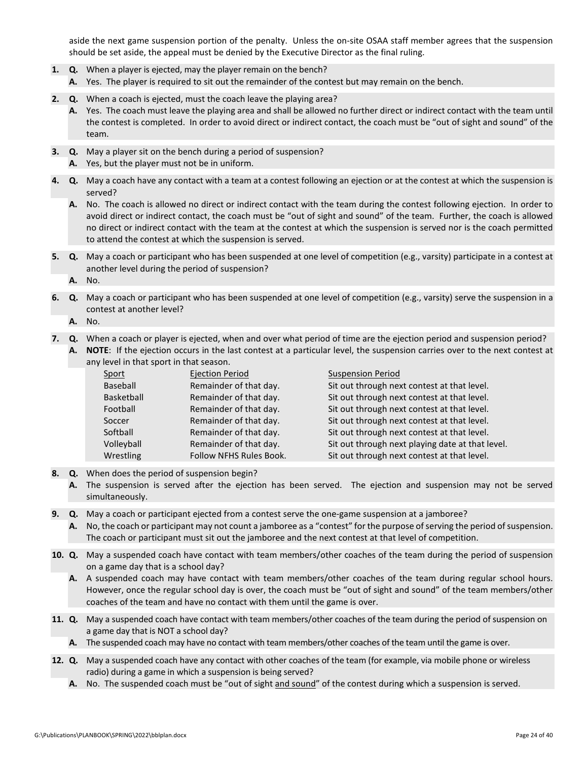aside the next game suspension portion of the penalty. Unless the on-site OSAA staff member agrees that the suspension should be set aside, the appeal must be denied by the Executive Director as the final ruling.

**1. Q.** When a player is ejected, may the player remain on the bench?
**A.** Yes. The player is required to sit out the remainder of the contest but may remain on the bench.

**2. Q.** When a coach is ejected, must the coach leave the playing area?
**A.** Yes. The coach must leave the playing area and shall be allowed no further direct or indirect contact with the team until the contest is completed. In order to avoid direct or indirect contact, the coach must be "out of sight and sound" of the team.

**3. Q.** May a player sit on the bench during a period of suspension?
**A.** Yes, but the player must not be in uniform.

**4. Q.** May a coach have any contact with a team at a contest following an ejection or at the contest at which the suspension is served?
**A.** No. The coach is allowed no direct or indirect contact with the team during the contest following ejection. In order to avoid direct or indirect contact, the coach must be "out of sight and sound" of the team. Further, the coach is allowed no direct or indirect contact with the team at the contest at which the suspension is served nor is the coach permitted to attend the contest at which the suspension is served.

**5. Q.** May a coach or participant who has been suspended at one level of competition (e.g., varsity) participate in a contest at another level during the period of suspension?
**A.** No.

**6. Q.** May a coach or participant who has been suspended at one level of competition (e.g., varsity) serve the suspension in a contest at another level?
**A.** No.

**7. Q.** When a coach or player is ejected, when and over what period of time are the ejection period and suspension period?
**A.** **NOTE**: If the ejection occurs in the last contest at a particular level, the suspension carries over to the next contest at any level in that sport in that season.

| Sport | Ejection Period | Suspension Period |
|---|---|---|
| Baseball | Remainder of that day. | Sit out through next contest at that level. |
| Basketball | Remainder of that day. | Sit out through next contest at that level. |
| Football | Remainder of that day. | Sit out through next contest at that level. |
| Soccer | Remainder of that day. | Sit out through next contest at that level. |
| Softball | Remainder of that day. | Sit out through next contest at that level. |
| Volleyball | Remainder of that day. | Sit out through next playing date at that level. |
| Wrestling | Follow NFHS Rules Book. | Sit out through next contest at that level. |

**8. Q.** When does the period of suspension begin?
**A.** The suspension is served after the ejection has been served. The ejection and suspension may not be served simultaneously.

**9. Q.** May a coach or participant ejected from a contest serve the one-game suspension at a jamboree?
**A.** No, the coach or participant may not count a jamboree as a "contest" for the purpose of serving the period of suspension. The coach or participant must sit out the jamboree and the next contest at that level of competition.

**10. Q.** May a suspended coach have contact with team members/other coaches of the team during the period of suspension on a game day that is a school day?
**A.** A suspended coach may have contact with team members/other coaches of the team during regular school hours. However, once the regular school day is over, the coach must be "out of sight and sound" of the team members/other coaches of the team and have no contact with them until the game is over.

**11. Q.** May a suspended coach have contact with team members/other coaches of the team during the period of suspension on a game day that is NOT a school day?
**A.** The suspended coach may have no contact with team members/other coaches of the team until the game is over.

**12. Q.** May a suspended coach have any contact with other coaches of the team (for example, via mobile phone or wireless radio) during a game in which a suspension is being served?
**A.** No. The suspended coach must be "out of sight and sound" of the contest during which a suspension is served.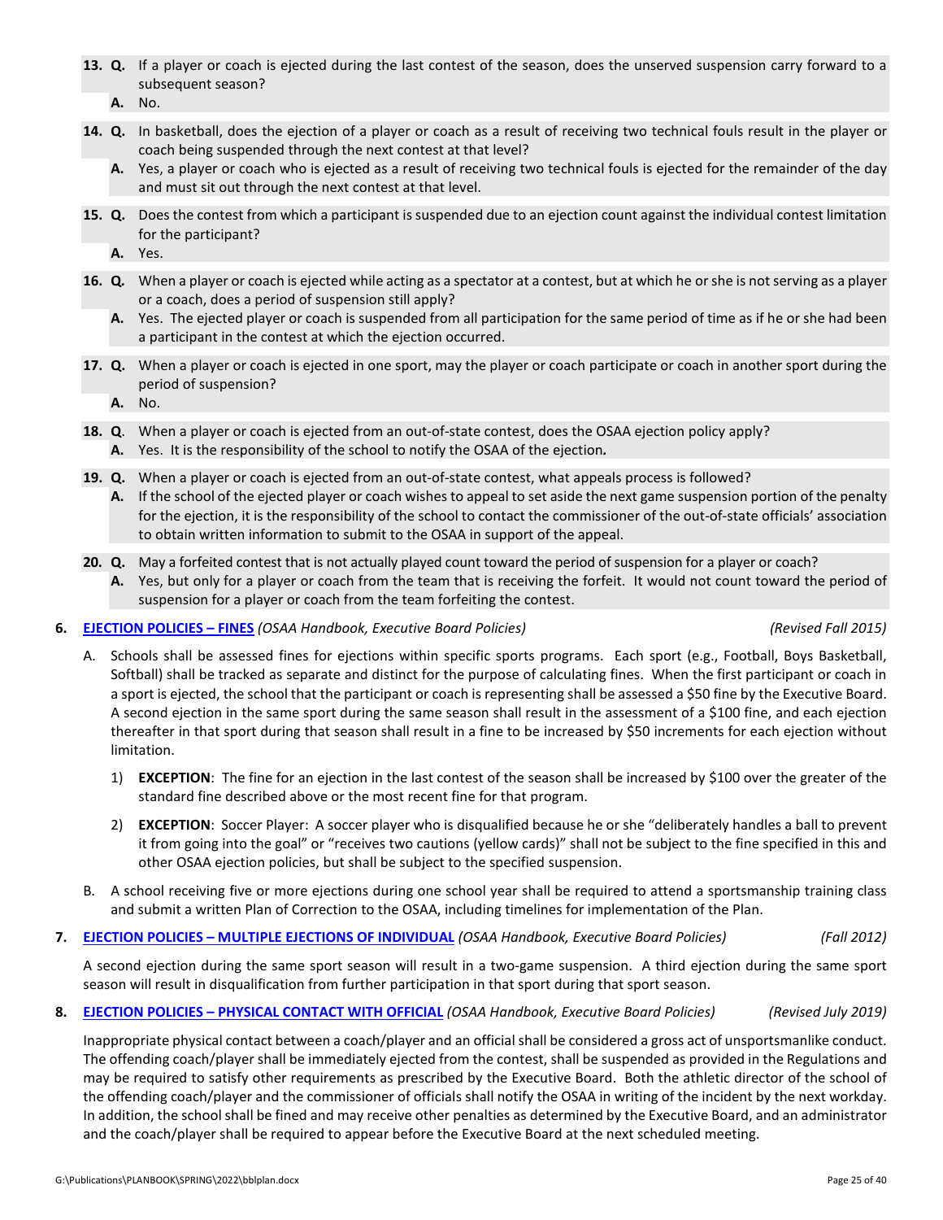13. **Q.** If a player or coach is ejected during the last contest of the season, does the unserved suspension carry forward to a subsequent season?
    **A.** No.

14. **Q.** In basketball, does the ejection of a player or coach as a result of receiving two technical fouls result in the player or coach being suspended through the next contest at that level?
    **A.** Yes, a player or coach who is ejected as a result of receiving two technical fouls is ejected for the remainder of the day and must sit out through the next contest at that level.

15. **Q.** Does the contest from which a participant is suspended due to an ejection count against the individual contest limitation for the participant?
    **A.** Yes.

16. **Q.** When a player or coach is ejected while acting as a spectator at a contest, but at which he or she is not serving as a player or a coach, does a period of suspension still apply?
    **A.** Yes. The ejected player or coach is suspended from all participation for the same period of time as if he or she had been a participant in the contest at which the ejection occurred.

17. **Q.** When a player or coach is ejected in one sport, may the player or coach participate or coach in another sport during the period of suspension?
    **A.** No.

18. **Q**. When a player or coach is ejected from an out-of-state contest, does the OSAA ejection policy apply?
    **A.** Yes. It is the responsibility of the school to notify the OSAA of the ejection*.*

19. **Q.** When a player or coach is ejected from an out-of-state contest, what appeals process is followed?
    **A.** If the school of the ejected player or coach wishes to appeal to set aside the next game suspension portion of the penalty for the ejection, it is the responsibility of the school to contact the commissioner of the out-of-state officials' association to obtain written information to submit to the OSAA in support of the appeal.

20. **Q.** May a forfeited contest that is not actually played count toward the period of suspension for a player or coach?
    **A.** Yes, but only for a player or coach from the team that is receiving the forfeit. It would not count toward the period of suspension for a player or coach from the team forfeiting the contest.

6. **EJECTION POLICIES – FINES** *(OSAA Handbook, Executive Board Policies)* *(Revised Fall 2015)*

   A. Schools shall be assessed fines for ejections within specific sports programs. Each sport (e.g., Football, Boys Basketball, Softball) shall be tracked as separate and distinct for the purpose of calculating fines. When the first participant or coach in a sport is ejected, the school that the participant or coach is representing shall be assessed a $50 fine by the Executive Board. A second ejection in the same sport during the same season shall result in the assessment of a $100 fine, and each ejection thereafter in that sport during that season shall result in a fine to be increased by $50 increments for each ejection without limitation.

      1) **EXCEPTION**: The fine for an ejection in the last contest of the season shall be increased by $100 over the greater of the standard fine described above or the most recent fine for that program.

      2) **EXCEPTION**: Soccer Player: A soccer player who is disqualified because he or she "deliberately handles a ball to prevent it from going into the goal" or "receives two cautions (yellow cards)" shall not be subject to the fine specified in this and other OSAA ejection policies, but shall be subject to the specified suspension.

   B. A school receiving five or more ejections during one school year shall be required to attend a sportsmanship training class and submit a written Plan of Correction to the OSAA, including timelines for implementation of the Plan.

7. **EJECTION POLICIES – MULTIPLE EJECTIONS OF INDIVIDUAL** *(OSAA Handbook, Executive Board Policies)* *(Fall 2012)*

   A second ejection during the same sport season will result in a two-game suspension. A third ejection during the same sport season will result in disqualification from further participation in that sport during that sport season.

8. **EJECTION POLICIES – PHYSICAL CONTACT WITH OFFICIAL** *(OSAA Handbook, Executive Board Policies)* *(Revised July 2019)*

   Inappropriate physical contact between a coach/player and an official shall be considered a gross act of unsportsmanlike conduct. The offending coach/player shall be immediately ejected from the contest, shall be suspended as provided in the Regulations and may be required to satisfy other requirements as prescribed by the Executive Board. Both the athletic director of the school of the offending coach/player and the commissioner of officials shall notify the OSAA in writing of the incident by the next workday. In addition, the school shall be fined and may receive other penalties as determined by the Executive Board, and an administrator and the coach/player shall be required to appear before the Executive Board at the next scheduled meeting.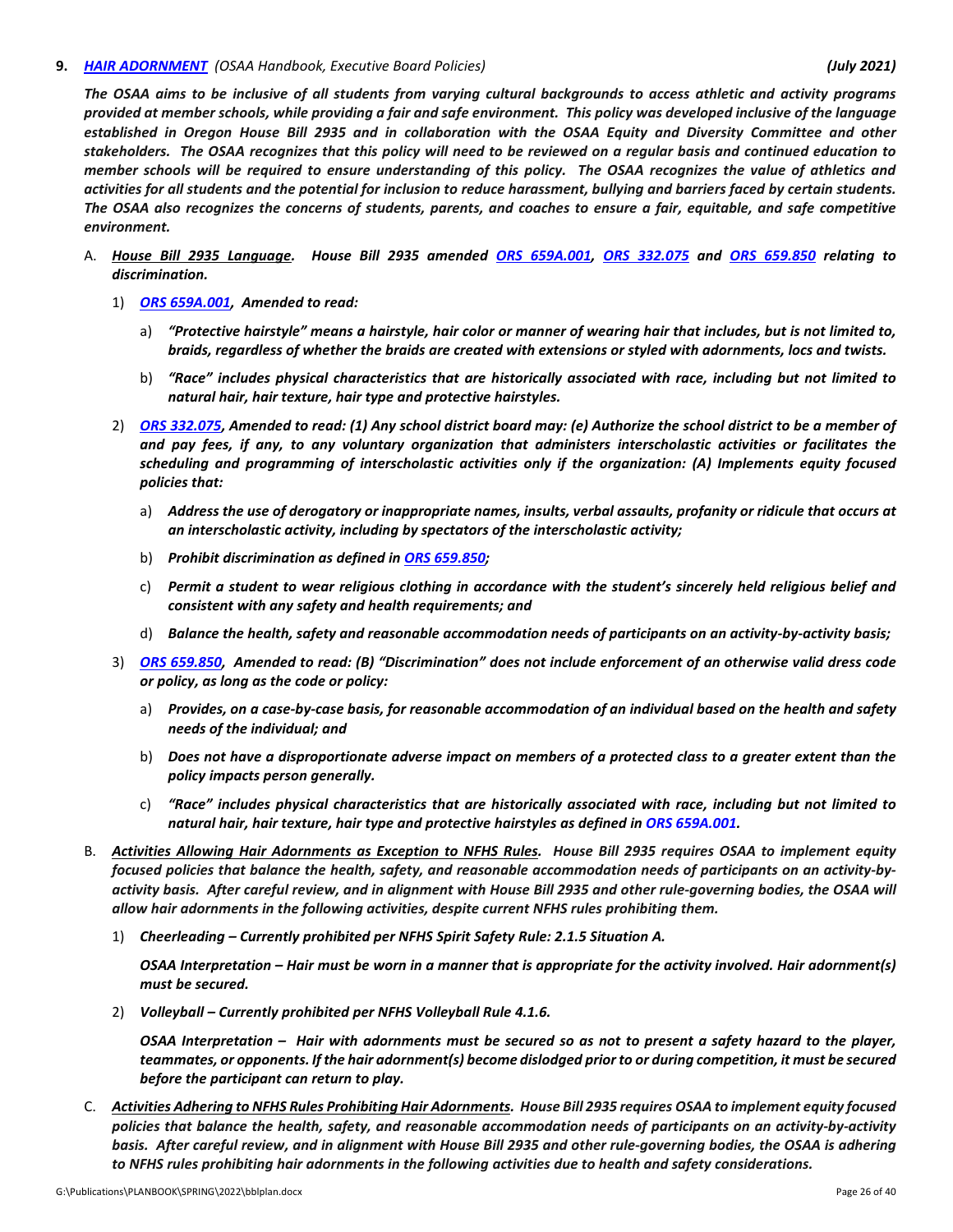**9. *HAIR ADORNMENT*** *(OSAA Handbook, Executive Board Policies)* ***(July 2021)***

***The OSAA aims to be inclusive of all students from varying cultural backgrounds to access athletic and activity programs provided at member schools, while providing a fair and safe environment. This policy was developed inclusive of the language established in Oregon House Bill 2935 and in collaboration with the OSAA Equity and Diversity Committee and other stakeholders. The OSAA recognizes that this policy will need to be reviewed on a regular basis and continued education to member schools will be required to ensure understanding of this policy. The OSAA recognizes the value of athletics and activities for all students and the potential for inclusion to reduce harassment, bullying and barriers faced by certain students. The OSAA also recognizes the concerns of students, parents, and coaches to ensure a fair, equitable, and safe competitive environment.***

A. ***House Bill 2935 Language. House Bill 2935 amended ORS 659A.001, ORS 332.075 and ORS 659.850 relating to discrimination.***

1) ***ORS 659A.001, Amended to read:***

a) ***"Protective hairstyle" means a hairstyle, hair color or manner of wearing hair that includes, but is not limited to, braids, regardless of whether the braids are created with extensions or styled with adornments, locs and twists.***

b) ***"Race" includes physical characteristics that are historically associated with race, including but not limited to natural hair, hair texture, hair type and protective hairstyles.***

2) ***ORS 332.075, Amended to read: (1) Any school district board may: (e) Authorize the school district to be a member of and pay fees, if any, to any voluntary organization that administers interscholastic activities or facilitates the scheduling and programming of interscholastic activities only if the organization: (A) Implements equity focused policies that:***

a) ***Address the use of derogatory or inappropriate names, insults, verbal assaults, profanity or ridicule that occurs at an interscholastic activity, including by spectators of the interscholastic activity;***

b) ***Prohibit discrimination as defined in ORS 659.850;***

c) ***Permit a student to wear religious clothing in accordance with the student's sincerely held religious belief and consistent with any safety and health requirements; and***

d) ***Balance the health, safety and reasonable accommodation needs of participants on an activity-by-activity basis;***

3) ***ORS 659.850, Amended to read: (B) "Discrimination" does not include enforcement of an otherwise valid dress code or policy, as long as the code or policy:***

a) ***Provides, on a case-by-case basis, for reasonable accommodation of an individual based on the health and safety needs of the individual; and***

b) ***Does not have a disproportionate adverse impact on members of a protected class to a greater extent than the policy impacts person generally.***

c) ***"Race" includes physical characteristics that are historically associated with race, including but not limited to natural hair, hair texture, hair type and protective hairstyles as defined in ORS 659A.001.***

B. ***Activities Allowing Hair Adornments as Exception to NFHS Rules. House Bill 2935 requires OSAA to implement equity focused policies that balance the health, safety, and reasonable accommodation needs of participants on an activity-by-activity basis. After careful review, and in alignment with House Bill 2935 and other rule-governing bodies, the OSAA will allow hair adornments in the following activities, despite current NFHS rules prohibiting them.***

1) ***Cheerleading – Currently prohibited per NFHS Spirit Safety Rule: 2.1.5 Situation A.***

***OSAA Interpretation – Hair must be worn in a manner that is appropriate for the activity involved. Hair adornment(s) must be secured.***

2) ***Volleyball – Currently prohibited per NFHS Volleyball Rule 4.1.6.***

***OSAA Interpretation – Hair with adornments must be secured so as not to present a safety hazard to the player, teammates, or opponents. If the hair adornment(s) become dislodged prior to or during competition, it must be secured before the participant can return to play.***

C. ***Activities Adhering to NFHS Rules Prohibiting Hair Adornments. House Bill 2935 requires OSAA to implement equity focused policies that balance the health, safety, and reasonable accommodation needs of participants on an activity-by-activity basis. After careful review, and in alignment with House Bill 2935 and other rule-governing bodies, the OSAA is adhering to NFHS rules prohibiting hair adornments in the following activities due to health and safety considerations.***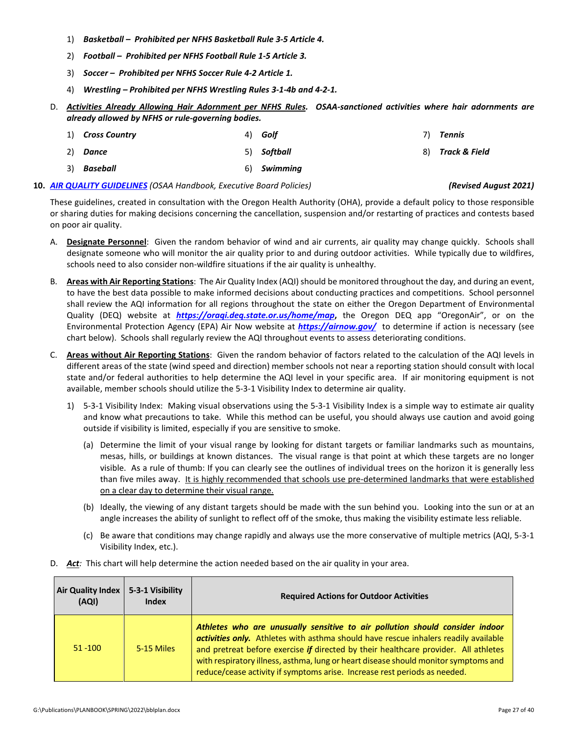1) ***Basketball – Prohibited per NFHS Basketball Rule 3-5 Article 4.***
2) ***Football – Prohibited per NFHS Football Rule 1-5 Article 3.***
3) ***Soccer – Prohibited per NFHS Soccer Rule 4-2 Article 1.***
4) ***Wrestling – Prohibited per NFHS Wrestling Rules 3-1-4b and 4-2-1.***

D. ***<u>Activities Already Allowing Hair Adornment per NFHS Rules</u>. OSAA-sanctioned activities where hair adornments are already allowed by NFHS or rule-governing bodies.***

1) ***Cross Country***
2) ***Dance***
3) ***Baseball***
4) ***Golf***
5) ***Softball***
6) ***Swimming***
7) ***Tennis***
8) ***Track & Field***

**10.** ***<u>AIR QUALITY GUIDELINES</u>*** *(OSAA Handbook, Executive Board Policies)* ***(Revised August 2021)***

These guidelines, created in consultation with the Oregon Health Authority (OHA), provide a default policy to those responsible or sharing duties for making decisions concerning the cancellation, suspension and/or restarting of practices and contests based on poor air quality.

A. **<u>Designate Personnel</u>**: Given the random behavior of wind and air currents, air quality may change quickly. Schools shall designate someone who will monitor the air quality prior to and during outdoor activities. While typically due to wildfires, schools need to also consider non-wildfire situations if the air quality is unhealthy.

B. **<u>Areas with Air Reporting Stations</u>**: The Air Quality Index (AQI) should be monitored throughout the day, and during an event, to have the best data possible to make informed decisions about conducting practices and competitions. School personnel shall review the AQI information for all regions throughout the state on either the Oregon Department of Environmental Quality (DEQ) website at ***<u>https://oraqi.deq.state.or.us/home/map</u>*****,** the Oregon DEQ app "OregonAir", or on the Environmental Protection Agency (EPA) Air Now website at ***<u>https://airnow.gov/</u>*** to determine if action is necessary (see chart below). Schools shall regularly review the AQI throughout events to assess deteriorating conditions.

C. **<u>Areas without Air Reporting Stations</u>**: Given the random behavior of factors related to the calculation of the AQI levels in different areas of the state (wind speed and direction) member schools not near a reporting station should consult with local state and/or federal authorities to help determine the AQI level in your specific area. If air monitoring equipment is not available, member schools should utilize the 5-3-1 Visibility Index to determine air quality.

1) 5-3-1 Visibility Index: Making visual observations using the 5-3-1 Visibility Index is a simple way to estimate air quality and know what precautions to take. While this method can be useful, you should always use caution and avoid going outside if visibility is limited, especially if you are sensitive to smoke.

   (a) Determine the limit of your visual range by looking for distant targets or familiar landmarks such as mountains, mesas, hills, or buildings at known distances. The visual range is that point at which these targets are no longer visible. As a rule of thumb: If you can clearly see the outlines of individual trees on the horizon it is generally less than five miles away. <u>It is highly recommended that schools use pre-determined landmarks that were established on a clear day to determine their visual range.</u>

   (b) Ideally, the viewing of any distant targets should be made with the sun behind you. Looking into the sun or at an angle increases the ability of sunlight to reflect off of the smoke, thus making the visibility estimate less reliable.

   (c) Be aware that conditions may change rapidly and always use the more conservative of multiple metrics (AQI, 5-3-1 Visibility Index, etc.).

D. ***<u>Act</u>:*** This chart will help determine the action needed based on the air quality in your area.

| Air Quality Index (AQI) | 5-3-1 Visibility Index | Required Actions for Outdoor Activities |
|---|---|---|
| 51 -100 | 5-15 Miles | ***Athletes who are unusually sensitive to air pollution should consider indoor activities only.*** Athletes with asthma should have rescue inhalers readily available and pretreat before exercise ***if*** directed by their healthcare provider. All athletes with respiratory illness, asthma, lung or heart disease should monitor symptoms and reduce/cease activity if symptoms arise. Increase rest periods as needed. |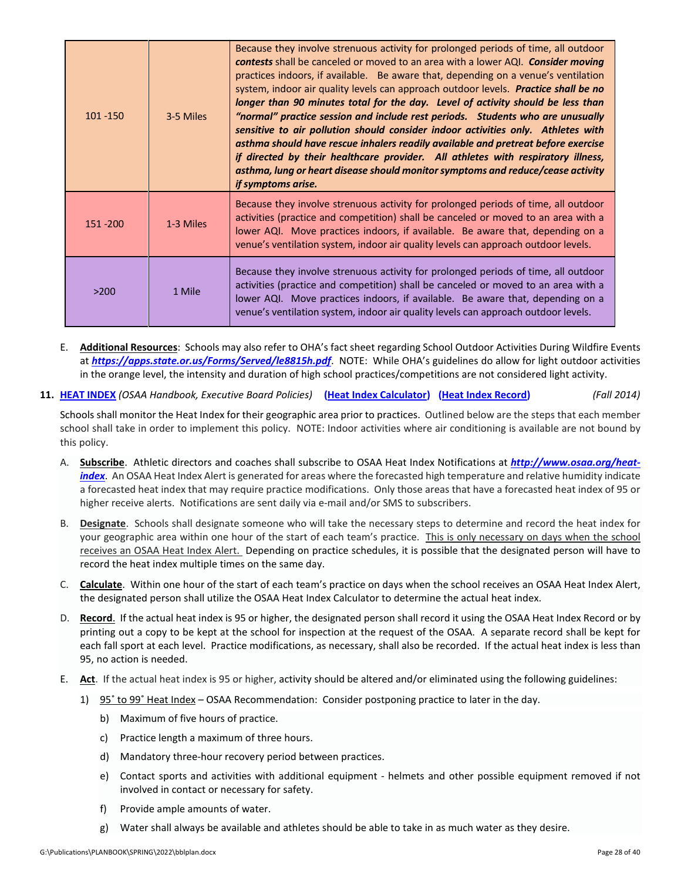| | | |
|---|---|---|
| 101 -150 | 3-5 Miles | Because they involve strenuous activity for prolonged periods of time, all outdoor ***contests*** shall be canceled or moved to an area with a lower AQI. ***Consider moving*** practices indoors, if available. Be aware that, depending on a venue's ventilation system, indoor air quality levels can approach outdoor levels. ***Practice shall be no longer than 90 minutes total for the day. Level of activity should be less than "normal" practice session and include rest periods. Students who are unusually sensitive to air pollution should consider indoor activities only. Athletes with asthma should have rescue inhalers readily available and pretreat before exercise if directed by their healthcare provider. All athletes with respiratory illness, asthma, lung or heart disease should monitor symptoms and reduce/cease activity if symptoms arise.*** |
| 151 -200 | 1-3 Miles | Because they involve strenuous activity for prolonged periods of time, all outdoor activities (practice and competition) shall be canceled or moved to an area with a lower AQI. Move practices indoors, if available. Be aware that, depending on a venue's ventilation system, indoor air quality levels can approach outdoor levels. |
| >200 | 1 Mile | Because they involve strenuous activity for prolonged periods of time, all outdoor activities (practice and competition) shall be canceled or moved to an area with a lower AQI. Move practices indoors, if available. Be aware that, depending on a venue's ventilation system, indoor air quality levels can approach outdoor levels. |

E. **Additional Resources**: Schools may also refer to OHA's fact sheet regarding School Outdoor Activities During Wildfire Events at ***https://apps.state.or.us/Forms/Served/le8815h.pdf***. NOTE: While OHA's guidelines do allow for light outdoor activities in the orange level, the intensity and duration of high school practices/competitions are not considered light activity.

**11. HEAT INDEX** *(OSAA Handbook, Executive Board Policies)* **(Heat Index Calculator) (Heat Index Record)** *(Fall 2014)*

Schools shall monitor the Heat Index for their geographic area prior to practices. Outlined below are the steps that each member school shall take in order to implement this policy. NOTE: Indoor activities where air conditioning is available are not bound by this policy.

A. **Subscribe**. Athletic directors and coaches shall subscribe to OSAA Heat Index Notifications at ***http://www.osaa.org/heat-index***. An OSAA Heat Index Alert is generated for areas where the forecasted high temperature and relative humidity indicate a forecasted heat index that may require practice modifications. Only those areas that have a forecasted heat index of 95 or higher receive alerts. Notifications are sent daily via e-mail and/or SMS to subscribers.

B. **Designate**. Schools shall designate someone who will take the necessary steps to determine and record the heat index for your geographic area within one hour of the start of each team's practice. This is only necessary on days when the school receives an OSAA Heat Index Alert. Depending on practice schedules, it is possible that the designated person will have to record the heat index multiple times on the same day.

C. **Calculate**. Within one hour of the start of each team's practice on days when the school receives an OSAA Heat Index Alert, the designated person shall utilize the OSAA Heat Index Calculator to determine the actual heat index.

D. **Record**. If the actual heat index is 95 or higher, the designated person shall record it using the OSAA Heat Index Record or by printing out a copy to be kept at the school for inspection at the request of the OSAA. A separate record shall be kept for each fall sport at each level. Practice modifications, as necessary, shall also be recorded. If the actual heat index is less than 95, no action is needed.

E. **Act**. If the actual heat index is 95 or higher, activity should be altered and/or eliminated using the following guidelines:

1) 95˚ to 99˚ Heat Index – OSAA Recommendation: Consider postponing practice to later in the day.

   b) Maximum of five hours of practice.

   c) Practice length a maximum of three hours.

   d) Mandatory three-hour recovery period between practices.

   e) Contact sports and activities with additional equipment - helmets and other possible equipment removed if not involved in contact or necessary for safety.

   f) Provide ample amounts of water.

   g) Water shall always be available and athletes should be able to take in as much water as they desire.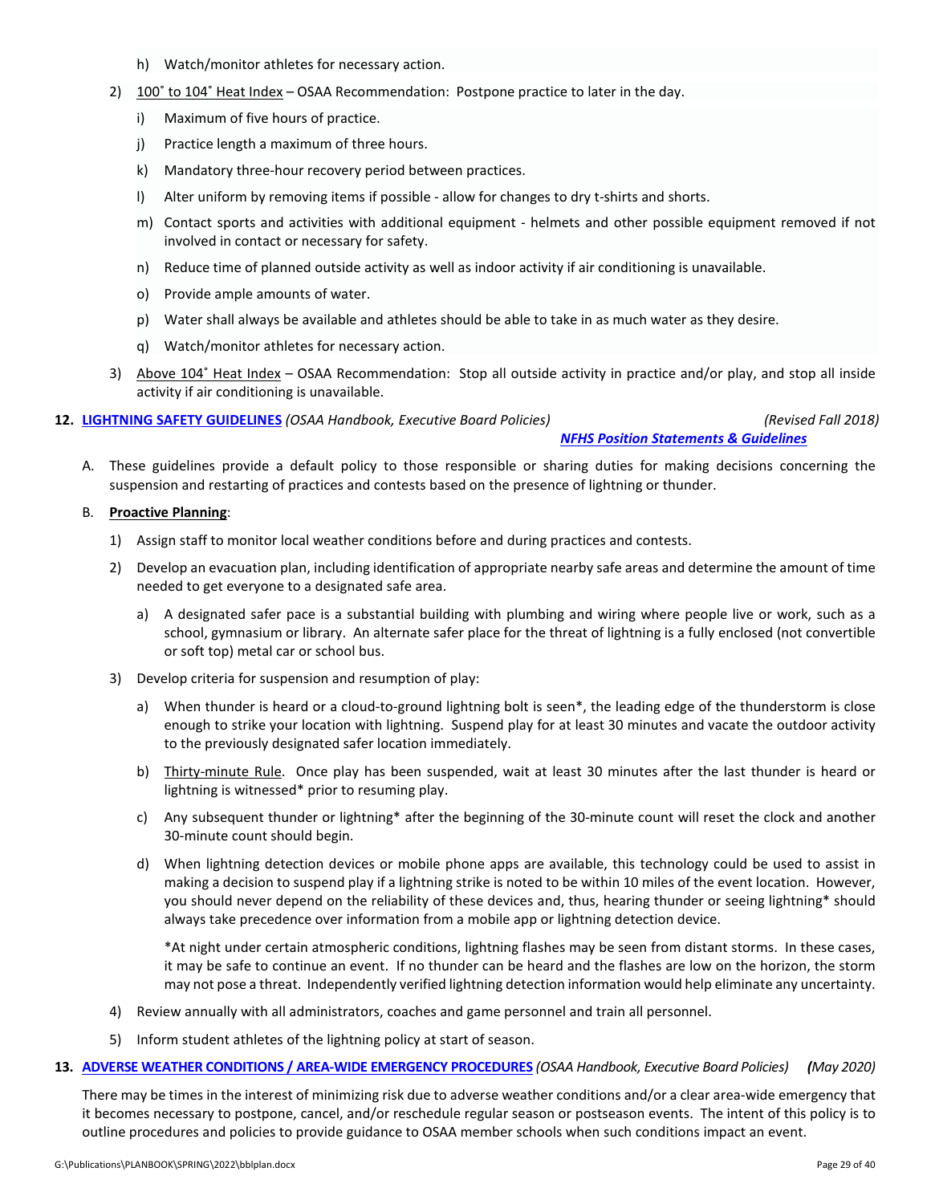h) Watch/monitor athletes for necessary action.

2) 100˚ to 104˚ Heat Index – OSAA Recommendation: Postpone practice to later in the day.

   i) Maximum of five hours of practice.

   j) Practice length a maximum of three hours.

   k) Mandatory three-hour recovery period between practices.

   l) Alter uniform by removing items if possible - allow for changes to dry t-shirts and shorts.

   m) Contact sports and activities with additional equipment - helmets and other possible equipment removed if not involved in contact or necessary for safety.

   n) Reduce time of planned outside activity as well as indoor activity if air conditioning is unavailable.

   o) Provide ample amounts of water.

   p) Water shall always be available and athletes should be able to take in as much water as they desire.

   q) Watch/monitor athletes for necessary action.

3) Above 104˚ Heat Index – OSAA Recommendation: Stop all outside activity in practice and/or play, and stop all inside activity if air conditioning is unavailable.

**12. LIGHTNING SAFETY GUIDELINES** *(OSAA Handbook, Executive Board Policies)* *(Revised Fall 2018)*
***NFHS Position Statements & Guidelines***

A. These guidelines provide a default policy to those responsible or sharing duties for making decisions concerning the suspension and restarting of practices and contests based on the presence of lightning or thunder.

B. **Proactive Planning**:

1) Assign staff to monitor local weather conditions before and during practices and contests.

2) Develop an evacuation plan, including identification of appropriate nearby safe areas and determine the amount of time needed to get everyone to a designated safe area.

   a) A designated safer pace is a substantial building with plumbing and wiring where people live or work, such as a school, gymnasium or library. An alternate safer place for the threat of lightning is a fully enclosed (not convertible or soft top) metal car or school bus.

3) Develop criteria for suspension and resumption of play:

   a) When thunder is heard or a cloud-to-ground lightning bolt is seen*, the leading edge of the thunderstorm is close enough to strike your location with lightning. Suspend play for at least 30 minutes and vacate the outdoor activity to the previously designated safer location immediately.

   b) Thirty-minute Rule. Once play has been suspended, wait at least 30 minutes after the last thunder is heard or lightning is witnessed* prior to resuming play.

   c) Any subsequent thunder or lightning* after the beginning of the 30-minute count will reset the clock and another 30-minute count should begin.

   d) When lightning detection devices or mobile phone apps are available, this technology could be used to assist in making a decision to suspend play if a lightning strike is noted to be within 10 miles of the event location. However, you should never depend on the reliability of these devices and, thus, hearing thunder or seeing lightning* should always take precedence over information from a mobile app or lightning detection device.

   *At night under certain atmospheric conditions, lightning flashes may be seen from distant storms. In these cases, it may be safe to continue an event. If no thunder can be heard and the flashes are low on the horizon, the storm may not pose a threat. Independently verified lightning detection information would help eliminate any uncertainty.

4) Review annually with all administrators, coaches and game personnel and train all personnel.

5) Inform student athletes of the lightning policy at start of season.

**13. ADVERSE WEATHER CONDITIONS / AREA-WIDE EMERGENCY PROCEDURES** *(OSAA Handbook, Executive Board Policies)* ***(****May 2020)*

There may be times in the interest of minimizing risk due to adverse weather conditions and/or a clear area-wide emergency that it becomes necessary to postpone, cancel, and/or reschedule regular season or postseason events. The intent of this policy is to outline procedures and policies to provide guidance to OSAA member schools when such conditions impact an event.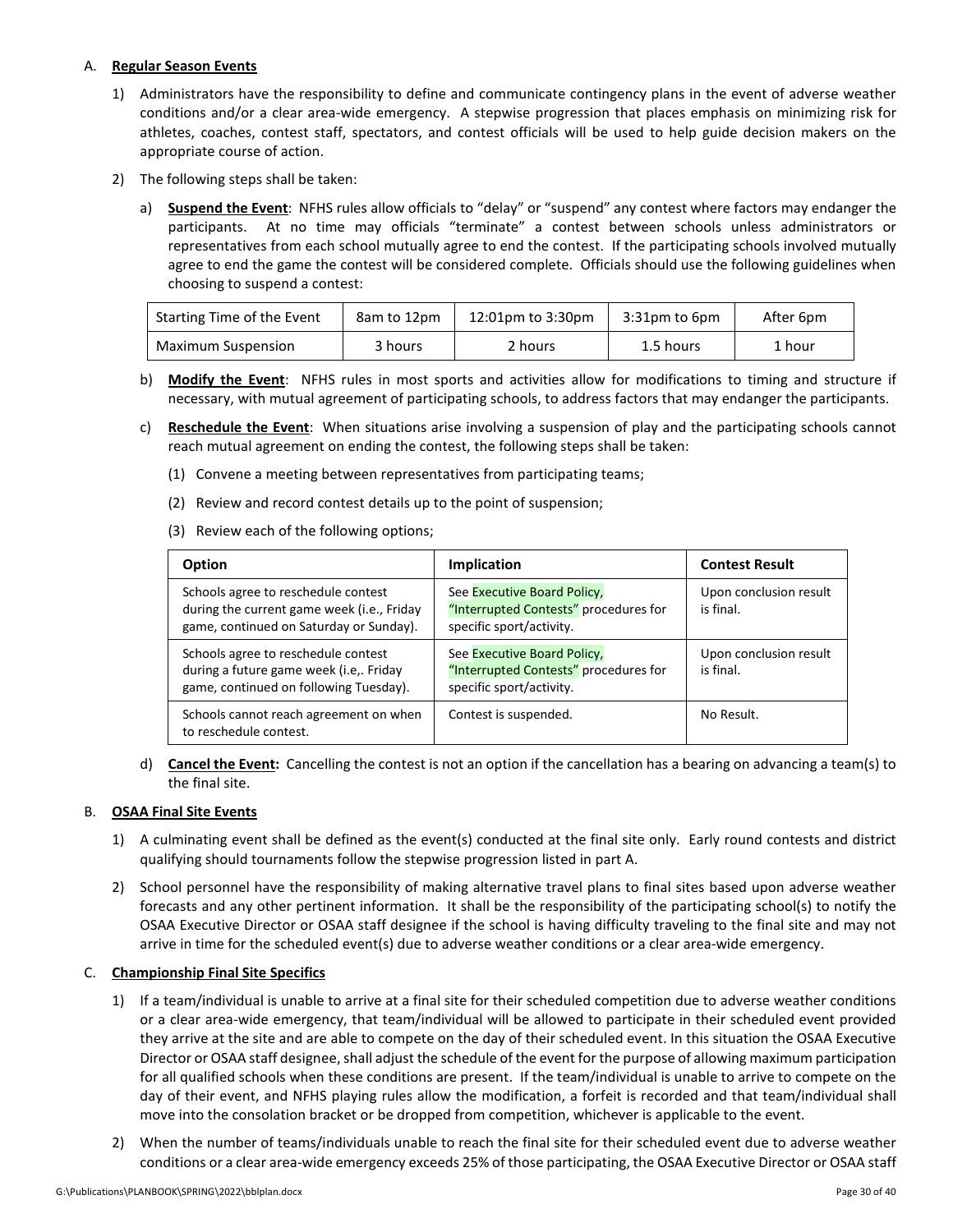A. **Regular Season Events**

1) Administrators have the responsibility to define and communicate contingency plans in the event of adverse weather conditions and/or a clear area-wide emergency. A stepwise progression that places emphasis on minimizing risk for athletes, coaches, contest staff, spectators, and contest officials will be used to help guide decision makers on the appropriate course of action.

2) The following steps shall be taken:

   a) **Suspend the Event**: NFHS rules allow officials to "delay" or "suspend" any contest where factors may endanger the participants. At no time may officials "terminate" a contest between schools unless administrators or representatives from each school mutually agree to end the contest. If the participating schools involved mutually agree to end the game the contest will be considered complete. Officials should use the following guidelines when choosing to suspend a contest:

| Starting Time of the Event | 8am to 12pm | 12:01pm to 3:30pm | 3:31pm to 6pm | After 6pm |
|---|---|---|---|---|
| Maximum Suspension | 3 hours | 2 hours | 1.5 hours | 1 hour |

   b) **Modify the Event**: NFHS rules in most sports and activities allow for modifications to timing and structure if necessary, with mutual agreement of participating schools, to address factors that may endanger the participants.

   c) **Reschedule the Event**: When situations arise involving a suspension of play and the participating schools cannot reach mutual agreement on ending the contest, the following steps shall be taken:

      (1) Convene a meeting between representatives from participating teams;

      (2) Review and record contest details up to the point of suspension;

      (3) Review each of the following options;

| Option | Implication | Contest Result |
|---|---|---|
| Schools agree to reschedule contest during the current game week (i.e., Friday game, continued on Saturday or Sunday). | See Executive Board Policy, "Interrupted Contests" procedures for specific sport/activity. | Upon conclusion result is final. |
| Schools agree to reschedule contest during a future game week (i.e,. Friday game, continued on following Tuesday). | See Executive Board Policy, "Interrupted Contests" procedures for specific sport/activity. | Upon conclusion result is final. |
| Schools cannot reach agreement on when to reschedule contest. | Contest is suspended. | No Result. |

   d) **Cancel the Event:** Cancelling the contest is not an option if the cancellation has a bearing on advancing a team(s) to the final site.

B. **OSAA Final Site Events**

1) A culminating event shall be defined as the event(s) conducted at the final site only. Early round contests and district qualifying should tournaments follow the stepwise progression listed in part A.

2) School personnel have the responsibility of making alternative travel plans to final sites based upon adverse weather forecasts and any other pertinent information. It shall be the responsibility of the participating school(s) to notify the OSAA Executive Director or OSAA staff designee if the school is having difficulty traveling to the final site and may not arrive in time for the scheduled event(s) due to adverse weather conditions or a clear area-wide emergency.

C. **Championship Final Site Specifics**

1) If a team/individual is unable to arrive at a final site for their scheduled competition due to adverse weather conditions or a clear area-wide emergency, that team/individual will be allowed to participate in their scheduled event provided they arrive at the site and are able to compete on the day of their scheduled event. In this situation the OSAA Executive Director or OSAA staff designee, shall adjust the schedule of the event for the purpose of allowing maximum participation for all qualified schools when these conditions are present. If the team/individual is unable to arrive to compete on the day of their event, and NFHS playing rules allow the modification, a forfeit is recorded and that team/individual shall move into the consolation bracket or be dropped from competition, whichever is applicable to the event.

2) When the number of teams/individuals unable to reach the final site for their scheduled event due to adverse weather conditions or a clear area-wide emergency exceeds 25% of those participating, the OSAA Executive Director or OSAA staff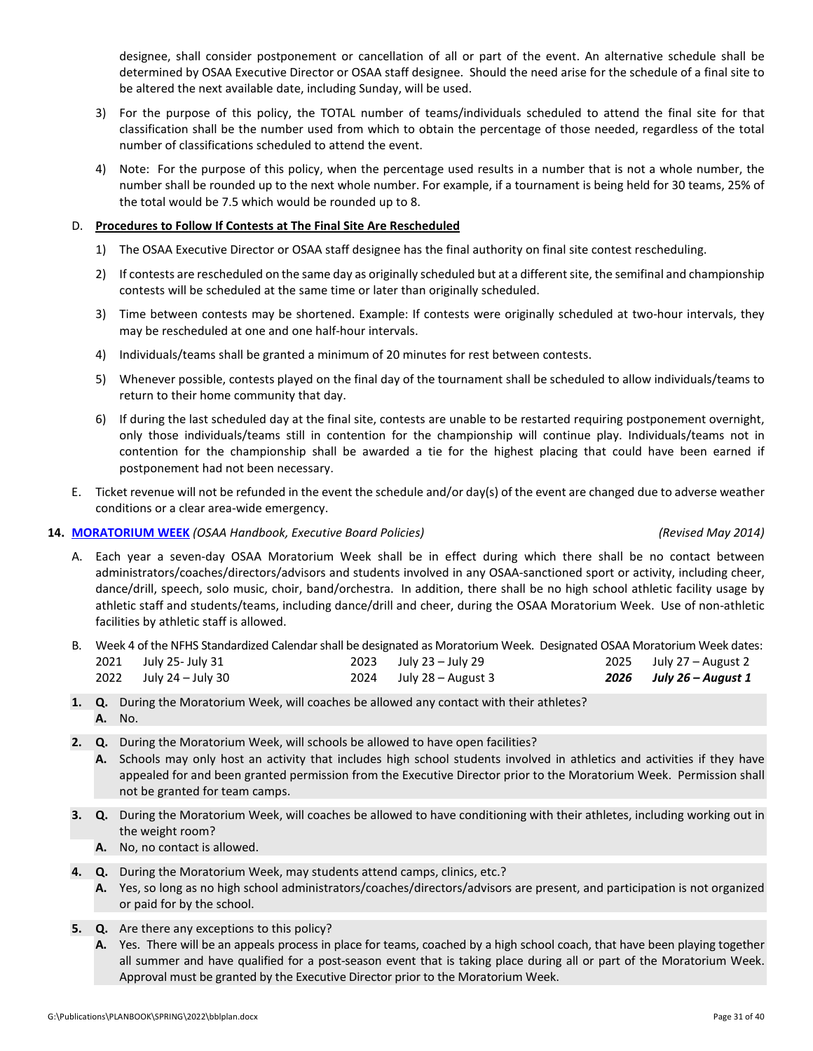designee, shall consider postponement or cancellation of all or part of the event. An alternative schedule shall be determined by OSAA Executive Director or OSAA staff designee. Should the need arise for the schedule of a final site to be altered the next available date, including Sunday, will be used.

3) For the purpose of this policy, the TOTAL number of teams/individuals scheduled to attend the final site for that classification shall be the number used from which to obtain the percentage of those needed, regardless of the total number of classifications scheduled to attend the event.

4) Note: For the purpose of this policy, when the percentage used results in a number that is not a whole number, the number shall be rounded up to the next whole number. For example, if a tournament is being held for 30 teams, 25% of the total would be 7.5 which would be rounded up to 8.

D. **Procedures to Follow If Contests at The Final Site Are Rescheduled**

1) The OSAA Executive Director or OSAA staff designee has the final authority on final site contest rescheduling.

2) If contests are rescheduled on the same day as originally scheduled but at a different site, the semifinal and championship contests will be scheduled at the same time or later than originally scheduled.

3) Time between contests may be shortened. Example: If contests were originally scheduled at two-hour intervals, they may be rescheduled at one and one half-hour intervals.

4) Individuals/teams shall be granted a minimum of 20 minutes for rest between contests.

5) Whenever possible, contests played on the final day of the tournament shall be scheduled to allow individuals/teams to return to their home community that day.

6) If during the last scheduled day at the final site, contests are unable to be restarted requiring postponement overnight, only those individuals/teams still in contention for the championship will continue play. Individuals/teams not in contention for the championship shall be awarded a tie for the highest placing that could have been earned if postponement had not been necessary.

E. Ticket revenue will not be refunded in the event the schedule and/or day(s) of the event are changed due to adverse weather conditions or a clear area-wide emergency.

**14. MORATORIUM WEEK** *(OSAA Handbook, Executive Board Policies)* *(Revised May 2014)*

A. Each year a seven-day OSAA Moratorium Week shall be in effect during which there shall be no contact between administrators/coaches/directors/advisors and students involved in any OSAA-sanctioned sport or activity, including cheer, dance/drill, speech, solo music, choir, band/orchestra. In addition, there shall be no high school athletic facility usage by athletic staff and students/teams, including dance/drill and cheer, during the OSAA Moratorium Week. Use of non-athletic facilities by athletic staff is allowed.

B. Week 4 of the NFHS Standardized Calendar shall be designated as Moratorium Week. Designated OSAA Moratorium Week dates:

| | | | | | |
|---|---|---|---|---|---|
| 2021 | July 25- July 31 | 2023 | July 23 – July 29 | 2025 | July 27 – August 2 |
| 2022 | July 24 – July 30 | 2024 | July 28 – August 3 | ***2026*** | ***July 26 – August 1*** |

**1. Q.** During the Moratorium Week, will coaches be allowed any contact with their athletes?
**A.** No.

**2. Q.** During the Moratorium Week, will schools be allowed to have open facilities?
**A.** Schools may only host an activity that includes high school students involved in athletics and activities if they have appealed for and been granted permission from the Executive Director prior to the Moratorium Week. Permission shall not be granted for team camps.

**3. Q.** During the Moratorium Week, will coaches be allowed to have conditioning with their athletes, including working out in the weight room?
**A.** No, no contact is allowed.

**4. Q.** During the Moratorium Week, may students attend camps, clinics, etc.?
**A.** Yes, so long as no high school administrators/coaches/directors/advisors are present, and participation is not organized or paid for by the school.

**5. Q.** Are there any exceptions to this policy?
**A.** Yes. There will be an appeals process in place for teams, coached by a high school coach, that have been playing together all summer and have qualified for a post-season event that is taking place during all or part of the Moratorium Week. Approval must be granted by the Executive Director prior to the Moratorium Week.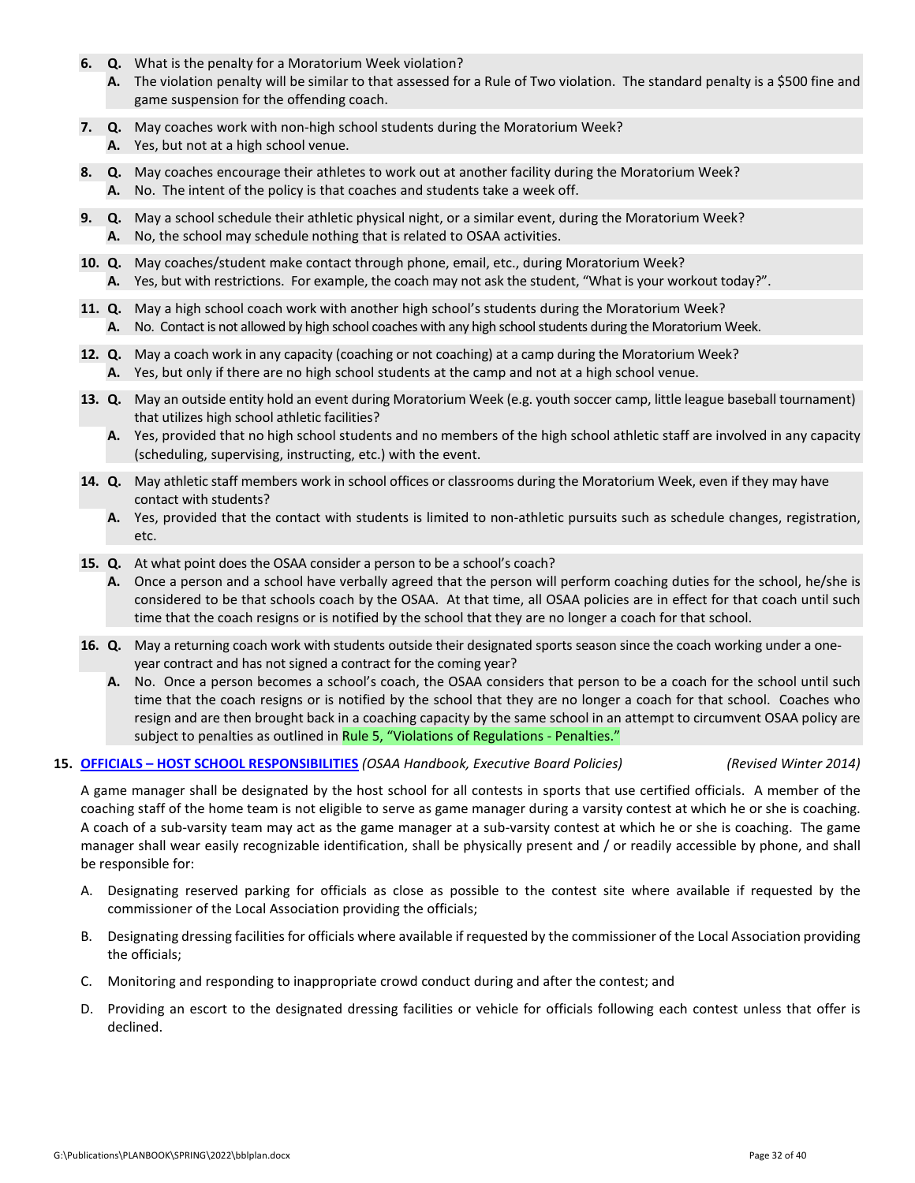6. **Q.** What is the penalty for a Moratorium Week violation?
   **A.** The violation penalty will be similar to that assessed for a Rule of Two violation. The standard penalty is a $500 fine and game suspension for the offending coach.

7. **Q.** May coaches work with non-high school students during the Moratorium Week?
   **A.** Yes, but not at a high school venue.

8. **Q.** May coaches encourage their athletes to work out at another facility during the Moratorium Week?
   **A.** No. The intent of the policy is that coaches and students take a week off.

9. **Q.** May a school schedule their athletic physical night, or a similar event, during the Moratorium Week?
   **A.** No, the school may schedule nothing that is related to OSAA activities.

10. **Q.** May coaches/student make contact through phone, email, etc., during Moratorium Week?
    **A.** Yes, but with restrictions. For example, the coach may not ask the student, "What is your workout today?".

11. **Q.** May a high school coach work with another high school's students during the Moratorium Week?
    **A.** No. Contact is not allowed by high school coaches with any high school students during the Moratorium Week.

12. **Q.** May a coach work in any capacity (coaching or not coaching) at a camp during the Moratorium Week?
    **A.** Yes, but only if there are no high school students at the camp and not at a high school venue.

13. **Q.** May an outside entity hold an event during Moratorium Week (e.g. youth soccer camp, little league baseball tournament) that utilizes high school athletic facilities?
    **A.** Yes, provided that no high school students and no members of the high school athletic staff are involved in any capacity (scheduling, supervising, instructing, etc.) with the event.

14. **Q.** May athletic staff members work in school offices or classrooms during the Moratorium Week, even if they may have contact with students?
    **A.** Yes, provided that the contact with students is limited to non-athletic pursuits such as schedule changes, registration, etc.

15. **Q.** At what point does the OSAA consider a person to be a school's coach?
    **A.** Once a person and a school have verbally agreed that the person will perform coaching duties for the school, he/she is considered to be that schools coach by the OSAA. At that time, all OSAA policies are in effect for that coach until such time that the coach resigns or is notified by the school that they are no longer a coach for that school.

16. **Q.** May a returning coach work with students outside their designated sports season since the coach working under a one-year contract and has not signed a contract for the coming year?
    **A.** No. Once a person becomes a school's coach, the OSAA considers that person to be a coach for the school until such time that the coach resigns or is notified by the school that they are no longer a coach for that school. Coaches who resign and are then brought back in a coaching capacity by the same school in an attempt to circumvent OSAA policy are subject to penalties as outlined in Rule 5, "Violations of Regulations - Penalties."

**15. OFFICIALS – HOST SCHOOL RESPONSIBILITIES** *(OSAA Handbook, Executive Board Policies)* *(Revised Winter 2014)*

A game manager shall be designated by the host school for all contests in sports that use certified officials. A member of the coaching staff of the home team is not eligible to serve as game manager during a varsity contest at which he or she is coaching. A coach of a sub-varsity team may act as the game manager at a sub-varsity contest at which he or she is coaching. The game manager shall wear easily recognizable identification, shall be physically present and / or readily accessible by phone, and shall be responsible for:

A. Designating reserved parking for officials as close as possible to the contest site where available if requested by the commissioner of the Local Association providing the officials;

B. Designating dressing facilities for officials where available if requested by the commissioner of the Local Association providing the officials;

C. Monitoring and responding to inappropriate crowd conduct during and after the contest; and

D. Providing an escort to the designated dressing facilities or vehicle for officials following each contest unless that offer is declined.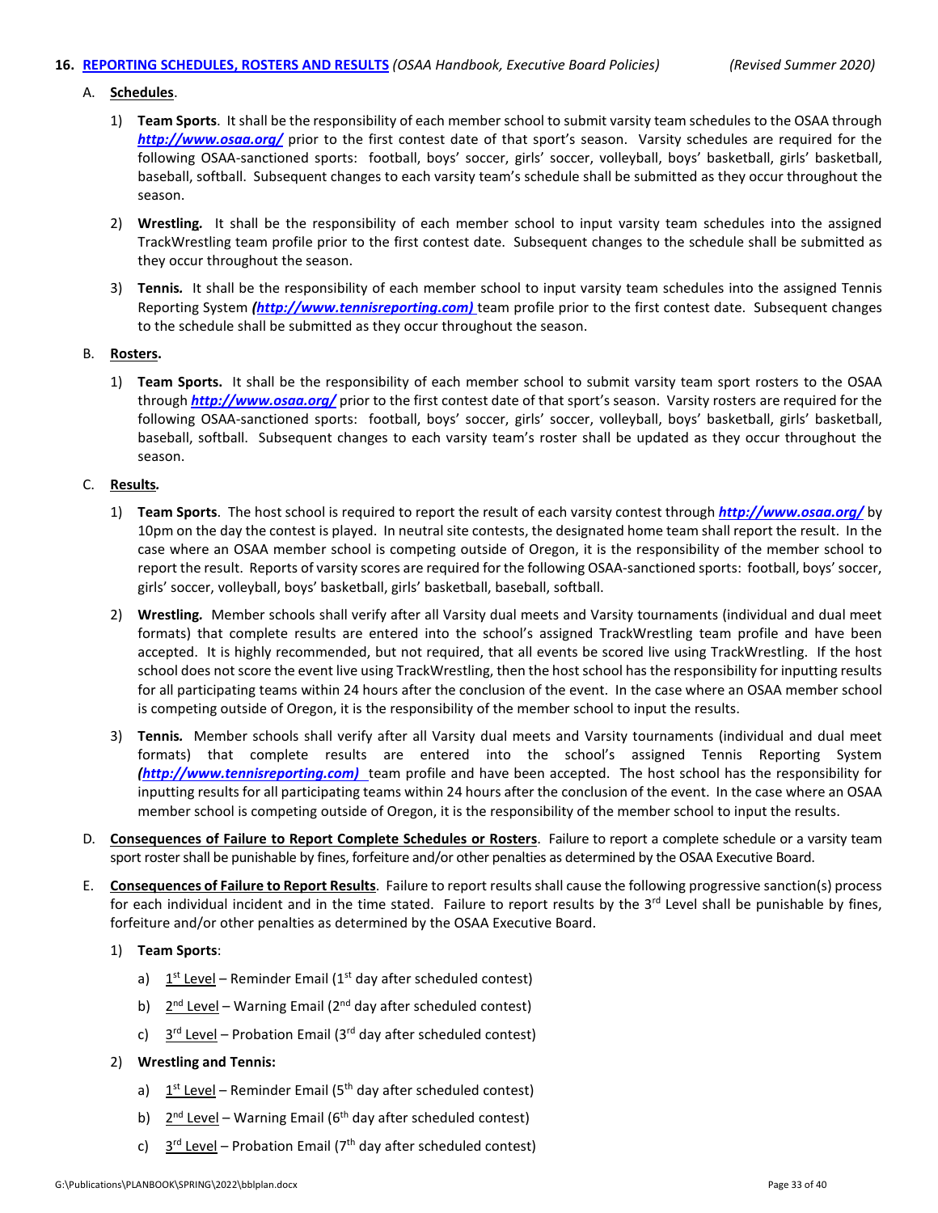## 16. [REPORTING SCHEDULES, ROSTERS AND RESULTS](http://www.osaa.org/) *(OSAA Handbook, Executive Board Policies)* *(Revised Summer 2020)*

A. **Schedules**.

1) **Team Sports**. It shall be the responsibility of each member school to submit varsity team schedules to the OSAA through ***http://www.osaa.org/*** prior to the first contest date of that sport's season. Varsity schedules are required for the following OSAA-sanctioned sports: football, boys' soccer, girls' soccer, volleyball, boys' basketball, girls' basketball, baseball, softball. Subsequent changes to each varsity team's schedule shall be submitted as they occur throughout the season.

2) **Wrestling.** It shall be the responsibility of each member school to input varsity team schedules into the assigned TrackWrestling team profile prior to the first contest date. Subsequent changes to the schedule shall be submitted as they occur throughout the season.

3) **Tennis.** It shall be the responsibility of each member school to input varsity team schedules into the assigned Tennis Reporting System ***(http://www.tennisreporting.com)*** team profile prior to the first contest date. Subsequent changes to the schedule shall be submitted as they occur throughout the season.

B. **Rosters.**

1) **Team Sports.** It shall be the responsibility of each member school to submit varsity team sport rosters to the OSAA through ***http://www.osaa.org/*** prior to the first contest date of that sport's season. Varsity rosters are required for the following OSAA-sanctioned sports: football, boys' soccer, girls' soccer, volleyball, boys' basketball, girls' basketball, baseball, softball. Subsequent changes to each varsity team's roster shall be updated as they occur throughout the season.

C. **Results.**

1) **Team Sports**. The host school is required to report the result of each varsity contest through ***http://www.osaa.org/*** by 10pm on the day the contest is played. In neutral site contests, the designated home team shall report the result. In the case where an OSAA member school is competing outside of Oregon, it is the responsibility of the member school to report the result. Reports of varsity scores are required for the following OSAA-sanctioned sports: football, boys' soccer, girls' soccer, volleyball, boys' basketball, girls' basketball, baseball, softball.

2) **Wrestling.** Member schools shall verify after all Varsity dual meets and Varsity tournaments (individual and dual meet formats) that complete results are entered into the school's assigned TrackWrestling team profile and have been accepted. It is highly recommended, but not required, that all events be scored live using TrackWrestling. If the host school does not score the event live using TrackWrestling, then the host school has the responsibility for inputting results for all participating teams within 24 hours after the conclusion of the event. In the case where an OSAA member school is competing outside of Oregon, it is the responsibility of the member school to input the results.

3) **Tennis.** Member schools shall verify after all Varsity dual meets and Varsity tournaments (individual and dual meet formats) that complete results are entered into the school's assigned Tennis Reporting System ***(http://www.tennisreporting.com)*** team profile and have been accepted. The host school has the responsibility for inputting results for all participating teams within 24 hours after the conclusion of the event. In the case where an OSAA member school is competing outside of Oregon, it is the responsibility of the member school to input the results.

D. **Consequences of Failure to Report Complete Schedules or Rosters**. Failure to report a complete schedule or a varsity team sport roster shall be punishable by fines, forfeiture and/or other penalties as determined by the OSAA Executive Board.

E. **Consequences of Failure to Report Results**. Failure to report results shall cause the following progressive sanction(s) process for each individual incident and in the time stated. Failure to report results by the 3rd Level shall be punishable by fines, forfeiture and/or other penalties as determined by the OSAA Executive Board.

1) **Team Sports**:

a) 1st Level – Reminder Email (1st day after scheduled contest)

b) 2nd Level – Warning Email (2nd day after scheduled contest)

c) 3rd Level – Probation Email (3rd day after scheduled contest)

2) **Wrestling and Tennis:**

a) 1st Level – Reminder Email (5th day after scheduled contest)

b) 2nd Level – Warning Email (6th day after scheduled contest)

c) 3rd Level – Probation Email (7th day after scheduled contest)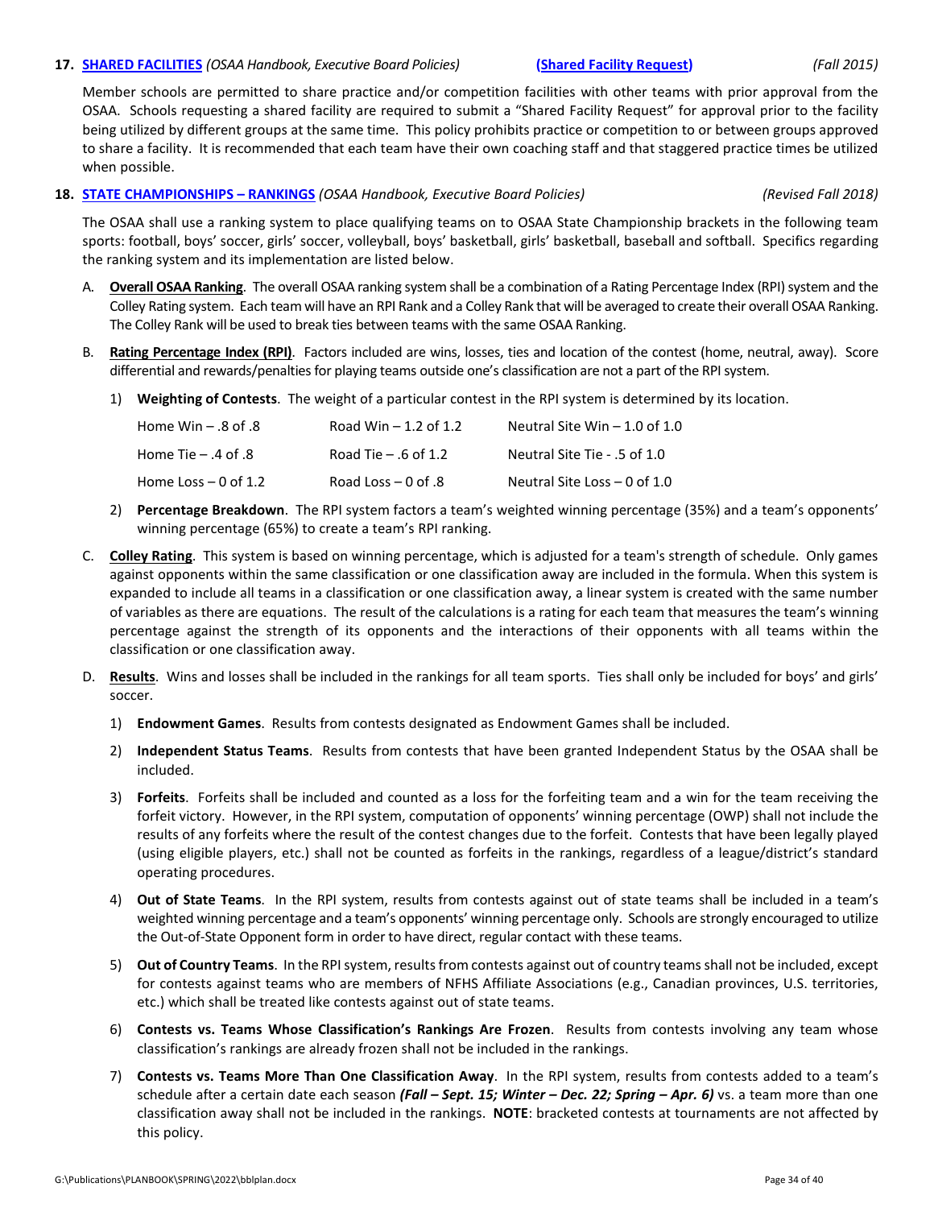**17. [SHARED FACILITIES](#)** *(OSAA Handbook, Executive Board Policies)* **[(Shared Facility Request)](#)** *(Fall 2015)*

Member schools are permitted to share practice and/or competition facilities with other teams with prior approval from the OSAA. Schools requesting a shared facility are required to submit a "Shared Facility Request" for approval prior to the facility being utilized by different groups at the same time. This policy prohibits practice or competition to or between groups approved to share a facility. It is recommended that each team have their own coaching staff and that staggered practice times be utilized when possible.

**18. [STATE CHAMPIONSHIPS – RANKINGS](#)** *(OSAA Handbook, Executive Board Policies)* *(Revised Fall 2018)*

The OSAA shall use a ranking system to place qualifying teams on to OSAA State Championship brackets in the following team sports: football, boys' soccer, girls' soccer, volleyball, boys' basketball, girls' basketball, baseball and softball. Specifics regarding the ranking system and its implementation are listed below.

A. **Overall OSAA Ranking**. The overall OSAA ranking system shall be a combination of a Rating Percentage Index (RPI) system and the Colley Rating system. Each team will have an RPI Rank and a Colley Rank that will be averaged to create their overall OSAA Ranking. The Colley Rank will be used to break ties between teams with the same OSAA Ranking.

B. **Rating Percentage Index (RPI)**. Factors included are wins, losses, ties and location of the contest (home, neutral, away). Score differential and rewards/penalties for playing teams outside one's classification are not a part of the RPI system.

   1) **Weighting of Contests**. The weight of a particular contest in the RPI system is determined by its location.

| | | |
|---|---|---|
| Home Win – .8 of .8 | Road Win – 1.2 of 1.2 | Neutral Site Win – 1.0 of 1.0 |
| Home Tie – .4 of .8 | Road Tie – .6 of 1.2 | Neutral Site Tie - .5 of 1.0 |
| Home Loss – 0 of 1.2 | Road Loss – 0 of .8 | Neutral Site Loss – 0 of 1.0 |

   2) **Percentage Breakdown**. The RPI system factors a team's weighted winning percentage (35%) and a team's opponents' winning percentage (65%) to create a team's RPI ranking.

C. **Colley Rating**. This system is based on winning percentage, which is adjusted for a team's strength of schedule. Only games against opponents within the same classification or one classification away are included in the formula. When this system is expanded to include all teams in a classification or one classification away, a linear system is created with the same number of variables as there are equations. The result of the calculations is a rating for each team that measures the team's winning percentage against the strength of its opponents and the interactions of their opponents with all teams within the classification or one classification away.

D. **Results**. Wins and losses shall be included in the rankings for all team sports. Ties shall only be included for boys' and girls' soccer.

   1) **Endowment Games**. Results from contests designated as Endowment Games shall be included.

   2) **Independent Status Teams**. Results from contests that have been granted Independent Status by the OSAA shall be included.

   3) **Forfeits**. Forfeits shall be included and counted as a loss for the forfeiting team and a win for the team receiving the forfeit victory. However, in the RPI system, computation of opponents' winning percentage (OWP) shall not include the results of any forfeits where the result of the contest changes due to the forfeit. Contests that have been legally played (using eligible players, etc.) shall not be counted as forfeits in the rankings, regardless of a league/district's standard operating procedures.

   4) **Out of State Teams**. In the RPI system, results from contests against out of state teams shall be included in a team's weighted winning percentage and a team's opponents' winning percentage only. Schools are strongly encouraged to utilize the Out-of-State Opponent form in order to have direct, regular contact with these teams.

   5) **Out of Country Teams**. In the RPI system, results from contests against out of country teams shall not be included, except for contests against teams who are members of NFHS Affiliate Associations (e.g., Canadian provinces, U.S. territories, etc.) which shall be treated like contests against out of state teams.

   6) **Contests vs. Teams Whose Classification's Rankings Are Frozen**. Results from contests involving any team whose classification's rankings are already frozen shall not be included in the rankings.

   7) **Contests vs. Teams More Than One Classification Away**. In the RPI system, results from contests added to a team's schedule after a certain date each season ***(Fall – Sept. 15; Winter – Dec. 22; Spring – Apr. 6)*** vs. a team more than one classification away shall not be included in the rankings. **NOTE**: bracketed contests at tournaments are not affected by this policy.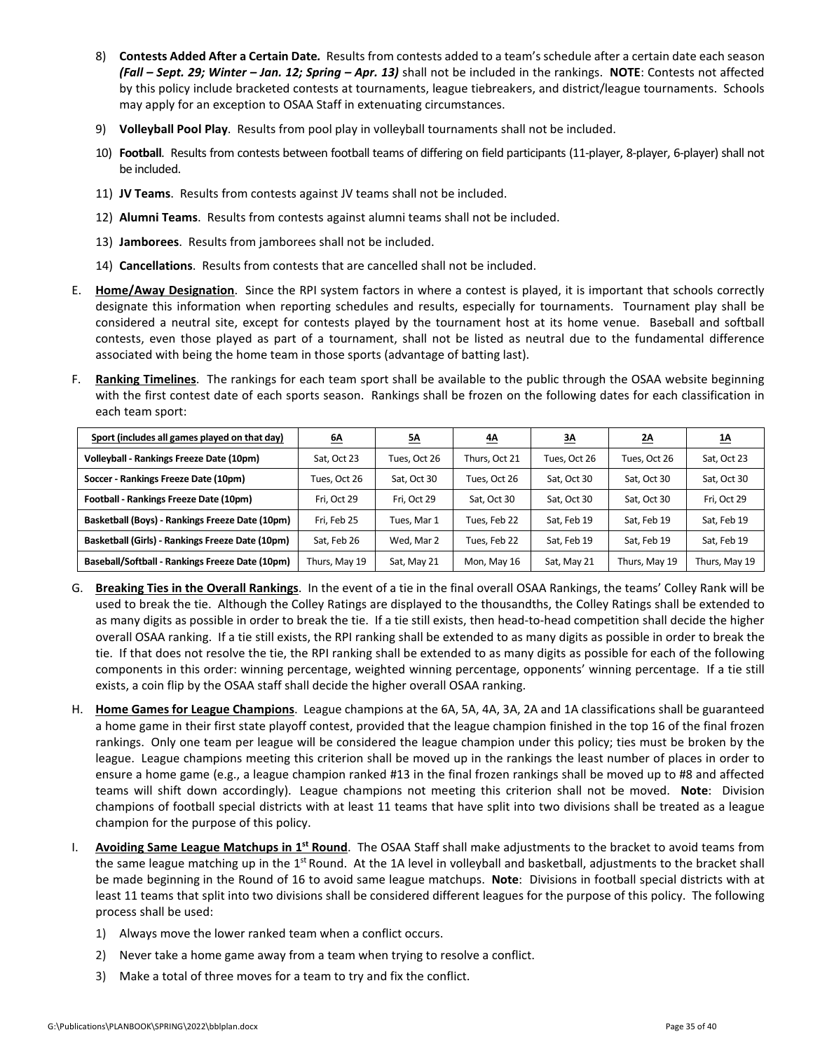8) **Contests Added After a Certain Date.** Results from contests added to a team's schedule after a certain date each season ***(Fall – Sept. 29; Winter – Jan. 12; Spring – Apr. 13)*** shall not be included in the rankings. **NOTE**: Contests not affected by this policy include bracketed contests at tournaments, league tiebreakers, and district/league tournaments. Schools may apply for an exception to OSAA Staff in extenuating circumstances.

9) **Volleyball Pool Play**. Results from pool play in volleyball tournaments shall not be included.

10) **Football**. Results from contests between football teams of differing on field participants (11-player, 8-player, 6-player) shall not be included.

11) **JV Teams**. Results from contests against JV teams shall not be included.

12) **Alumni Teams**. Results from contests against alumni teams shall not be included.

13) **Jamborees**. Results from jamborees shall not be included.

14) **Cancellations**. Results from contests that are cancelled shall not be included.

E. **Home/Away Designation**. Since the RPI system factors in where a contest is played, it is important that schools correctly designate this information when reporting schedules and results, especially for tournaments. Tournament play shall be considered a neutral site, except for contests played by the tournament host at its home venue. Baseball and softball contests, even those played as part of a tournament, shall not be listed as neutral due to the fundamental difference associated with being the home team in those sports (advantage of batting last).

F. **Ranking Timelines**. The rankings for each team sport shall be available to the public through the OSAA website beginning with the first contest date of each sports season. Rankings shall be frozen on the following dates for each classification in each team sport:

| Sport (includes all games played on that day) | 6A | 5A | 4A | 3A | 2A | 1A |
|---|---|---|---|---|---|---|
| **Volleyball - Rankings Freeze Date (10pm)** | Sat, Oct 23 | Tues, Oct 26 | Thurs, Oct 21 | Tues, Oct 26 | Tues, Oct 26 | Sat, Oct 23 |
| **Soccer - Rankings Freeze Date (10pm)** | Tues, Oct 26 | Sat, Oct 30 | Tues, Oct 26 | Sat, Oct 30 | Sat, Oct 30 | Sat, Oct 30 |
| **Football - Rankings Freeze Date (10pm)** | Fri, Oct 29 | Fri, Oct 29 | Sat, Oct 30 | Sat, Oct 30 | Sat, Oct 30 | Fri, Oct 29 |
| **Basketball (Boys) - Rankings Freeze Date (10pm)** | Fri, Feb 25 | Tues, Mar 1 | Tues, Feb 22 | Sat, Feb 19 | Sat, Feb 19 | Sat, Feb 19 |
| **Basketball (Girls) - Rankings Freeze Date (10pm)** | Sat, Feb 26 | Wed, Mar 2 | Tues, Feb 22 | Sat, Feb 19 | Sat, Feb 19 | Sat, Feb 19 |
| **Baseball/Softball - Rankings Freeze Date (10pm)** | Thurs, May 19 | Sat, May 21 | Mon, May 16 | Sat, May 21 | Thurs, May 19 | Thurs, May 19 |

G. **Breaking Ties in the Overall Rankings**. In the event of a tie in the final overall OSAA Rankings, the teams' Colley Rank will be used to break the tie. Although the Colley Ratings are displayed to the thousandths, the Colley Ratings shall be extended to as many digits as possible in order to break the tie. If a tie still exists, then head-to-head competition shall decide the higher overall OSAA ranking. If a tie still exists, the RPI ranking shall be extended to as many digits as possible in order to break the tie. If that does not resolve the tie, the RPI ranking shall be extended to as many digits as possible for each of the following components in this order: winning percentage, weighted winning percentage, opponents' winning percentage. If a tie still exists, a coin flip by the OSAA staff shall decide the higher overall OSAA ranking.

H. **Home Games for League Champions**. League champions at the 6A, 5A, 4A, 3A, 2A and 1A classifications shall be guaranteed a home game in their first state playoff contest, provided that the league champion finished in the top 16 of the final frozen rankings. Only one team per league will be considered the league champion under this policy; ties must be broken by the league. League champions meeting this criterion shall be moved up in the rankings the least number of places in order to ensure a home game (e.g., a league champion ranked #13 in the final frozen rankings shall be moved up to #8 and affected teams will shift down accordingly). League champions not meeting this criterion shall not be moved. **Note**: Division champions of football special districts with at least 11 teams that have split into two divisions shall be treated as a league champion for the purpose of this policy.

I. **Avoiding Same League Matchups in 1st Round**. The OSAA Staff shall make adjustments to the bracket to avoid teams from the same league matching up in the 1st Round. At the 1A level in volleyball and basketball, adjustments to the bracket shall be made beginning in the Round of 16 to avoid same league matchups. **Note**: Divisions in football special districts with at least 11 teams that split into two divisions shall be considered different leagues for the purpose of this policy. The following process shall be used:

1) Always move the lower ranked team when a conflict occurs.
2) Never take a home game away from a team when trying to resolve a conflict.
3) Make a total of three moves for a team to try and fix the conflict.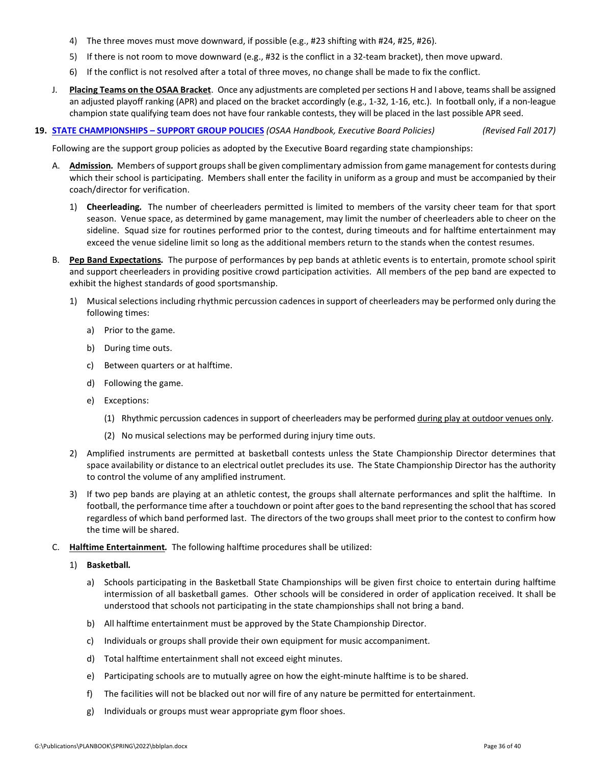4) The three moves must move downward, if possible (e.g., #23 shifting with #24, #25, #26).
5) If there is not room to move downward (e.g., #32 is the conflict in a 32-team bracket), then move upward.
6) If the conflict is not resolved after a total of three moves, no change shall be made to fix the conflict.

J. **Placing Teams on the OSAA Bracket**. Once any adjustments are completed per sections H and I above, teams shall be assigned an adjusted playoff ranking (APR) and placed on the bracket accordingly (e.g., 1-32, 1-16, etc.). In football only, if a non-league champion state qualifying team does not have four rankable contests, they will be placed in the last possible APR seed.

## 19. STATE CHAMPIONSHIPS – SUPPORT GROUP POLICIES *(OSAA Handbook, Executive Board Policies)* *(Revised Fall 2017)*

Following are the support group policies as adopted by the Executive Board regarding state championships:

A. **Admission.** Members of support groups shall be given complimentary admission from game management for contests during which their school is participating. Members shall enter the facility in uniform as a group and must be accompanied by their coach/director for verification.

   1) **Cheerleading.** The number of cheerleaders permitted is limited to members of the varsity cheer team for that sport season. Venue space, as determined by game management, may limit the number of cheerleaders able to cheer on the sideline. Squad size for routines performed prior to the contest, during timeouts and for halftime entertainment may exceed the venue sideline limit so long as the additional members return to the stands when the contest resumes.

B. **Pep Band Expectations.** The purpose of performances by pep bands at athletic events is to entertain, promote school spirit and support cheerleaders in providing positive crowd participation activities. All members of the pep band are expected to exhibit the highest standards of good sportsmanship.

   1) Musical selections including rhythmic percussion cadences in support of cheerleaders may be performed only during the following times:
      a) Prior to the game.
      b) During time outs.
      c) Between quarters or at halftime.
      d) Following the game.
      e) Exceptions:
         (1) Rhythmic percussion cadences in support of cheerleaders may be performed during play at outdoor venues only.
         (2) No musical selections may be performed during injury time outs.

   2) Amplified instruments are permitted at basketball contests unless the State Championship Director determines that space availability or distance to an electrical outlet precludes its use. The State Championship Director has the authority to control the volume of any amplified instrument.

   3) If two pep bands are playing at an athletic contest, the groups shall alternate performances and split the halftime. In football, the performance time after a touchdown or point after goes to the band representing the school that has scored regardless of which band performed last. The directors of the two groups shall meet prior to the contest to confirm how the time will be shared.

C. **Halftime Entertainment.** The following halftime procedures shall be utilized:

   1) **Basketball.**
      a) Schools participating in the Basketball State Championships will be given first choice to entertain during halftime intermission of all basketball games. Other schools will be considered in order of application received. It shall be understood that schools not participating in the state championships shall not bring a band.
      b) All halftime entertainment must be approved by the State Championship Director.
      c) Individuals or groups shall provide their own equipment for music accompaniment.
      d) Total halftime entertainment shall not exceed eight minutes.
      e) Participating schools are to mutually agree on how the eight-minute halftime is to be shared.
      f) The facilities will not be blacked out nor will fire of any nature be permitted for entertainment.
      g) Individuals or groups must wear appropriate gym floor shoes.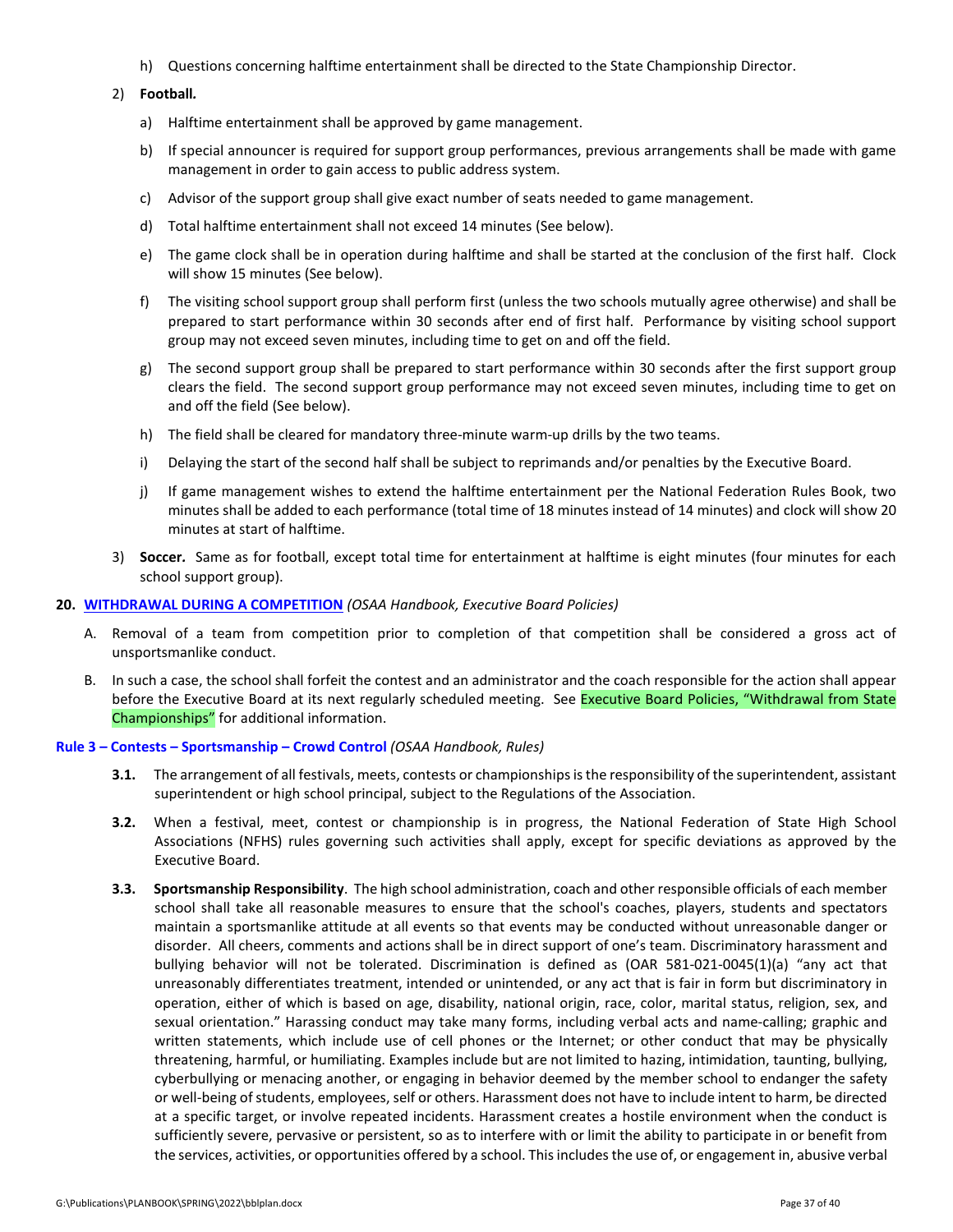h) Questions concerning halftime entertainment shall be directed to the State Championship Director.

2) **Football.**

a) Halftime entertainment shall be approved by game management.

b) If special announcer is required for support group performances, previous arrangements shall be made with game management in order to gain access to public address system.

c) Advisor of the support group shall give exact number of seats needed to game management.

d) Total halftime entertainment shall not exceed 14 minutes (See below).

e) The game clock shall be in operation during halftime and shall be started at the conclusion of the first half. Clock will show 15 minutes (See below).

f) The visiting school support group shall perform first (unless the two schools mutually agree otherwise) and shall be prepared to start performance within 30 seconds after end of first half. Performance by visiting school support group may not exceed seven minutes, including time to get on and off the field.

g) The second support group shall be prepared to start performance within 30 seconds after the first support group clears the field. The second support group performance may not exceed seven minutes, including time to get on and off the field (See below).

h) The field shall be cleared for mandatory three-minute warm-up drills by the two teams.

i) Delaying the start of the second half shall be subject to reprimands and/or penalties by the Executive Board.

j) If game management wishes to extend the halftime entertainment per the National Federation Rules Book, two minutes shall be added to each performance (total time of 18 minutes instead of 14 minutes) and clock will show 20 minutes at start of halftime.

3) **Soccer.** Same as for football, except total time for entertainment at halftime is eight minutes (four minutes for each school support group).

**20. WITHDRAWAL DURING A COMPETITION** *(OSAA Handbook, Executive Board Policies)*

A. Removal of a team from competition prior to completion of that competition shall be considered a gross act of unsportsmanlike conduct.

B. In such a case, the school shall forfeit the contest and an administrator and the coach responsible for the action shall appear before the Executive Board at its next regularly scheduled meeting. See Executive Board Policies, "Withdrawal from State Championships" for additional information.

**Rule 3 – Contests – Sportsmanship – Crowd Control** *(OSAA Handbook, Rules)*

**3.1.** The arrangement of all festivals, meets, contests or championships is the responsibility of the superintendent, assistant superintendent or high school principal, subject to the Regulations of the Association.

**3.2.** When a festival, meet, contest or championship is in progress, the National Federation of State High School Associations (NFHS) rules governing such activities shall apply, except for specific deviations as approved by the Executive Board.

**3.3.** **Sportsmanship Responsibility**. The high school administration, coach and other responsible officials of each member school shall take all reasonable measures to ensure that the school's coaches, players, students and spectators maintain a sportsmanlike attitude at all events so that events may be conducted without unreasonable danger or disorder. All cheers, comments and actions shall be in direct support of one's team. Discriminatory harassment and bullying behavior will not be tolerated. Discrimination is defined as (OAR 581-021-0045(1)(a) "any act that unreasonably differentiates treatment, intended or unintended, or any act that is fair in form but discriminatory in operation, either of which is based on age, disability, national origin, race, color, marital status, religion, sex, and sexual orientation." Harassing conduct may take many forms, including verbal acts and name-calling; graphic and written statements, which include use of cell phones or the Internet; or other conduct that may be physically threatening, harmful, or humiliating. Examples include but are not limited to hazing, intimidation, taunting, bullying, cyberbullying or menacing another, or engaging in behavior deemed by the member school to endanger the safety or well-being of students, employees, self or others. Harassment does not have to include intent to harm, be directed at a specific target, or involve repeated incidents. Harassment creates a hostile environment when the conduct is sufficiently severe, pervasive or persistent, so as to interfere with or limit the ability to participate in or benefit from the services, activities, or opportunities offered by a school. This includes the use of, or engagement in, abusive verbal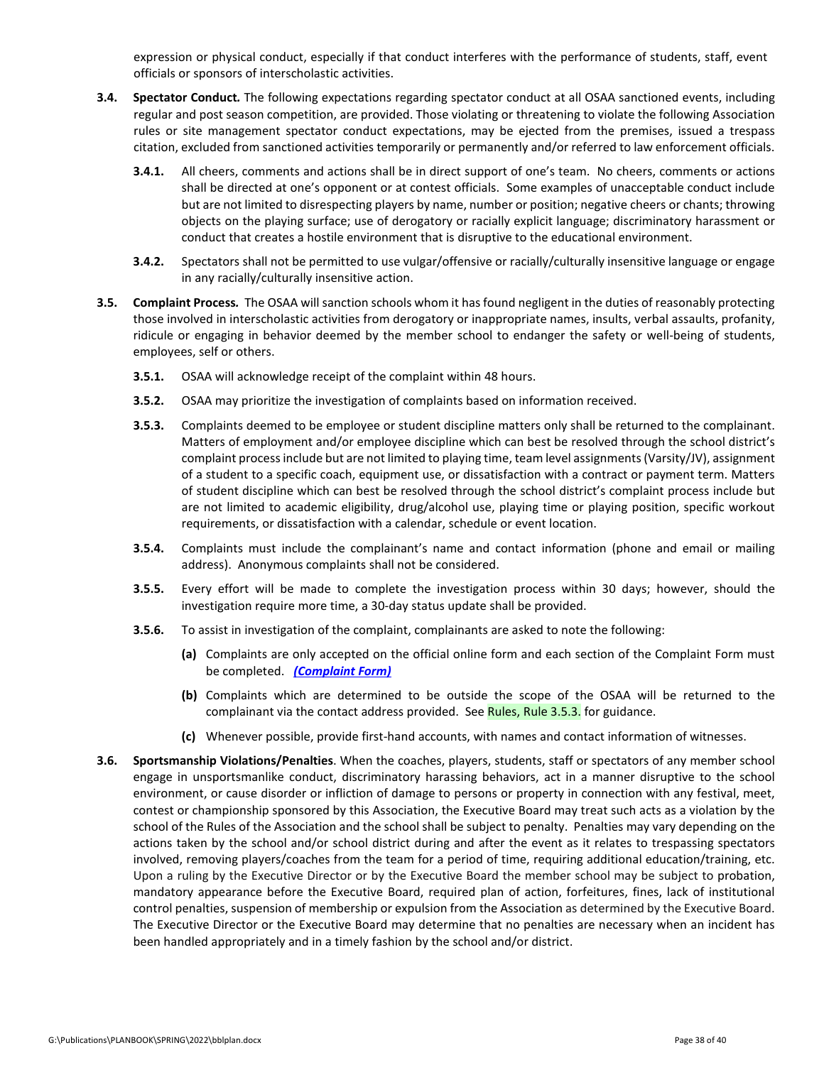expression or physical conduct, especially if that conduct interferes with the performance of students, staff, event officials or sponsors of interscholastic activities.

**3.4. Spectator Conduct.** The following expectations regarding spectator conduct at all OSAA sanctioned events, including regular and post season competition, are provided. Those violating or threatening to violate the following Association rules or site management spectator conduct expectations, may be ejected from the premises, issued a trespass citation, excluded from sanctioned activities temporarily or permanently and/or referred to law enforcement officials.

**3.4.1.** All cheers, comments and actions shall be in direct support of one's team. No cheers, comments or actions shall be directed at one's opponent or at contest officials. Some examples of unacceptable conduct include but are not limited to disrespecting players by name, number or position; negative cheers or chants; throwing objects on the playing surface; use of derogatory or racially explicit language; discriminatory harassment or conduct that creates a hostile environment that is disruptive to the educational environment.

**3.4.2.** Spectators shall not be permitted to use vulgar/offensive or racially/culturally insensitive language or engage in any racially/culturally insensitive action.

**3.5. Complaint Process.** The OSAA will sanction schools whom it has found negligent in the duties of reasonably protecting those involved in interscholastic activities from derogatory or inappropriate names, insults, verbal assaults, profanity, ridicule or engaging in behavior deemed by the member school to endanger the safety or well-being of students, employees, self or others.

**3.5.1.** OSAA will acknowledge receipt of the complaint within 48 hours.

**3.5.2.** OSAA may prioritize the investigation of complaints based on information received.

**3.5.3.** Complaints deemed to be employee or student discipline matters only shall be returned to the complainant. Matters of employment and/or employee discipline which can best be resolved through the school district's complaint process include but are not limited to playing time, team level assignments (Varsity/JV), assignment of a student to a specific coach, equipment use, or dissatisfaction with a contract or payment term. Matters of student discipline which can best be resolved through the school district's complaint process include but are not limited to academic eligibility, drug/alcohol use, playing time or playing position, specific workout requirements, or dissatisfaction with a calendar, schedule or event location.

**3.5.4.** Complaints must include the complainant's name and contact information (phone and email or mailing address). Anonymous complaints shall not be considered.

**3.5.5.** Every effort will be made to complete the investigation process within 30 days; however, should the investigation require more time, a 30-day status update shall be provided.

**3.5.6.** To assist in investigation of the complaint, complainants are asked to note the following:

**(a)** Complaints are only accepted on the official online form and each section of the Complaint Form must be completed. ***(Complaint Form)***

**(b)** Complaints which are determined to be outside the scope of the OSAA will be returned to the complainant via the contact address provided. See Rules, Rule 3.5.3. for guidance.

**(c)** Whenever possible, provide first-hand accounts, with names and contact information of witnesses.

**3.6. Sportsmanship Violations/Penalties**. When the coaches, players, students, staff or spectators of any member school engage in unsportsmanlike conduct, discriminatory harassing behaviors, act in a manner disruptive to the school environment, or cause disorder or infliction of damage to persons or property in connection with any festival, meet, contest or championship sponsored by this Association, the Executive Board may treat such acts as a violation by the school of the Rules of the Association and the school shall be subject to penalty. Penalties may vary depending on the actions taken by the school and/or school district during and after the event as it relates to trespassing spectators involved, removing players/coaches from the team for a period of time, requiring additional education/training, etc. Upon a ruling by the Executive Director or by the Executive Board the member school may be subject to probation, mandatory appearance before the Executive Board, required plan of action, forfeitures, fines, lack of institutional control penalties, suspension of membership or expulsion from the Association as determined by the Executive Board. The Executive Director or the Executive Board may determine that no penalties are necessary when an incident has been handled appropriately and in a timely fashion by the school and/or district.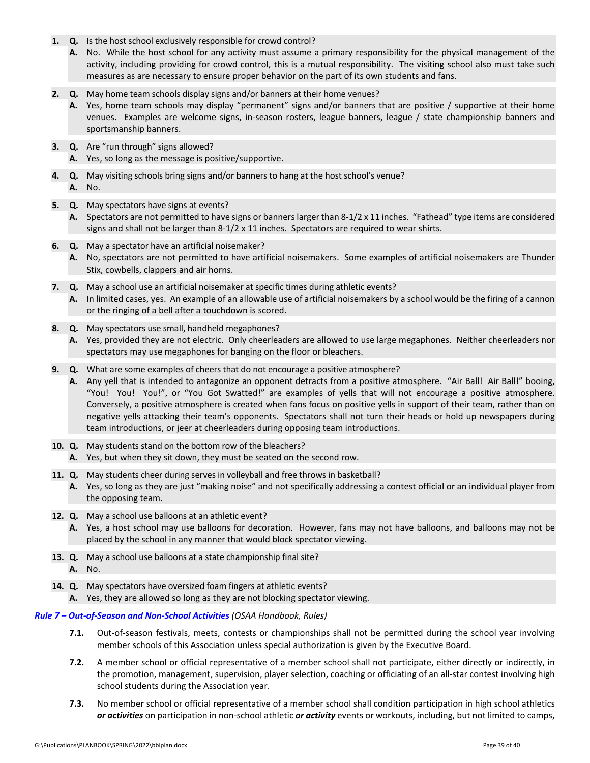1. **Q.** Is the host school exclusively responsible for crowd control?
   **A.** No. While the host school for any activity must assume a primary responsibility for the physical management of the activity, including providing for crowd control, this is a mutual responsibility. The visiting school also must take such measures as are necessary to ensure proper behavior on the part of its own students and fans.

2. **Q.** May home team schools display signs and/or banners at their home venues?
   **A.** Yes, home team schools may display "permanent" signs and/or banners that are positive / supportive at their home venues. Examples are welcome signs, in-season rosters, league banners, league / state championship banners and sportsmanship banners.

3. **Q.** Are "run through" signs allowed?
   **A.** Yes, so long as the message is positive/supportive.

4. **Q.** May visiting schools bring signs and/or banners to hang at the host school's venue?
   **A.** No.

5. **Q.** May spectators have signs at events?
   **A.** Spectators are not permitted to have signs or banners larger than 8-1/2 x 11 inches. "Fathead" type items are considered signs and shall not be larger than 8-1/2 x 11 inches. Spectators are required to wear shirts.

6. **Q.** May a spectator have an artificial noisemaker?
   **A.** No, spectators are not permitted to have artificial noisemakers. Some examples of artificial noisemakers are Thunder Stix, cowbells, clappers and air horns.

7. **Q.** May a school use an artificial noisemaker at specific times during athletic events?
   **A.** In limited cases, yes. An example of an allowable use of artificial noisemakers by a school would be the firing of a cannon or the ringing of a bell after a touchdown is scored.

8. **Q.** May spectators use small, handheld megaphones?
   **A.** Yes, provided they are not electric. Only cheerleaders are allowed to use large megaphones. Neither cheerleaders nor spectators may use megaphones for banging on the floor or bleachers.

9. **Q.** What are some examples of cheers that do not encourage a positive atmosphere?
   **A.** Any yell that is intended to antagonize an opponent detracts from a positive atmosphere. "Air Ball! Air Ball!" booing, "You! You! You!", or "You Got Swatted!" are examples of yells that will not encourage a positive atmosphere. Conversely, a positive atmosphere is created when fans focus on positive yells in support of their team, rather than on negative yells attacking their team's opponents. Spectators shall not turn their heads or hold up newspapers during team introductions, or jeer at cheerleaders during opposing team introductions.

10. **Q.** May students stand on the bottom row of the bleachers?
    **A.** Yes, but when they sit down, they must be seated on the second row.

11. **Q.** May students cheer during serves in volleyball and free throws in basketball?
    **A.** Yes, so long as they are just "making noise" and not specifically addressing a contest official or an individual player from the opposing team.

12. **Q.** May a school use balloons at an athletic event?
    **A.** Yes, a host school may use balloons for decoration. However, fans may not have balloons, and balloons may not be placed by the school in any manner that would block spectator viewing.

13. **Q.** May a school use balloons at a state championship final site?
    **A.** No.

14. **Q.** May spectators have oversized foam fingers at athletic events?
    **A.** Yes, they are allowed so long as they are not blocking spectator viewing.

***Rule 7 – Out-of-Season and Non-School Activities*** *(OSAA Handbook, Rules)*

**7.1.** Out-of-season festivals, meets, contests or championships shall not be permitted during the school year involving member schools of this Association unless special authorization is given by the Executive Board.

**7.2.** A member school or official representative of a member school shall not participate, either directly or indirectly, in the promotion, management, supervision, player selection, coaching or officiating of an all-star contest involving high school students during the Association year.

**7.3.** No member school or official representative of a member school shall condition participation in high school athletics ***or activities*** on participation in non-school athletic ***or activity*** events or workouts, including, but not limited to camps,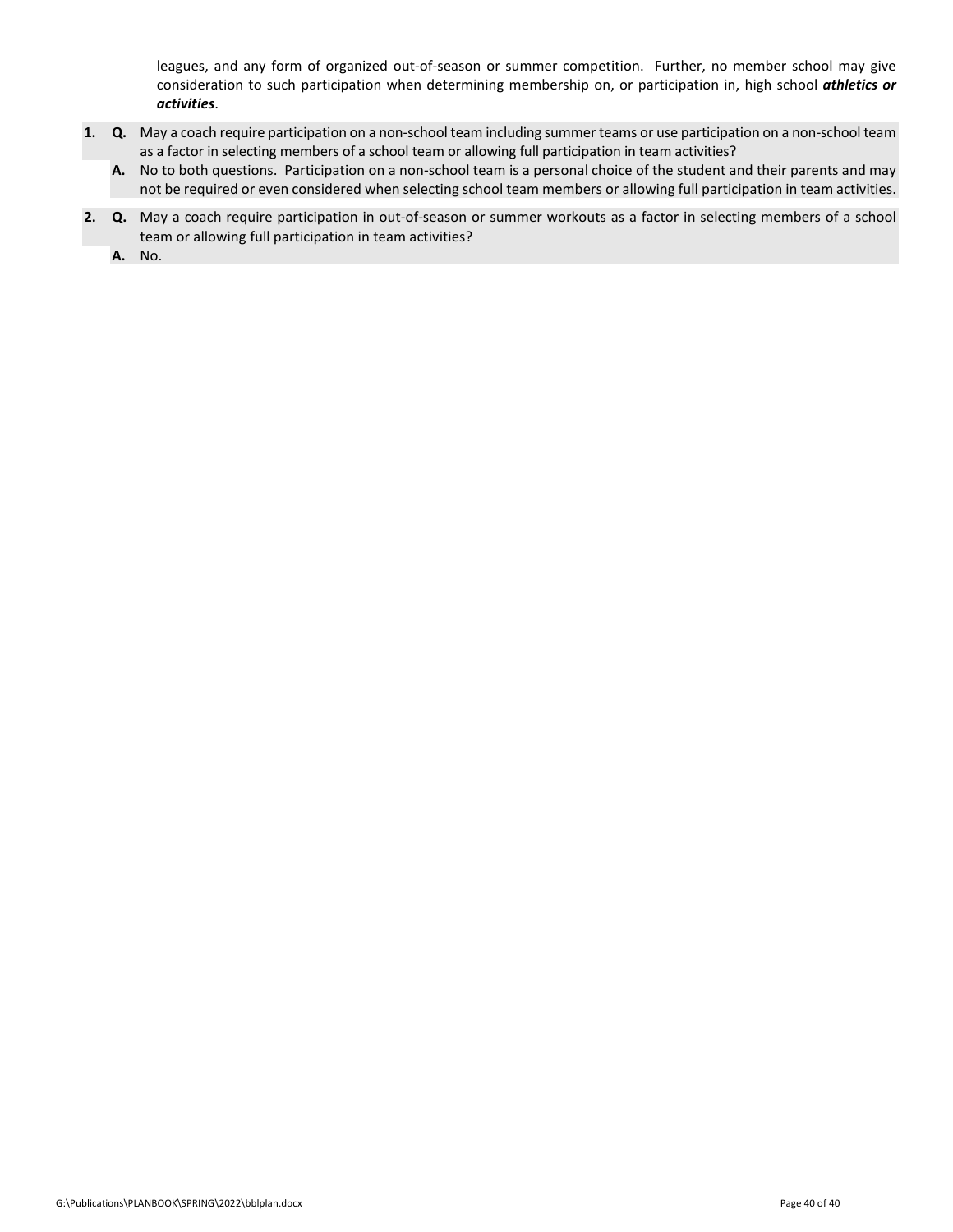leagues, and any form of organized out-of-season or summer competition. Further, no member school may give consideration to such participation when determining membership on, or participation in, high school ***athletics or activities***.

1. **Q.** May a coach require participation on a non-school team including summer teams or use participation on a non-school team as a factor in selecting members of a school team or allowing full participation in team activities?

   **A.** No to both questions. Participation on a non-school team is a personal choice of the student and their parents and may not be required or even considered when selecting school team members or allowing full participation in team activities.

2. **Q.** May a coach require participation in out-of-season or summer workouts as a factor in selecting members of a school team or allowing full participation in team activities?

   **A.** No.